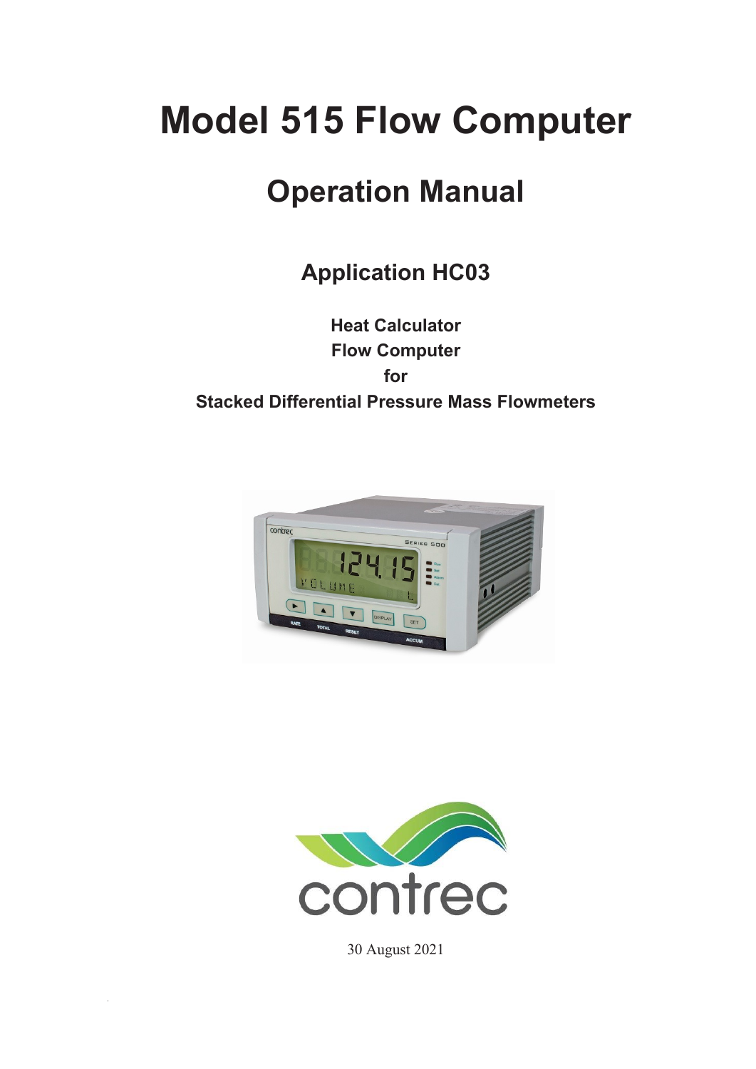# Model 515 Flow Computer

## Operation Manual

### Application HC03

**Heat Calculator**
**Flow Computer**
**for**
**Stacked Differential Pressure Mass Flowmeters**

contrec

30 August 2021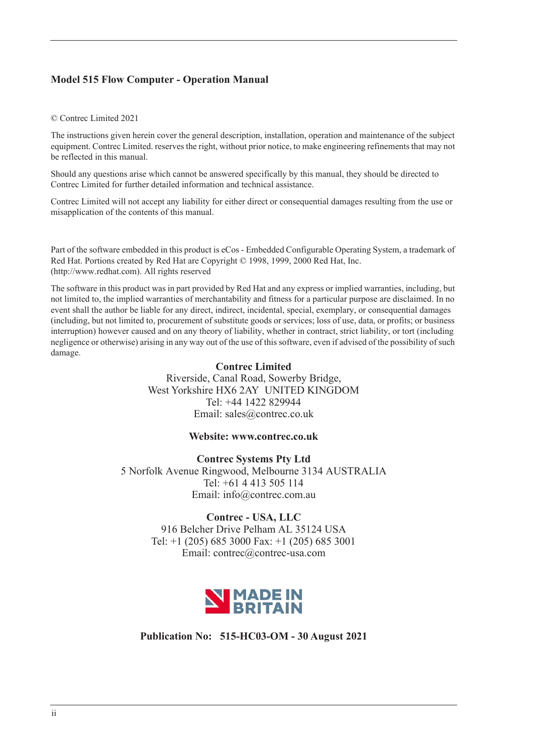**Model 515 Flow Computer - Operation Manual**

© Contrec Limited 2021

The instructions given herein cover the general description, installation, operation and maintenance of the subject equipment. Contrec Limited. reserves the right, without prior notice, to make engineering refinements that may not be reflected in this manual.

Should any questions arise which cannot be answered specifically by this manual, they should be directed to Contrec Limited for further detailed information and technical assistance.

Contrec Limited will not accept any liability for either direct or consequential damages resulting from the use or misapplication of the contents of this manual.

Part of the software embedded in this product is eCos - Embedded Configurable Operating System, a trademark of Red Hat. Portions created by Red Hat are Copyright © 1998, 1999, 2000 Red Hat, Inc. (http://www.redhat.com). All rights reserved

The software in this product was in part provided by Red Hat and any express or implied warranties, including, but not limited to, the implied warranties of merchantability and fitness for a particular purpose are disclaimed. In no event shall the author be liable for any direct, indirect, incidental, special, exemplary, or consequential damages (including, but not limited to, procurement of substitute goods or services; loss of use, data, or profits; or business interruption) however caused and on any theory of liability, whether in contract, strict liability, or tort (including negligence or otherwise) arising in any way out of the use of this software, even if advised of the possibility of such damage.

**Contrec Limited**
Riverside, Canal Road, Sowerby Bridge,
West Yorkshire HX6 2AY UNITED KINGDOM
Tel: +44 1422 829944
Email: sales@contrec.co.uk

**Website: www.contrec.co.uk**

**Contrec Systems Pty Ltd**
5 Norfolk Avenue Ringwood, Melbourne 3134 AUSTRALIA
Tel: +61 4 413 505 114
Email: info@contrec.com.au

**Contrec - USA, LLC**
916 Belcher Drive Pelham AL 35124 USA
Tel: +1 (205) 685 3000 Fax: +1 (205) 685 3001
Email: contrec@contrec-usa.com

MADE IN BRITAIN

**Publication No: 515-HC03-OM - 30 August 2021**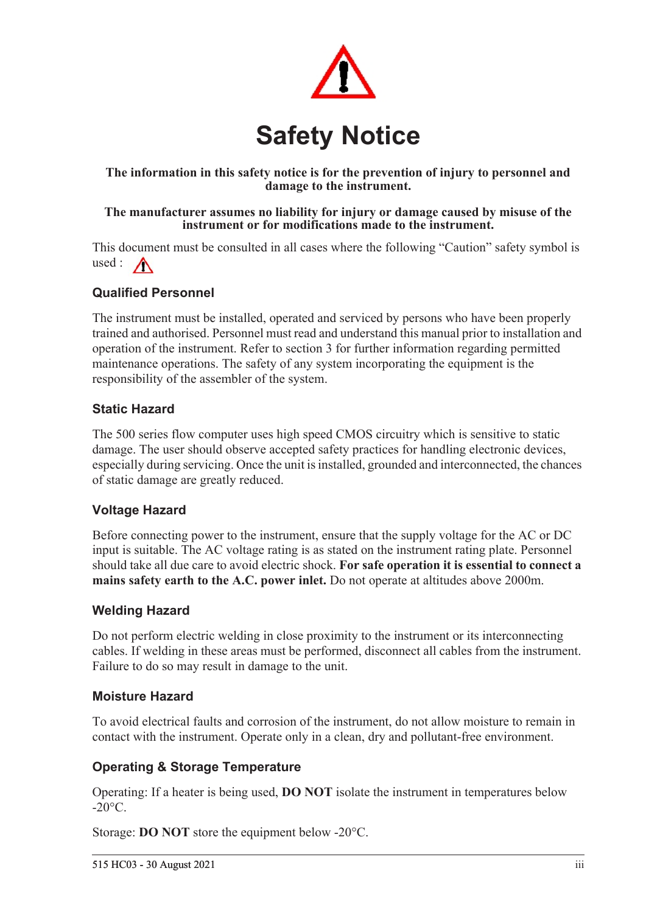# Safety Notice

**The information in this safety notice is for the prevention of injury to personnel and damage to the instrument.**

**The manufacturer assumes no liability for injury or damage caused by misuse of the instrument or for modifications made to the instrument.**

This document must be consulted in all cases where the following "Caution" safety symbol is used :

### Qualified Personnel

The instrument must be installed, operated and serviced by persons who have been properly trained and authorised. Personnel must read and understand this manual prior to installation and operation of the instrument. Refer to section 3 for further information regarding permitted maintenance operations. The safety of any system incorporating the equipment is the responsibility of the assembler of the system.

### Static Hazard

The 500 series flow computer uses high speed CMOS circuitry which is sensitive to static damage. The user should observe accepted safety practices for handling electronic devices, especially during servicing. Once the unit is installed, grounded and interconnected, the chances of static damage are greatly reduced.

### Voltage Hazard

Before connecting power to the instrument, ensure that the supply voltage for the AC or DC input is suitable. The AC voltage rating is as stated on the instrument rating plate. Personnel should take all due care to avoid electric shock. **For safe operation it is essential to connect a mains safety earth to the A.C. power inlet.** Do not operate at altitudes above 2000m.

### Welding Hazard

Do not perform electric welding in close proximity to the instrument or its interconnecting cables. If welding in these areas must be performed, disconnect all cables from the instrument. Failure to do so may result in damage to the unit.

### Moisture Hazard

To avoid electrical faults and corrosion of the instrument, do not allow moisture to remain in contact with the instrument. Operate only in a clean, dry and pollutant-free environment.

### Operating & Storage Temperature

Operating: If a heater is being used, **DO NOT** isolate the instrument in temperatures below -20°C.

Storage: **DO NOT** store the equipment below -20°C.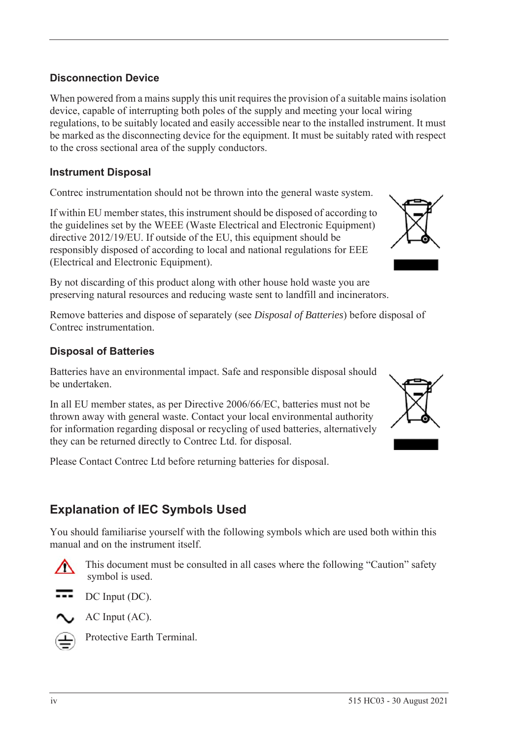### Disconnection Device

When powered from a mains supply this unit requires the provision of a suitable mains isolation device, capable of interrupting both poles of the supply and meeting your local wiring regulations, to be suitably located and easily accessible near to the installed instrument. It must be marked as the disconnecting device for the equipment. It must be suitably rated with respect to the cross sectional area of the supply conductors.

### Instrument Disposal

Contrec instrumentation should not be thrown into the general waste system.

If within EU member states, this instrument should be disposed of according to the guidelines set by the WEEE (Waste Electrical and Electronic Equipment) directive 2012/19/EU. If outside of the EU, this equipment should be responsibly disposed of according to local and national regulations for EEE (Electrical and Electronic Equipment).

By not discarding of this product along with other house hold waste you are preserving natural resources and reducing waste sent to landfill and incinerators.

Remove batteries and dispose of separately (see *Disposal of Batteries*) before disposal of Contrec instrumentation.

### Disposal of Batteries

Batteries have an environmental impact. Safe and responsible disposal should be undertaken.

In all EU member states, as per Directive 2006/66/EC, batteries must not be thrown away with general waste. Contact your local environmental authority for information regarding disposal or recycling of used batteries, alternatively they can be returned directly to Contrec Ltd. for disposal.

Please Contact Contrec Ltd before returning batteries for disposal.

## Explanation of IEC Symbols Used

You should familiarise yourself with the following symbols which are used both within this manual and on the instrument itself.

This document must be consulted in all cases where the following "Caution" safety symbol is used.

DC Input (DC).

AC Input (AC).

Protective Earth Terminal.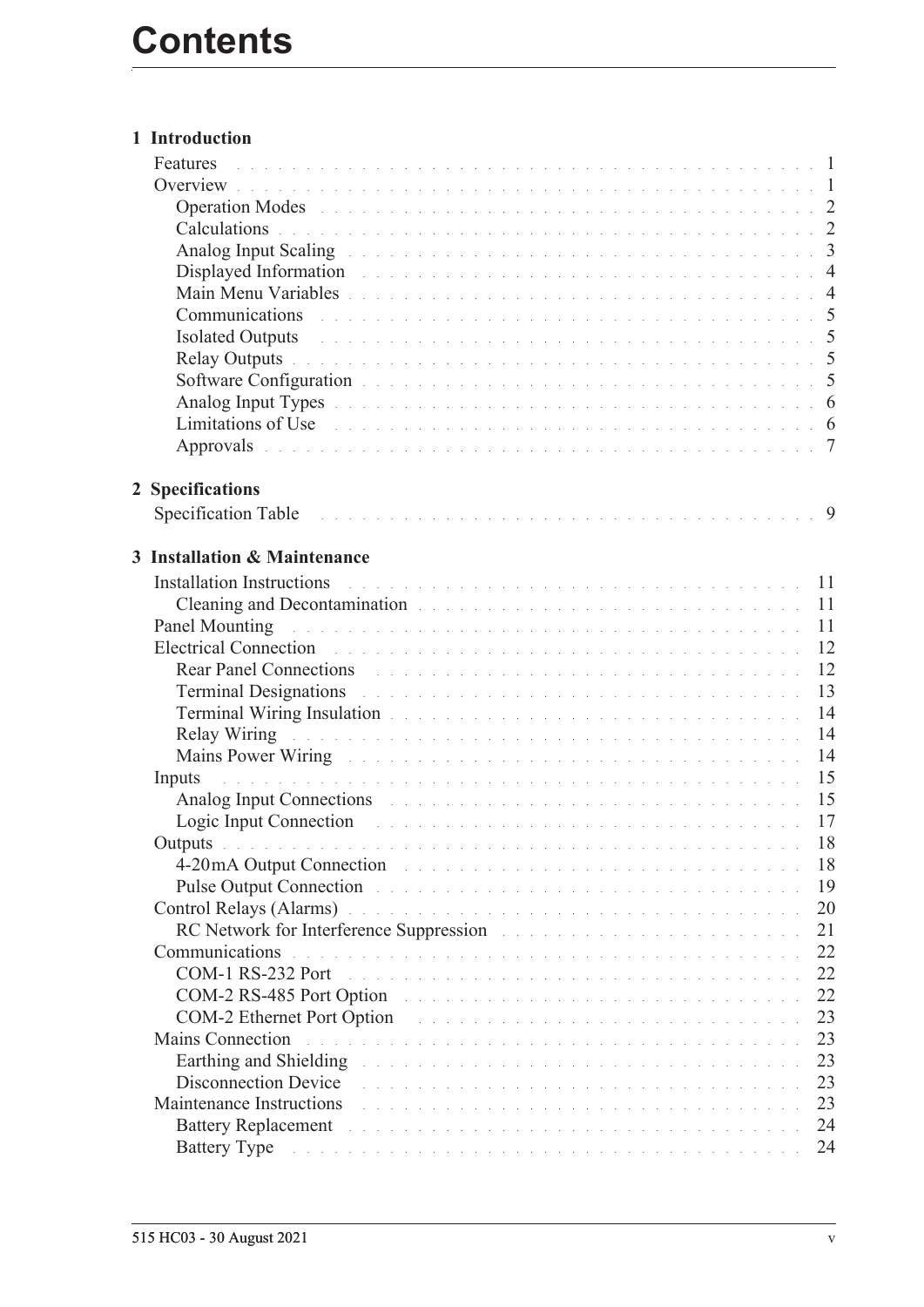# Contents

## 1 Introduction

- Features . . . 1
- Overview . . . 1
  - Operation Modes . . . 2
  - Calculations . . . 2
  - Analog Input Scaling . . . 3
  - Displayed Information . . . 4
  - Main Menu Variables . . . 4
  - Communications . . . 5
  - Isolated Outputs . . . 5
  - Relay Outputs . . . 5
  - Software Configuration . . . 5
  - Analog Input Types . . . 6
  - Limitations of Use . . . 6
  - Approvals . . . 7

## 2 Specifications

- Specification Table . . . 9

## 3 Installation & Maintenance

- Installation Instructions . . . 11
  - Cleaning and Decontamination . . . 11
- Panel Mounting . . . 11
- Electrical Connection . . . 12
  - Rear Panel Connections . . . 12
  - Terminal Designations . . . 13
  - Terminal Wiring Insulation . . . 14
  - Relay Wiring . . . 14
  - Mains Power Wiring . . . 14
- Inputs . . . 15
  - Analog Input Connections . . . 15
  - Logic Input Connection . . . 17
- Outputs . . . 18
  - 4-20mA Output Connection . . . 18
  - Pulse Output Connection . . . 19
- Control Relays (Alarms) . . . 20
  - RC Network for Interference Suppression . . . 21
- Communications . . . 22
  - COM-1 RS-232 Port . . . 22
  - COM-2 RS-485 Port Option . . . 22
  - COM-2 Ethernet Port Option . . . 23
- Mains Connection . . . 23
  - Earthing and Shielding . . . 23
  - Disconnection Device . . . 23
- Maintenance Instructions . . . 23
  - Battery Replacement . . . 24
  - Battery Type . . . 24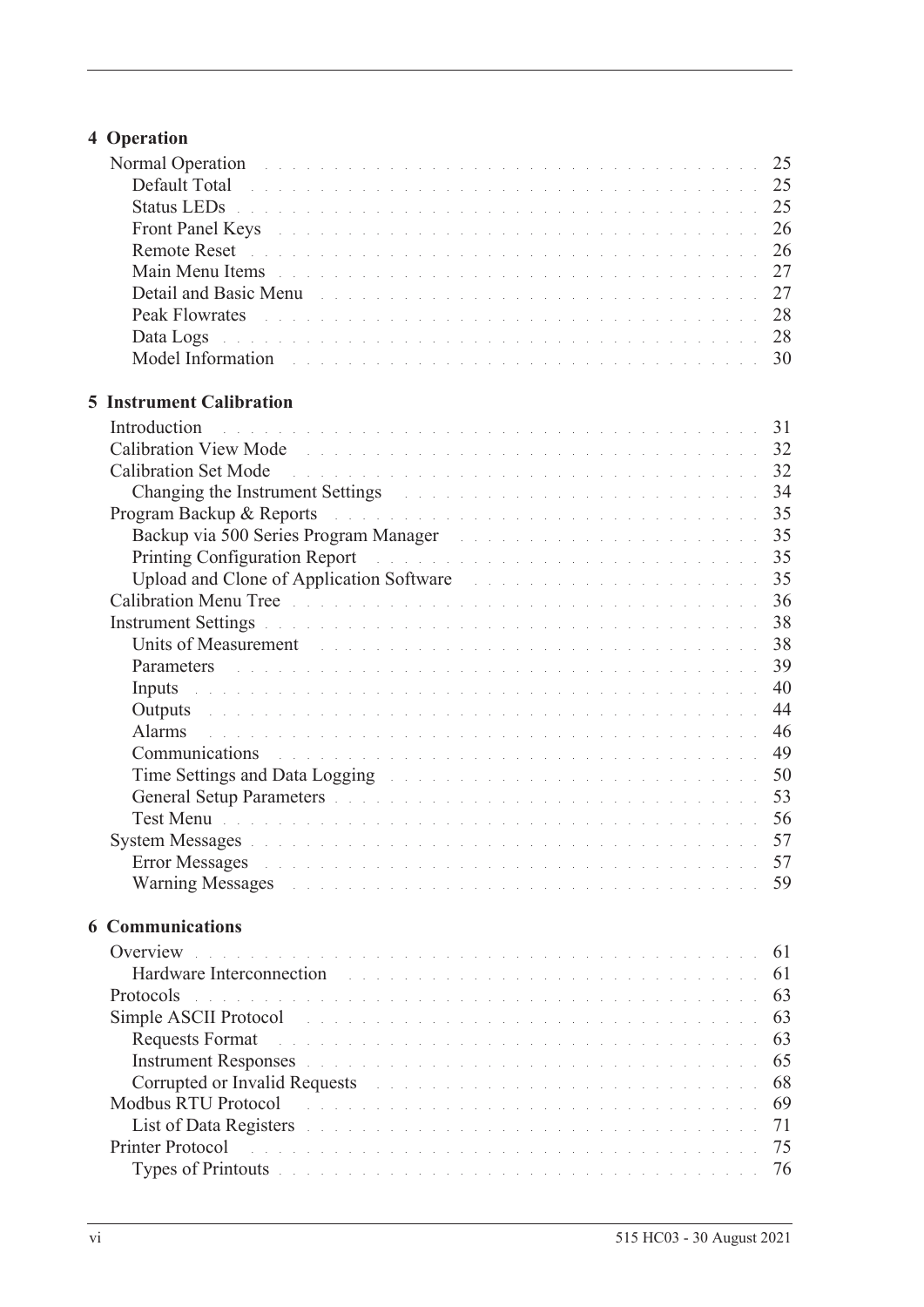## 4 Operation

Normal Operation . . . . . . . . . . 25
- Default Total . . . . . . . . . . 25
- Status LEDs . . . . . . . . . . 25
- Front Panel Keys . . . . . . . . . . 26
- Remote Reset . . . . . . . . . . 26
- Main Menu Items . . . . . . . . . . 27
- Detail and Basic Menu . . . . . . . . . . 27
- Peak Flowrates . . . . . . . . . . 28
- Data Logs . . . . . . . . . . 28
- Model Information . . . . . . . . . . 30

## 5 Instrument Calibration

Introduction . . . . . . . . . . 31

Calibration View Mode . . . . . . . . . . 32

Calibration Set Mode . . . . . . . . . . 32
- Changing the Instrument Settings . . . . . . . . . . 34

Program Backup & Reports . . . . . . . . . . 35
- Backup via 500 Series Program Manager . . . . . . . . . . 35
- Printing Configuration Report . . . . . . . . . . 35
- Upload and Clone of Application Software . . . . . . . . . . 35

Calibration Menu Tree . . . . . . . . . . 36

Instrument Settings . . . . . . . . . . 38
- Units of Measurement . . . . . . . . . . 38
- Parameters . . . . . . . . . . 39
- Inputs . . . . . . . . . . 40
- Outputs . . . . . . . . . . 44
- Alarms . . . . . . . . . . 46
- Communications . . . . . . . . . . 49
- Time Settings and Data Logging . . . . . . . . . . 50
- General Setup Parameters . . . . . . . . . . 53
- Test Menu . . . . . . . . . . 56

System Messages . . . . . . . . . . 57
- Error Messages . . . . . . . . . . 57
- Warning Messages . . . . . . . . . . 59

## 6 Communications

Overview . . . . . . . . . . 61
- Hardware Interconnection . . . . . . . . . . 61

Protocols . . . . . . . . . . 63

Simple ASCII Protocol . . . . . . . . . . 63
- Requests Format . . . . . . . . . . 63
- Instrument Responses . . . . . . . . . . 65
- Corrupted or Invalid Requests . . . . . . . . . . 68

Modbus RTU Protocol . . . . . . . . . . 69
- List of Data Registers . . . . . . . . . . 71

Printer Protocol . . . . . . . . . . 75
- Types of Printouts . . . . . . . . . . 76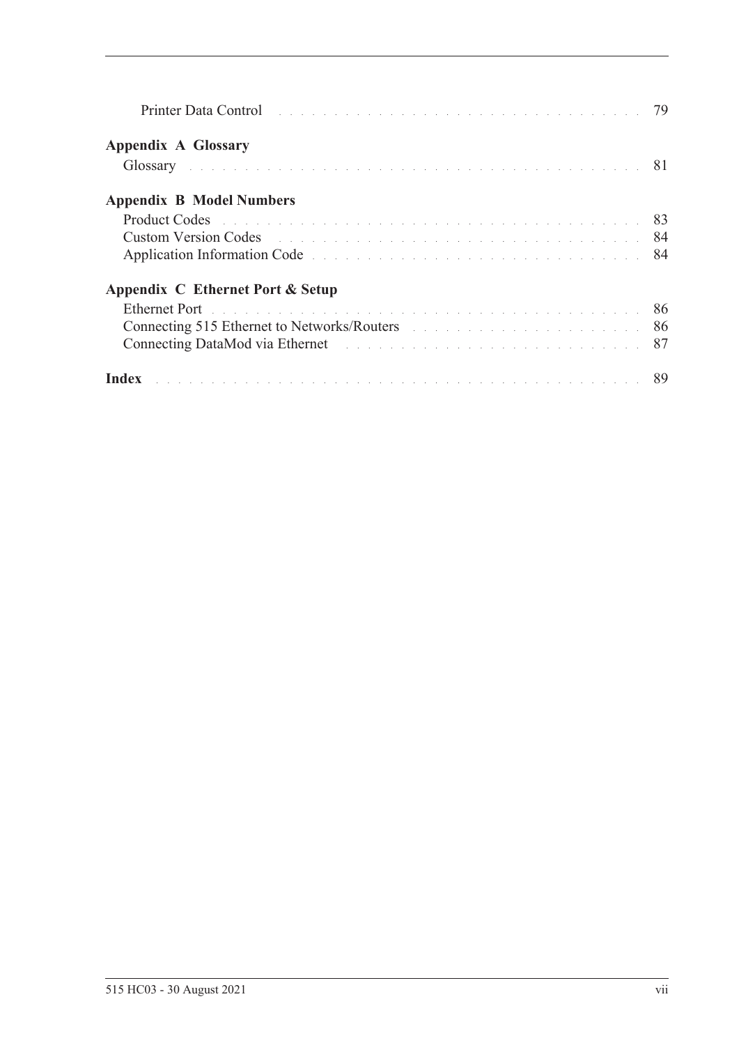Printer Data Control . . . . . . . . . . . . . . . . . . . . . . . . . . . . . 79

**Appendix A Glossary**

Glossary . . . . . . . . . . . . . . . . . . . . . . . . . . . . . . . . . . . . 81

**Appendix B Model Numbers**

Product Codes . . . . . . . . . . . . . . . . . . . . . . . . . . . . . . . . 83
Custom Version Codes . . . . . . . . . . . . . . . . . . . . . . . . . . . . 84
Application Information Code . . . . . . . . . . . . . . . . . . . . . . . . 84

**Appendix C Ethernet Port & Setup**

Ethernet Port . . . . . . . . . . . . . . . . . . . . . . . . . . . . . . . . . 86
Connecting 515 Ethernet to Networks/Routers . . . . . . . . . . . . . . . . 86
Connecting DataMod via Ethernet . . . . . . . . . . . . . . . . . . . . . . 87

**Index** . . . . . . . . . . . . . . . . . . . . . . . . . . . . . . . . . . . . . 89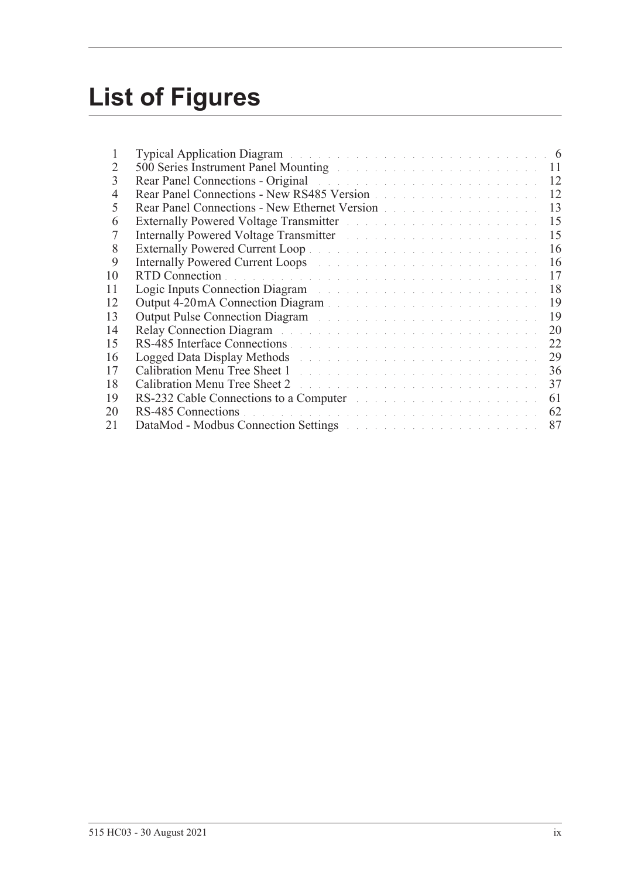# List of Figures

| | | |
|---|---|---|
| 1 | Typical Application Diagram | 6 |
| 2 | 500 Series Instrument Panel Mounting | 11 |
| 3 | Rear Panel Connections - Original | 12 |
| 4 | Rear Panel Connections - New RS485 Version | 12 |
| 5 | Rear Panel Connections - New Ethernet Version | 13 |
| 6 | Externally Powered Voltage Transmitter | 15 |
| 7 | Internally Powered Voltage Transmitter | 15 |
| 8 | Externally Powered Current Loop | 16 |
| 9 | Internally Powered Current Loops | 16 |
| 10 | RTD Connection | 17 |
| 11 | Logic Inputs Connection Diagram | 18 |
| 12 | Output 4-20 mA Connection Diagram | 19 |
| 13 | Output Pulse Connection Diagram | 19 |
| 14 | Relay Connection Diagram | 20 |
| 15 | RS-485 Interface Connections | 22 |
| 16 | Logged Data Display Methods | 29 |
| 17 | Calibration Menu Tree Sheet 1 | 36 |
| 18 | Calibration Menu Tree Sheet 2 | 37 |
| 19 | RS-232 Cable Connections to a Computer | 61 |
| 20 | RS-485 Connections | 62 |
| 21 | DataMod - Modbus Connection Settings | 87 |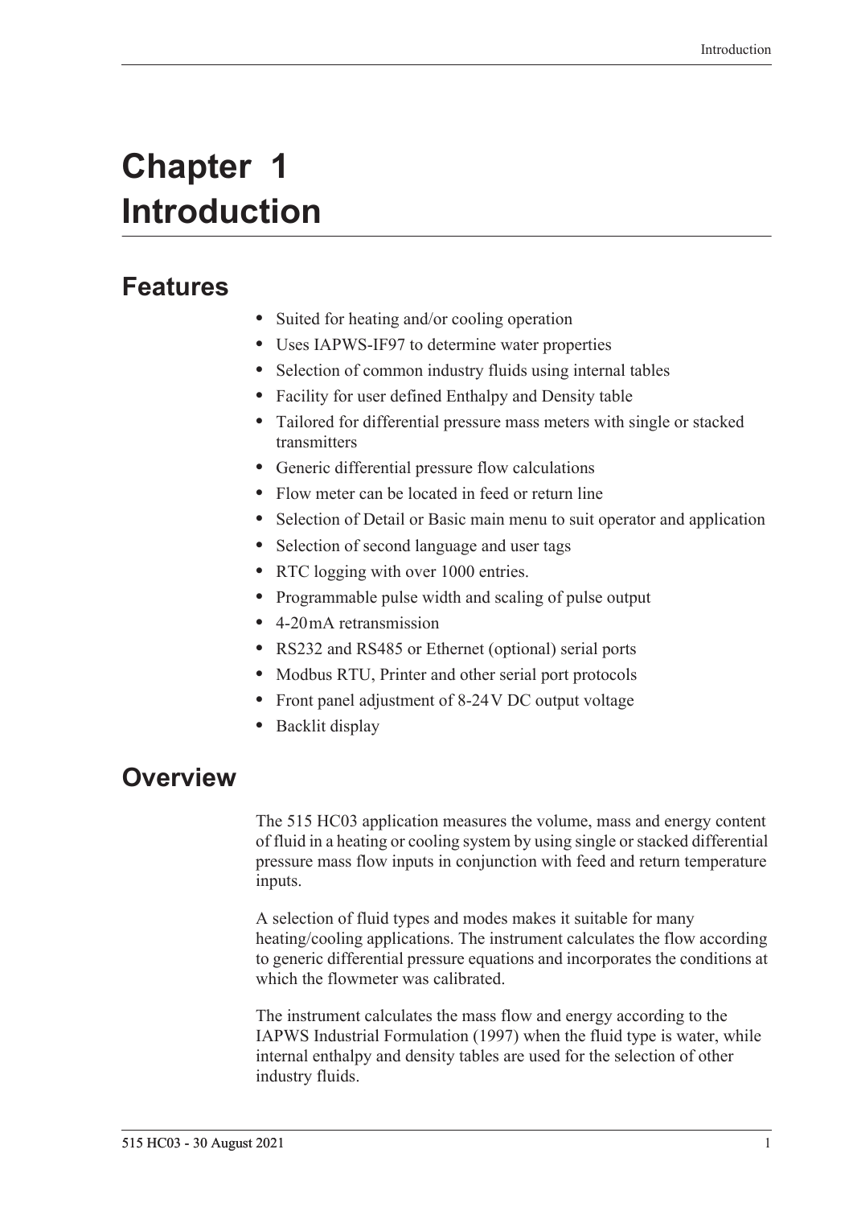# Chapter 1 Introduction

## Features

- Suited for heating and/or cooling operation
- Uses IAPWS-IF97 to determine water properties
- Selection of common industry fluids using internal tables
- Facility for user defined Enthalpy and Density table
- Tailored for differential pressure mass meters with single or stacked transmitters
- Generic differential pressure flow calculations
- Flow meter can be located in feed or return line
- Selection of Detail or Basic main menu to suit operator and application
- Selection of second language and user tags
- RTC logging with over 1000 entries.
- Programmable pulse width and scaling of pulse output
- 4-20 mA retransmission
- RS232 and RS485 or Ethernet (optional) serial ports
- Modbus RTU, Printer and other serial port protocols
- Front panel adjustment of 8-24 V DC output voltage
- Backlit display

## Overview

The 515 HC03 application measures the volume, mass and energy content of fluid in a heating or cooling system by using single or stacked differential pressure mass flow inputs in conjunction with feed and return temperature inputs.

A selection of fluid types and modes makes it suitable for many heating/cooling applications. The instrument calculates the flow according to generic differential pressure equations and incorporates the conditions at which the flowmeter was calibrated.

The instrument calculates the mass flow and energy according to the IAPWS Industrial Formulation (1997) when the fluid type is water, while internal enthalpy and density tables are used for the selection of other industry fluids.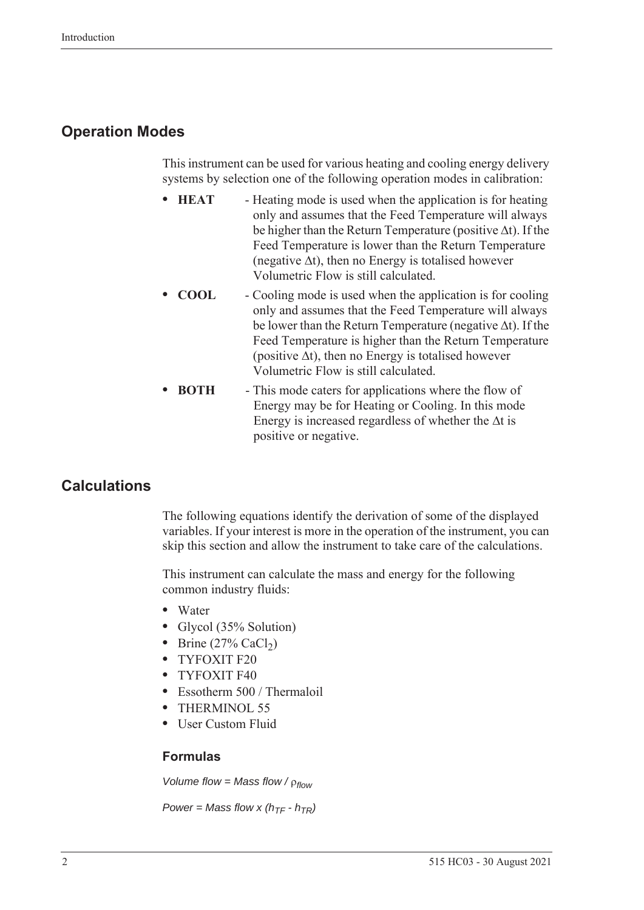## Operation Modes

This instrument can be used for various heating and cooling energy delivery systems by selection one of the following operation modes in calibration:

- **HEAT** - Heating mode is used when the application is for heating only and assumes that the Feed Temperature will always be higher than the Return Temperature (positive $\Delta t$). If the Feed Temperature is lower than the Return Temperature (negative $\Delta t$), then no Energy is totalised however Volumetric Flow is still calculated.
- **COOL** - Cooling mode is used when the application is for cooling only and assumes that the Feed Temperature will always be lower than the Return Temperature (negative $\Delta t$). If the Feed Temperature is higher than the Return Temperature (positive $\Delta t$), then no Energy is totalised however Volumetric Flow is still calculated.
- **BOTH** - This mode caters for applications where the flow of Energy may be for Heating or Cooling. In this mode Energy is increased regardless of whether the $\Delta t$ is positive or negative.

## Calculations

The following equations identify the derivation of some of the displayed variables. If your interest is more in the operation of the instrument, you can skip this section and allow the instrument to take care of the calculations.

This instrument can calculate the mass and energy for the following common industry fluids:

- Water
- Glycol (35% Solution)
- Brine (27% $CaCl_2$)
- TYFOXIT F20
- TYFOXIT F40
- Essotherm 500 / Thermaloil
- THERMINOL 55
- User Custom Fluid

### Formulas

$$\text{Volume flow} = \text{Mass flow} / \rho_{flow}$$

$$\text{Power} = \text{Mass flow} \times (h_{TF} - h_{TR})$$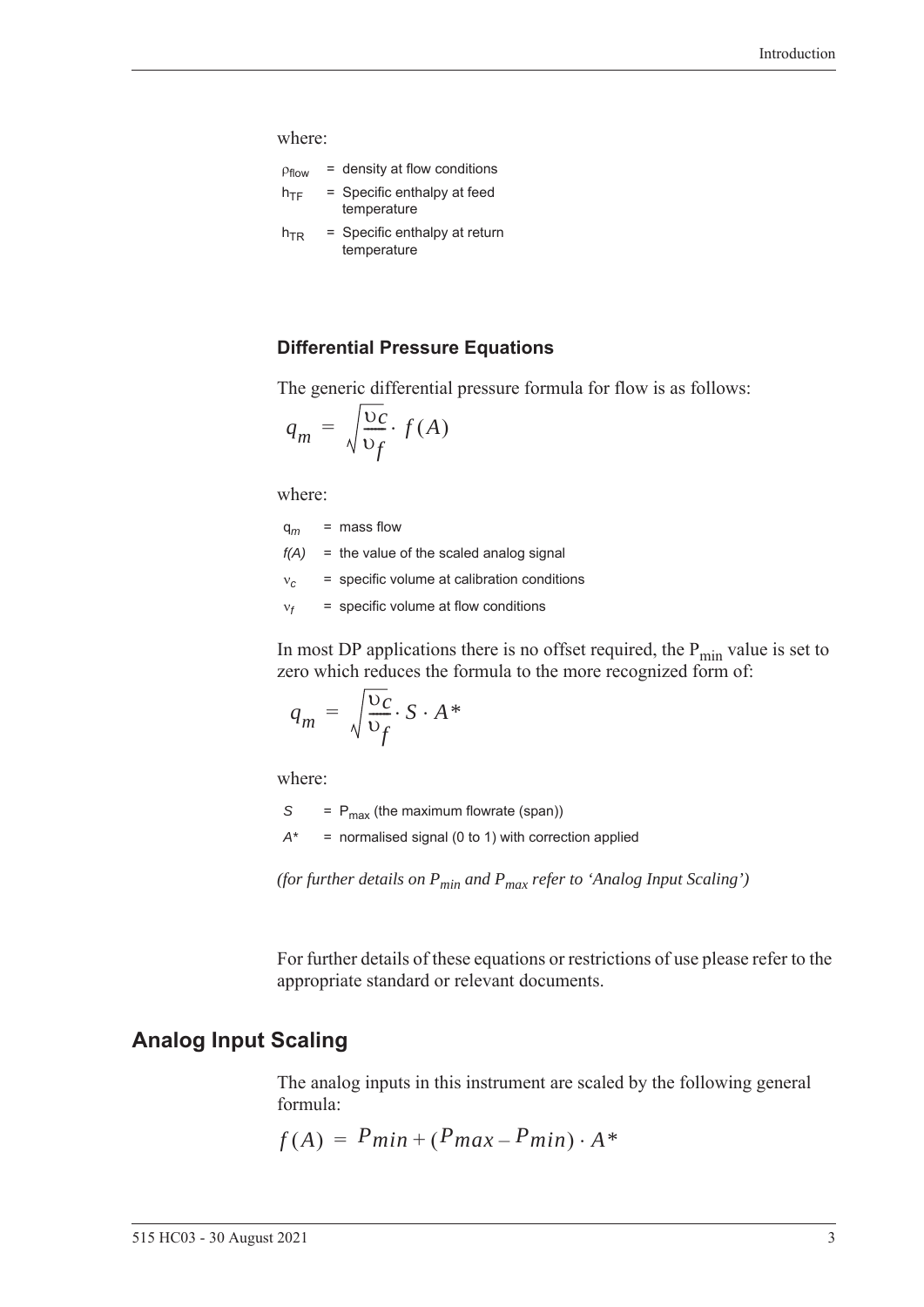where:

$\rho_{flow}$ = density at flow conditions

$h_{TF}$ = Specific enthalpy at feed temperature

$h_{TR}$ = Specific enthalpy at return temperature

### Differential Pressure Equations

The generic differential pressure formula for flow is as follows:

$$q_m = \sqrt{\frac{\upsilon_c}{\upsilon_f}} \cdot f(A)$$

where:

$q_m$ = mass flow

$f(A)$ = the value of the scaled analog signal

$\nu_c$ = specific volume at calibration conditions

$\nu_f$ = specific volume at flow conditions

In most DP applications there is no offset required, the $P_{min}$ value is set to zero which reduces the formula to the more recognized form of:

$$q_m = \sqrt{\frac{\upsilon_c}{\upsilon_f}} \cdot S \cdot A*$$

where:

$S$ = $P_{max}$ (the maximum flowrate (span))

$A*$ = normalised signal (0 to 1) with correction applied

*(for further details on $P_{min}$ and $P_{max}$ refer to 'Analog Input Scaling')*

For further details of these equations or restrictions of use please refer to the appropriate standard or relevant documents.

## Analog Input Scaling

The analog inputs in this instrument are scaled by the following general formula:

$$f(A) = P_{min} + (P_{max} - P_{min}) \cdot A*$$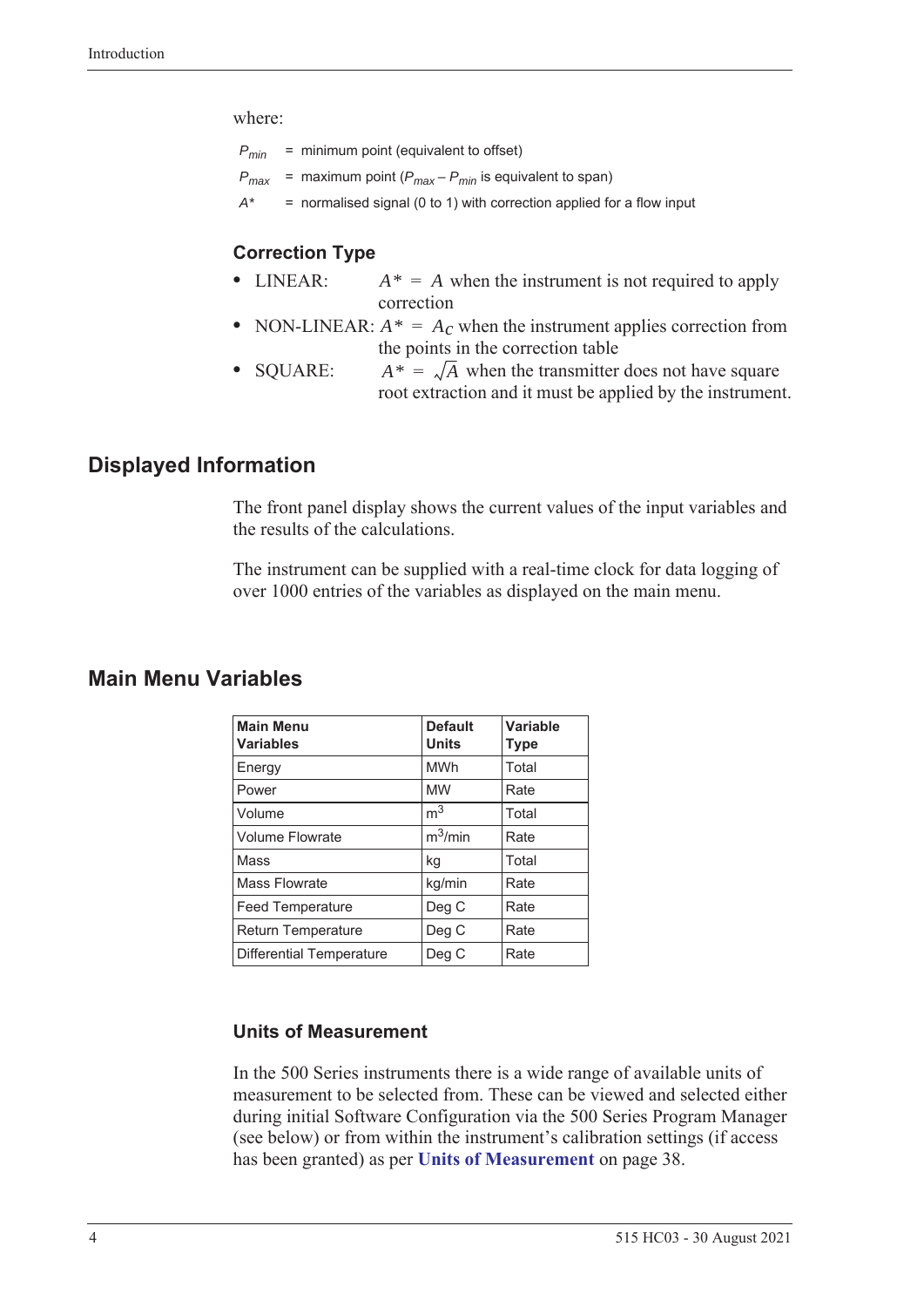where:

$P_{min}$ = minimum point (equivalent to offset)

$P_{max}$ = maximum point ($P_{max} - P_{min}$ is equivalent to span)

$A^*$ = normalised signal (0 to 1) with correction applied for a flow input

### Correction Type

- LINEAR: $A^* = A$ when the instrument is not required to apply correction
- NON-LINEAR: $A^* = A_C$ when the instrument applies correction from the points in the correction table
- SQUARE: $A^* = \sqrt{A}$ when the transmitter does not have square root extraction and it must be applied by the instrument.

## Displayed Information

The front panel display shows the current values of the input variables and the results of the calculations.

The instrument can be supplied with a real-time clock for data logging of over 1000 entries of the variables as displayed on the main menu.

## Main Menu Variables

| Main Menu Variables | Default Units | Variable Type |
|---|---|---|
| Energy | MWh | Total |
| Power | MW | Rate |
| Volume | $m^3$ | Total |
| Volume Flowrate | $m^3$/min | Rate |
| Mass | kg | Total |
| Mass Flowrate | kg/min | Rate |
| Feed Temperature | Deg C | Rate |
| Return Temperature | Deg C | Rate |
| Differential Temperature | Deg C | Rate |

### Units of Measurement

In the 500 Series instruments there is a wide range of available units of measurement to be selected from. These can be viewed and selected either during initial Software Configuration via the 500 Series Program Manager (see below) or from within the instrument's calibration settings (if access has been granted) as per **Units of Measurement** on page 38.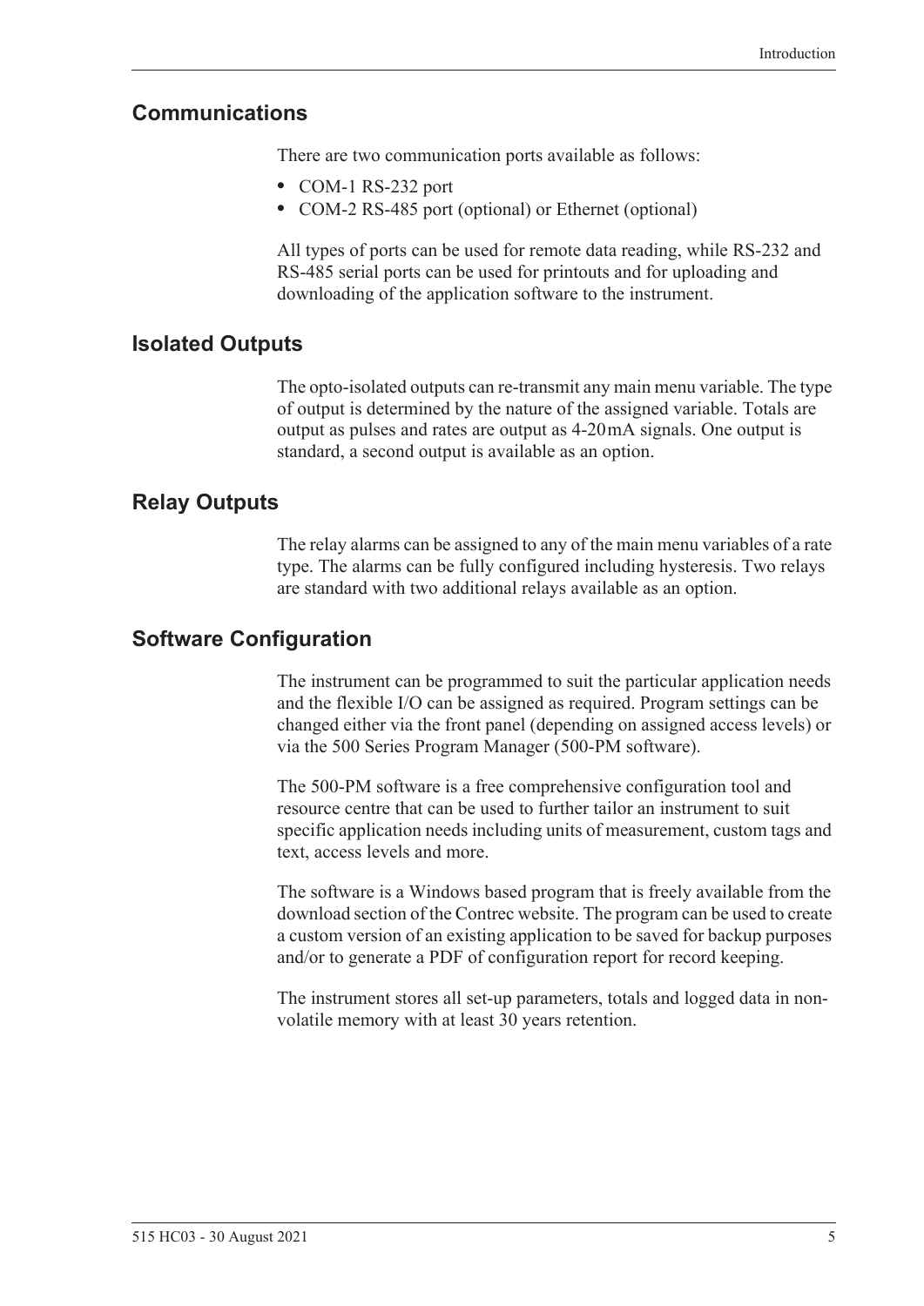## Communications

There are two communication ports available as follows:

- COM-1 RS-232 port
- COM-2 RS-485 port (optional) or Ethernet (optional)

All types of ports can be used for remote data reading, while RS-232 and RS-485 serial ports can be used for printouts and for uploading and downloading of the application software to the instrument.

## Isolated Outputs

The opto-isolated outputs can re-transmit any main menu variable. The type of output is determined by the nature of the assigned variable. Totals are output as pulses and rates are output as 4-20 mA signals. One output is standard, a second output is available as an option.

## Relay Outputs

The relay alarms can be assigned to any of the main menu variables of a rate type. The alarms can be fully configured including hysteresis. Two relays are standard with two additional relays available as an option.

## Software Configuration

The instrument can be programmed to suit the particular application needs and the flexible I/O can be assigned as required. Program settings can be changed either via the front panel (depending on assigned access levels) or via the 500 Series Program Manager (500-PM software).

The 500-PM software is a free comprehensive configuration tool and resource centre that can be used to further tailor an instrument to suit specific application needs including units of measurement, custom tags and text, access levels and more.

The software is a Windows based program that is freely available from the download section of the Contrec website. The program can be used to create a custom version of an existing application to be saved for backup purposes and/or to generate a PDF of configuration report for record keeping.

The instrument stores all set-up parameters, totals and logged data in non-volatile memory with at least 30 years retention.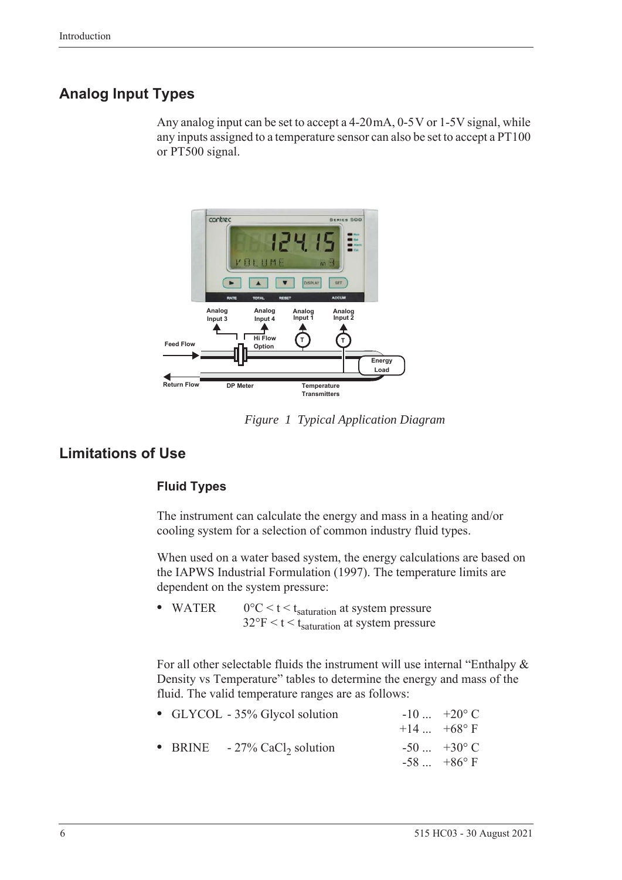## Analog Input Types

Any analog input can be set to accept a 4-20 mA, 0-5 V or 1-5V signal, while any inputs assigned to a temperature sensor can also be set to accept a PT100 or PT500 signal.

*Figure 1 Typical Application Diagram*

## Limitations of Use

### Fluid Types

The instrument can calculate the energy and mass in a heating and/or cooling system for a selection of common industry fluid types.

When used on a water based system, the energy calculations are based on the IAPWS Industrial Formulation (1997). The temperature limits are dependent on the system pressure:

- WATER $0°C < t < t_{saturation}$ at system pressure
  $32°F < t < t_{saturation}$ at system pressure

For all other selectable fluids the instrument will use internal "Enthalpy & Density vs Temperature" tables to determine the energy and mass of the fluid. The valid temperature ranges are as follows:

- GLYCOL - 35% Glycol solution -10 ... +20° C
  +14 ... +68° F
- BRINE - 27% $CaCl_2$ solution -50 ... +30° C
  -58 ... +86° F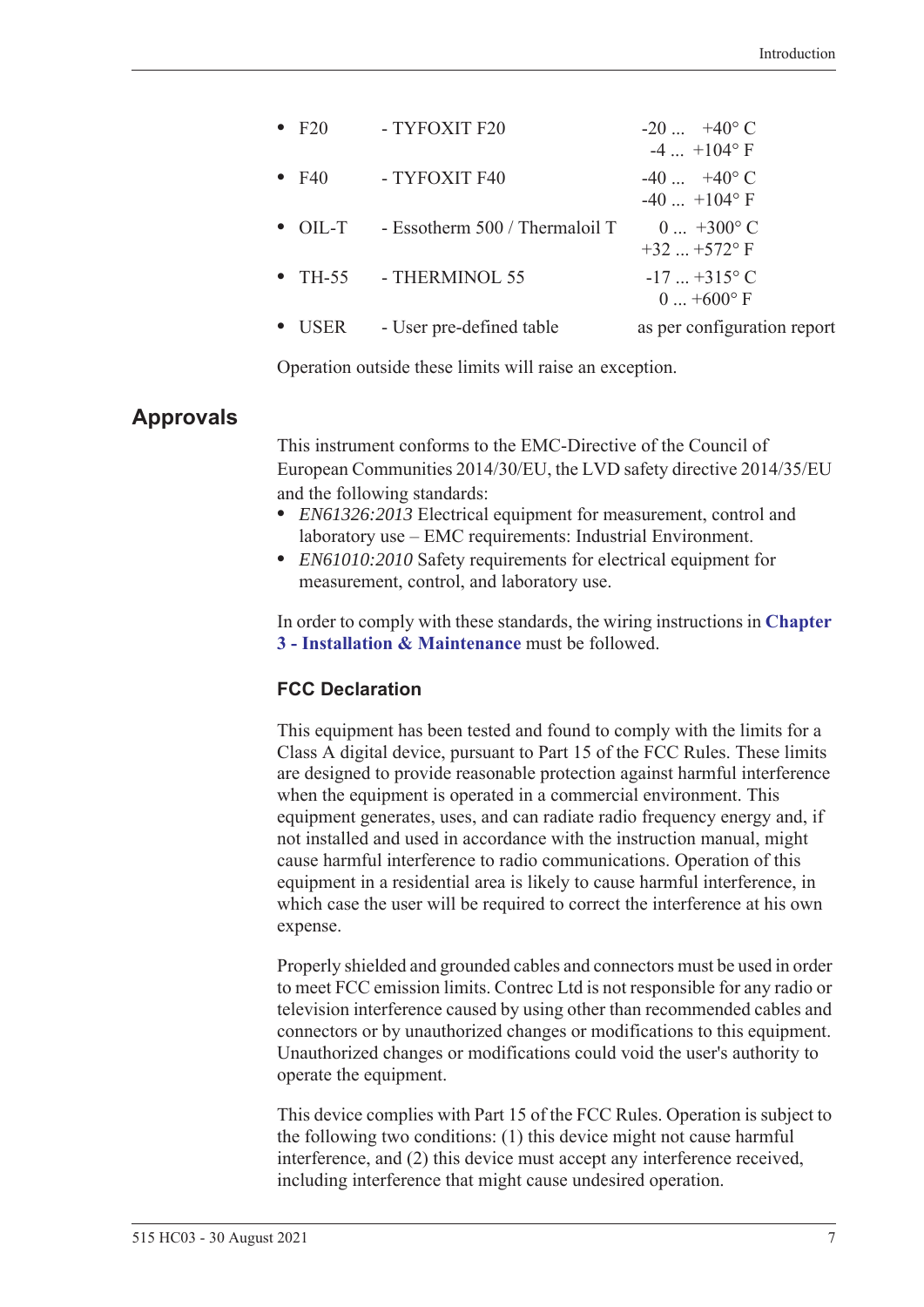- F20 - TYFOXIT F20 -20 ... +40° C / -4 ... +104° F
- F40 - TYFOXIT F40 -40 ... +40° C / -40 ... +104° F
- OIL-T - Essotherm 500 / Thermaloil T 0 ... +300° C / +32 ... +572° F
- TH-55 - THERMINOL 55 -17 ... +315° C / 0 ... +600° F
- USER - User pre-defined table as per configuration report

Operation outside these limits will raise an exception.

## Approvals

This instrument conforms to the EMC-Directive of the Council of European Communities 2014/30/EU, the LVD safety directive 2014/35/EU and the following standards:

- *EN61326:2013* Electrical equipment for measurement, control and laboratory use – EMC requirements: Industrial Environment.
- *EN61010:2010* Safety requirements for electrical equipment for measurement, control, and laboratory use.

In order to comply with these standards, the wiring instructions in **Chapter 3 - Installation & Maintenance** must be followed.

### FCC Declaration

This equipment has been tested and found to comply with the limits for a Class A digital device, pursuant to Part 15 of the FCC Rules. These limits are designed to provide reasonable protection against harmful interference when the equipment is operated in a commercial environment. This equipment generates, uses, and can radiate radio frequency energy and, if not installed and used in accordance with the instruction manual, might cause harmful interference to radio communications. Operation of this equipment in a residential area is likely to cause harmful interference, in which case the user will be required to correct the interference at his own expense.

Properly shielded and grounded cables and connectors must be used in order to meet FCC emission limits. Contrec Ltd is not responsible for any radio or television interference caused by using other than recommended cables and connectors or by unauthorized changes or modifications to this equipment. Unauthorized changes or modifications could void the user's authority to operate the equipment.

This device complies with Part 15 of the FCC Rules. Operation is subject to the following two conditions: (1) this device might not cause harmful interference, and (2) this device must accept any interference received, including interference that might cause undesired operation.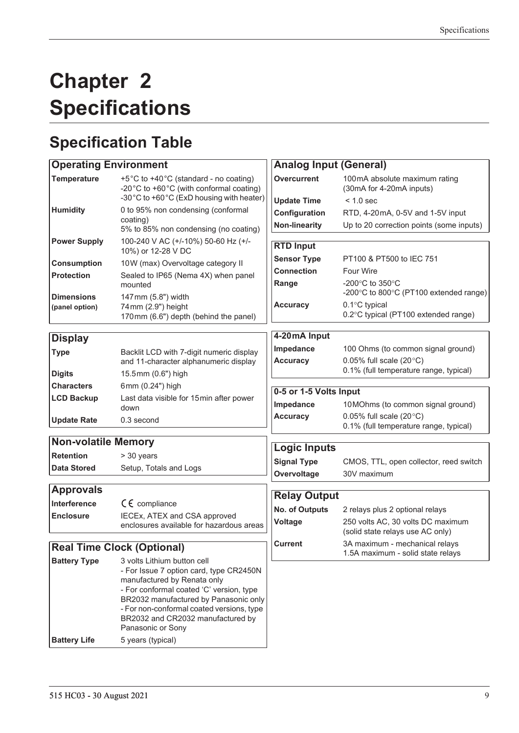# Chapter 2 Specifications

## Specification Table

| Operating Environment | |
|---|---|
| **Temperature** | +5°C to +40°C (standard - no coating)<br>-20°C to +60°C (with conformal coating)<br>-30°C to +60°C (ExD housing with heater) |
| **Humidity** | 0 to 95% non condensing (conformal coating)<br>5% to 85% non condensing (no coating) |
| **Power Supply** | 100-240 V AC (+/-10%) 50-60 Hz (+/-10%) or 12-28 V DC |
| **Consumption** | 10W (max) Overvoltage category II |
| **Protection** | Sealed to IP65 (Nema 4X) when panel mounted |
| **Dimensions (panel option)** | 147 mm (5.8") width<br>74 mm (2.9") height<br>170 mm (6.6") depth (behind the panel) |

| Display | |
|---|---|
| **Type** | Backlit LCD with 7-digit numeric display and 11-character alphanumeric display |
| **Digits** | 15.5 mm (0.6") high |
| **Characters** | 6 mm (0.24") high |
| **LCD Backup** | Last data visible for 15 min after power down |
| **Update Rate** | 0.3 second |

| Non-volatile Memory | |
|---|---|
| **Retention** | > 30 years |
| **Data Stored** | Setup, Totals and Logs |

| Approvals | |
|---|---|
| **Interference** | CE compliance |
| **Enclosure** | IECEx, ATEX and CSA approved enclosures available for hazardous areas |

| Real Time Clock (Optional) | |
|---|---|
| **Battery Type** | 3 volts Lithium button cell<br>- For Issue 7 option card, type CR2450N manufactured by Renata only<br>- For conformal coated 'C' version, type BR2032 manufactured by Panasonic only<br>- For non-conformal coated versions, type BR2032 and CR2032 manufactured by Panasonic or Sony |
| **Battery Life** | 5 years (typical) |

| Analog Input (General) | |
|---|---|
| **Overcurrent** | 100 mA absolute maximum rating (30mA for 4-20mA inputs) |
| **Update Time** | < 1.0 sec |
| **Configuration** | RTD, 4-20 mA, 0-5V and 1-5V input |
| **Non-linearity** | Up to 20 correction points (some inputs) |

| RTD Input | |
|---|---|
| **Sensor Type** | PT100 & PT500 to IEC 751 |
| **Connection** | Four Wire |
| **Range** | -200°C to 350°C<br>-200°C to 800°C (PT100 extended range) |
| **Accuracy** | 0.1°C typical<br>0.2°C typical (PT100 extended range) |

| 4-20 mA Input | |
|---|---|
| **Impedance** | 100 Ohms (to common signal ground) |
| **Accuracy** | 0.05% full scale (20°C)<br>0.1% (full temperature range, typical) |

| 0-5 or 1-5 Volts Input | |
|---|---|
| **Impedance** | 10 MOhms (to common signal ground) |
| **Accuracy** | 0.05% full scale (20°C)<br>0.1% (full temperature range, typical) |

| Logic Inputs | |
|---|---|
| **Signal Type** | CMOS, TTL, open collector, reed switch |
| **Overvoltage** | 30V maximum |

| Relay Output | |
|---|---|
| **No. of Outputs** | 2 relays plus 2 optional relays |
| **Voltage** | 250 volts AC, 30 volts DC maximum (solid state relays use AC only) |
| **Current** | 3A maximum - mechanical relays<br>1.5A maximum - solid state relays |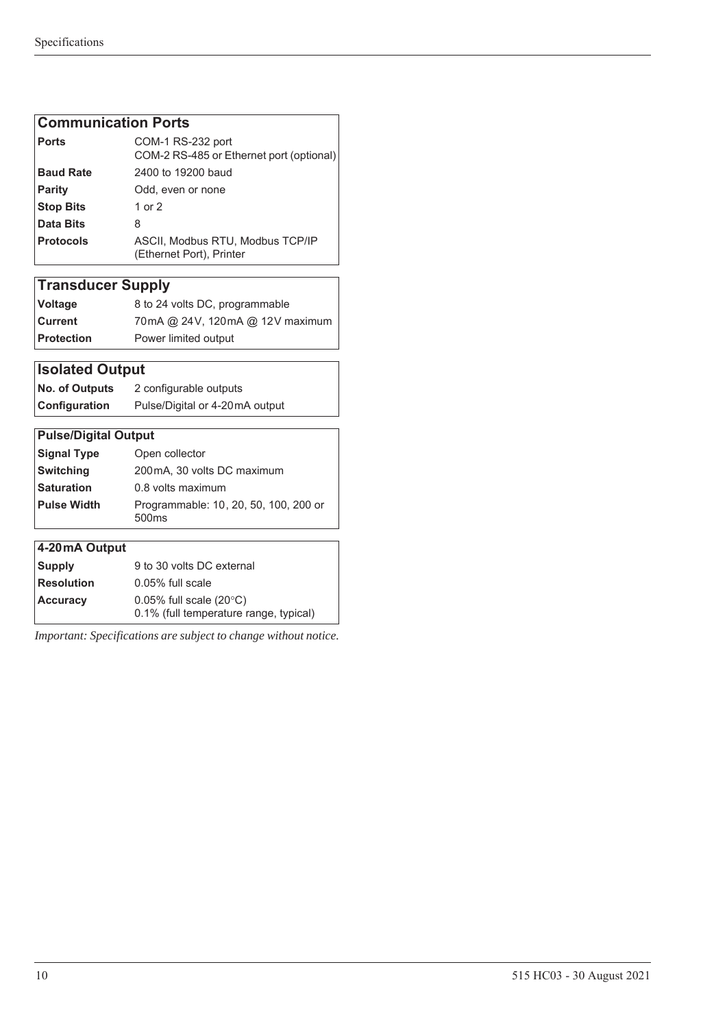| Communication Ports | |
|---|---|
| **Ports** | COM-1 RS-232 port<br>COM-2 RS-485 or Ethernet port (optional) |
| **Baud Rate** | 2400 to 19200 baud |
| **Parity** | Odd, even or none |
| **Stop Bits** | 1 or 2 |
| **Data Bits** | 8 |
| **Protocols** | ASCII, Modbus RTU, Modbus TCP/IP (Ethernet Port), Printer |

| Transducer Supply | |
|---|---|
| **Voltage** | 8 to 24 volts DC, programmable |
| **Current** | 70 mA @ 24 V, 120 mA @ 12 V maximum |
| **Protection** | Power limited output |

| Isolated Output | |
|---|---|
| **No. of Outputs** | 2 configurable outputs |
| **Configuration** | Pulse/Digital or 4-20 mA output |

| Pulse/Digital Output | |
|---|---|
| **Signal Type** | Open collector |
| **Switching** | 200 mA, 30 volts DC maximum |
| **Saturation** | 0.8 volts maximum |
| **Pulse Width** | Programmable: 10, 20, 50, 100, 200 or 500ms |

| 4-20 mA Output | |
|---|---|
| **Supply** | 9 to 30 volts DC external |
| **Resolution** | 0.05% full scale |
| **Accuracy** | 0.05% full scale (20°C)<br>0.1% (full temperature range, typical) |

*Important: Specifications are subject to change without notice.*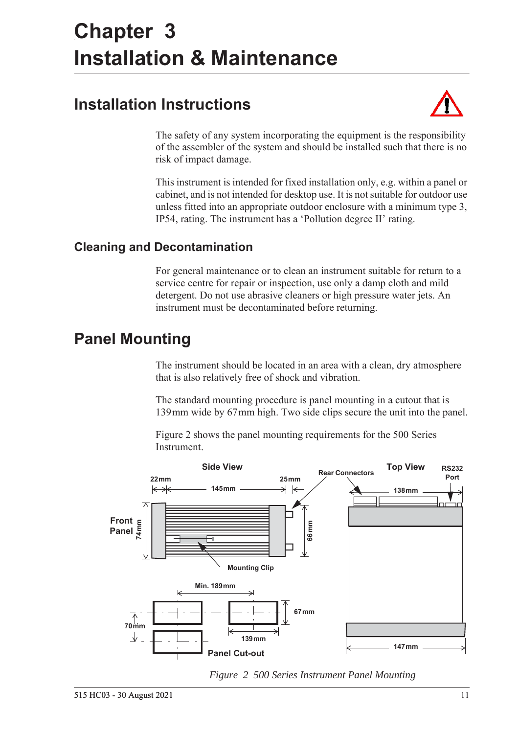# Chapter 3
# Installation & Maintenance

## Installation Instructions

The safety of any system incorporating the equipment is the responsibility of the assembler of the system and should be installed such that there is no risk of impact damage.

This instrument is intended for fixed installation only, e.g. within a panel or cabinet, and is not intended for desktop use. It is not suitable for outdoor use unless fitted into an appropriate outdoor enclosure with a minimum type 3, IP54, rating. The instrument has a 'Pollution degree II' rating.

### Cleaning and Decontamination

For general maintenance or to clean an instrument suitable for return to a service centre for repair or inspection, use only a damp cloth and mild detergent. Do not use abrasive cleaners or high pressure water jets. An instrument must be decontaminated before returning.

## Panel Mounting

The instrument should be located in an area with a clean, dry atmosphere that is also relatively free of shock and vibration.

The standard mounting procedure is panel mounting in a cutout that is 139mm wide by 67mm high. Two side clips secure the unit into the panel.

Figure 2 shows the panel mounting requirements for the 500 Series Instrument.

*Figure 2 500 Series Instrument Panel Mounting*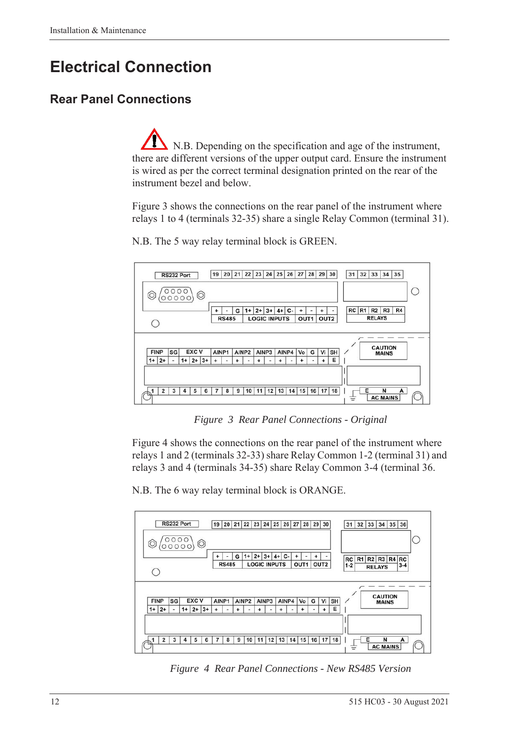# Electrical Connection

## Rear Panel Connections

N.B. Depending on the specification and age of the instrument, there are different versions of the upper output card. Ensure the instrument is wired as per the correct terminal designation printed on the rear of the instrument bezel and below.

Figure 3 shows the connections on the rear panel of the instrument where relays 1 to 4 (terminals 32-35) share a single Relay Common (terminal 31).

N.B. The 5 way relay terminal block is GREEN.

*Figure 3 Rear Panel Connections - Original*

Figure 4 shows the connections on the rear panel of the instrument where relays 1 and 2 (terminals 32-33) share Relay Common 1-2 (terminal 31) and relays 3 and 4 (terminals 34-35) share Relay Common 3-4 (terminal 36.

N.B. The 6 way relay terminal block is ORANGE.

*Figure 4 Rear Panel Connections - New RS485 Version*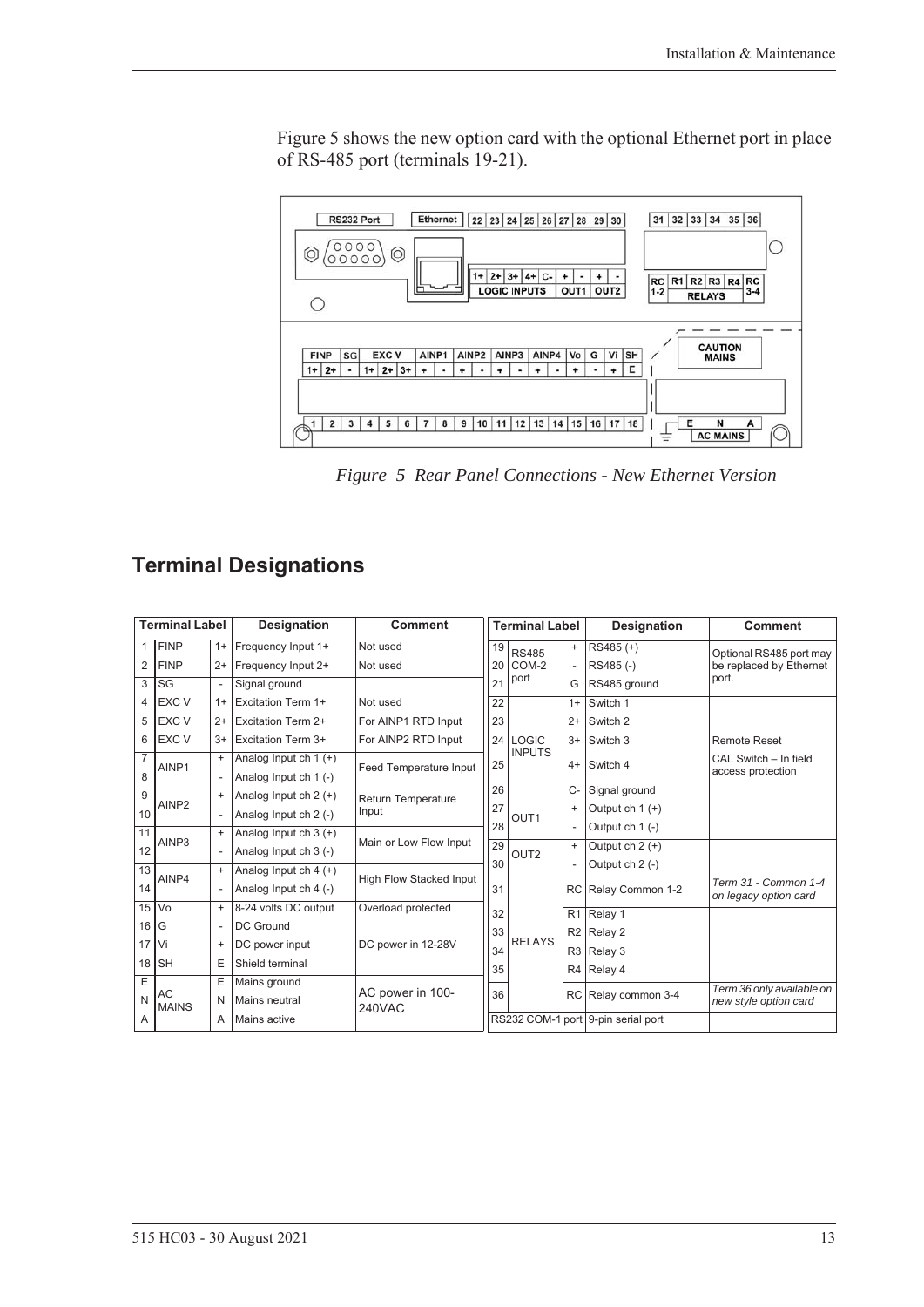Figure 5 shows the new option card with the optional Ethernet port in place of RS-485 port (terminals 19-21).

*Figure 5 Rear Panel Connections - New Ethernet Version*

## Terminal Designations

| Terminal Label | | | Designation | Comment |
|---|---|---|---|---|
| 1 | FINP | 1+ | Frequency Input 1+ | Not used |
| 2 | FINP | 2+ | Frequency Input 2+ | Not used |
| 3 | SG | - | Signal ground | |
| 4 | EXC V | 1+ | Excitation Term 1+ | Not used |
| 5 | EXC V | 2+ | Excitation Term 2+ | For AINP1 RTD Input |
| 6 | EXC V | 3+ | Excitation Term 3+ | For AINP2 RTD Input |
| 7 | AINP1 | + | Analog Input ch 1 (+) | Feed Temperature Input |
| 8 | | - | Analog Input ch 1 (-) | |
| 9 | AINP2 | + | Analog Input ch 2 (+) | Return Temperature Input |
| 10 | | - | Analog Input ch 2 (-) | |
| 11 | AINP3 | + | Analog Input ch 3 (+) | Main or Low Flow Input |
| 12 | | - | Analog Input ch 3 (-) | |
| 13 | AINP4 | + | Analog Input ch 4 (+) | High Flow Stacked Input |
| 14 | | - | Analog Input ch 4 (-) | |
| 15 | Vo | + | 8-24 volts DC output | Overload protected |
| 16 | G | - | DC Ground | |
| 17 | Vi | + | DC power input | DC power in 12-28V |
| 18 | SH | E | Shield terminal | |
| E | AC MAINS | E | Mains ground | AC power in 100-240VAC |
| N | | N | Mains neutral | |
| A | | A | Mains active | |

| Terminal Label | | | Designation | Comment |
|---|---|---|---|---|
| 19 | RS485 COM-2 port | + | RS485 (+) | Optional RS485 port may be replaced by Ethernet port. |
| 20 | | - | RS485 (-) | |
| 21 | | G | RS485 ground | |
| 22 | LOGIC INPUTS | 1+ | Switch 1 | |
| 23 | | 2+ | Switch 2 | |
| 24 | | 3+ | Switch 3 | Remote Reset |
| 25 | | 4+ | Switch 4 | CAL Switch – In field access protection |
| 26 | | C- | Signal ground | |
| 27 | OUT1 | + | Output ch 1 (+) | |
| 28 | | - | Output ch 1 (-) | |
| 29 | OUT2 | + | Output ch 2 (+) | |
| 30 | | - | Output ch 2 (-) | |
| 31 | RELAYS | RC | Relay Common 1-2 | *Term 31 - Common 1-4 on legacy option card* |
| 32 | | R1 | Relay 1 | |
| 33 | | R2 | Relay 2 | |
| 34 | | R3 | Relay 3 | |
| 35 | | R4 | Relay 4 | |
| 36 | | RC | Relay common 3-4 | *Term 36 only available on new style option card* |
| RS232 COM-1 port | | | 9-pin serial port | |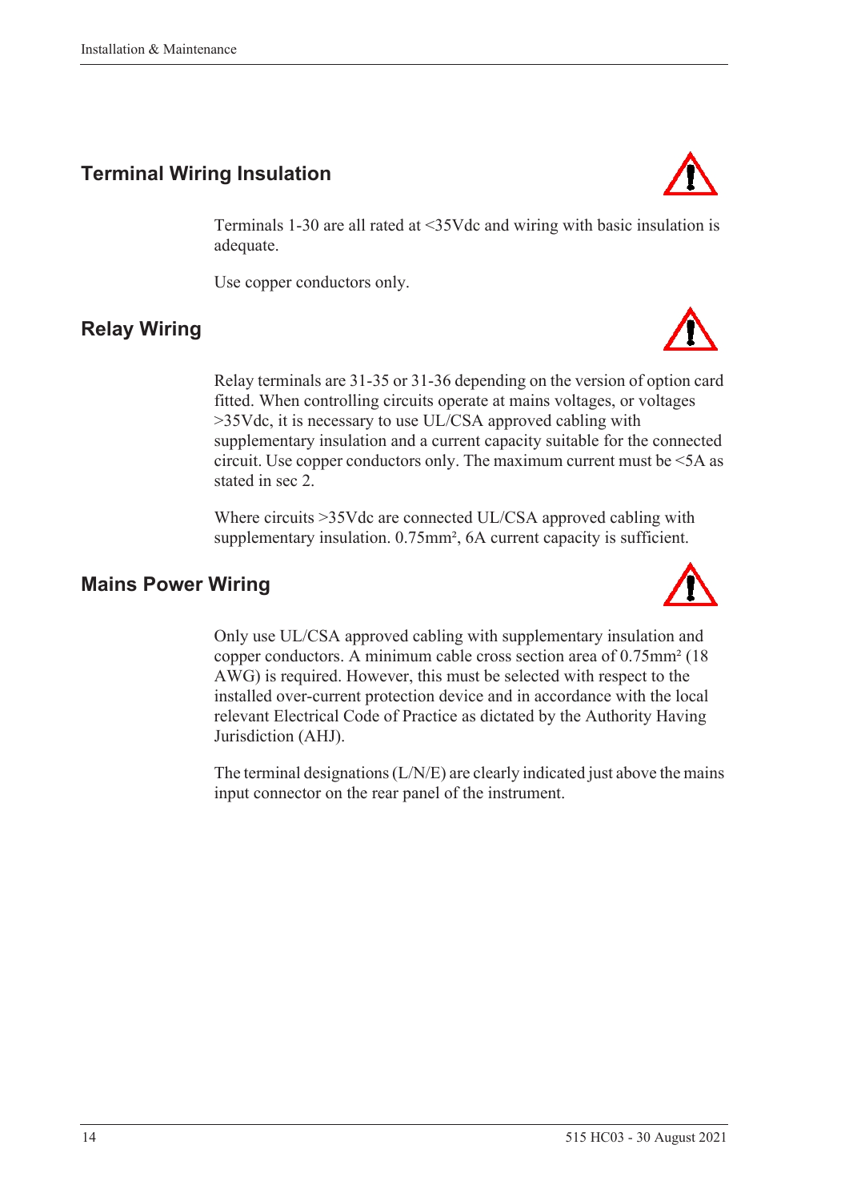## Terminal Wiring Insulation

Terminals 1-30 are all rated at <35Vdc and wiring with basic insulation is adequate.

Use copper conductors only.

## Relay Wiring

Relay terminals are 31-35 or 31-36 depending on the version of option card fitted. When controlling circuits operate at mains voltages, or voltages >35Vdc, it is necessary to use UL/CSA approved cabling with supplementary insulation and a current capacity suitable for the connected circuit. Use copper conductors only. The maximum current must be <5A as stated in sec 2.

Where circuits >35Vdc are connected UL/CSA approved cabling with supplementary insulation. 0.75mm², 6A current capacity is sufficient.

## Mains Power Wiring

Only use UL/CSA approved cabling with supplementary insulation and copper conductors. A minimum cable cross section area of 0.75mm² (18 AWG) is required. However, this must be selected with respect to the installed over-current protection device and in accordance with the local relevant Electrical Code of Practice as dictated by the Authority Having Jurisdiction (AHJ).

The terminal designations (L/N/E) are clearly indicated just above the mains input connector on the rear panel of the instrument.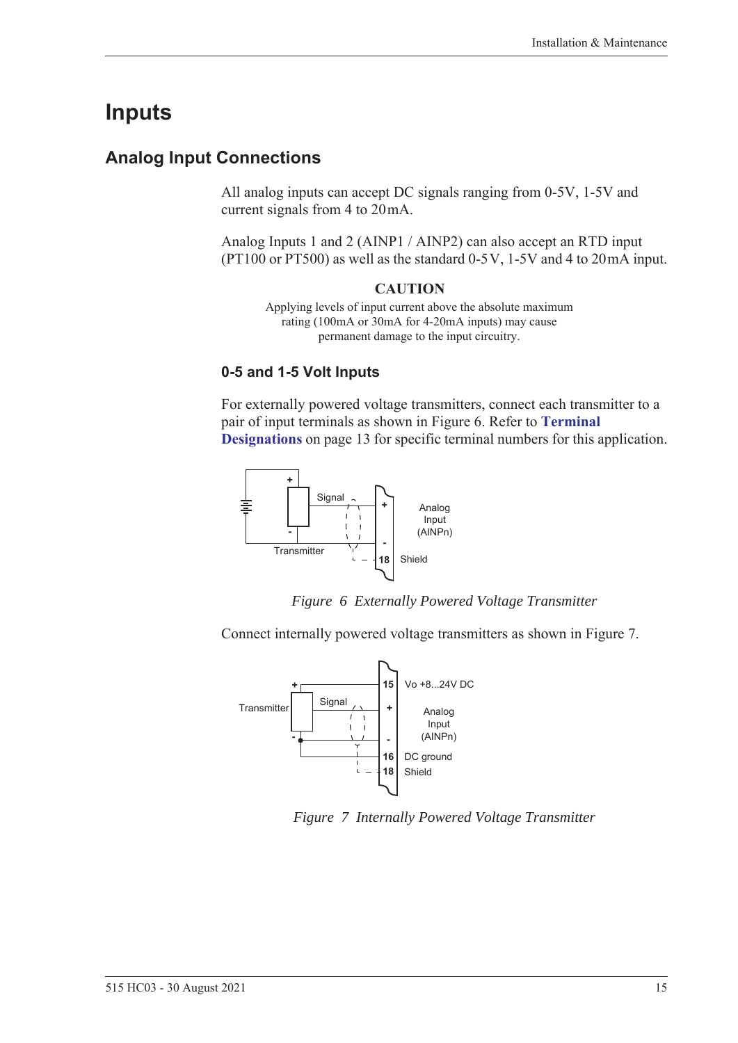# Inputs

## Analog Input Connections

All analog inputs can accept DC signals ranging from 0-5V, 1-5V and current signals from 4 to 20 mA.

Analog Inputs 1 and 2 (AINP1 / AINP2) can also accept an RTD input (PT100 or PT500) as well as the standard 0-5 V, 1-5V and 4 to 20 mA input.

**CAUTION**

Applying levels of input current above the absolute maximum rating (100mA or 30mA for 4-20mA inputs) may cause permanent damage to the input circuitry.

### 0-5 and 1-5 Volt Inputs

For externally powered voltage transmitters, connect each transmitter to a pair of input terminals as shown in Figure 6. Refer to **Terminal Designations** on page 13 for specific terminal numbers for this application.

*Figure 6 Externally Powered Voltage Transmitter*

Connect internally powered voltage transmitters as shown in Figure 7.

*Figure 7 Internally Powered Voltage Transmitter*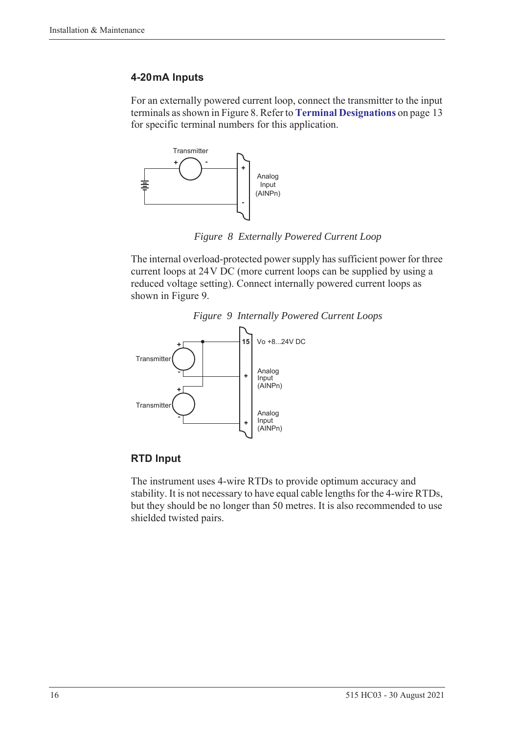## 4-20 mA Inputs

For an externally powered current loop, connect the transmitter to the input terminals as shown in Figure 8. Refer to **Terminal Designations** on page 13 for specific terminal numbers for this application.

*Figure 8 Externally Powered Current Loop*

The internal overload-protected power supply has sufficient power for three current loops at 24 V DC (more current loops can be supplied by using a reduced voltage setting). Connect internally powered current loops as shown in Figure 9.

*Figure 9 Internally Powered Current Loops*

## RTD Input

The instrument uses 4-wire RTDs to provide optimum accuracy and stability. It is not necessary to have equal cable lengths for the 4-wire RTDs, but they should be no longer than 50 metres. It is also recommended to use shielded twisted pairs.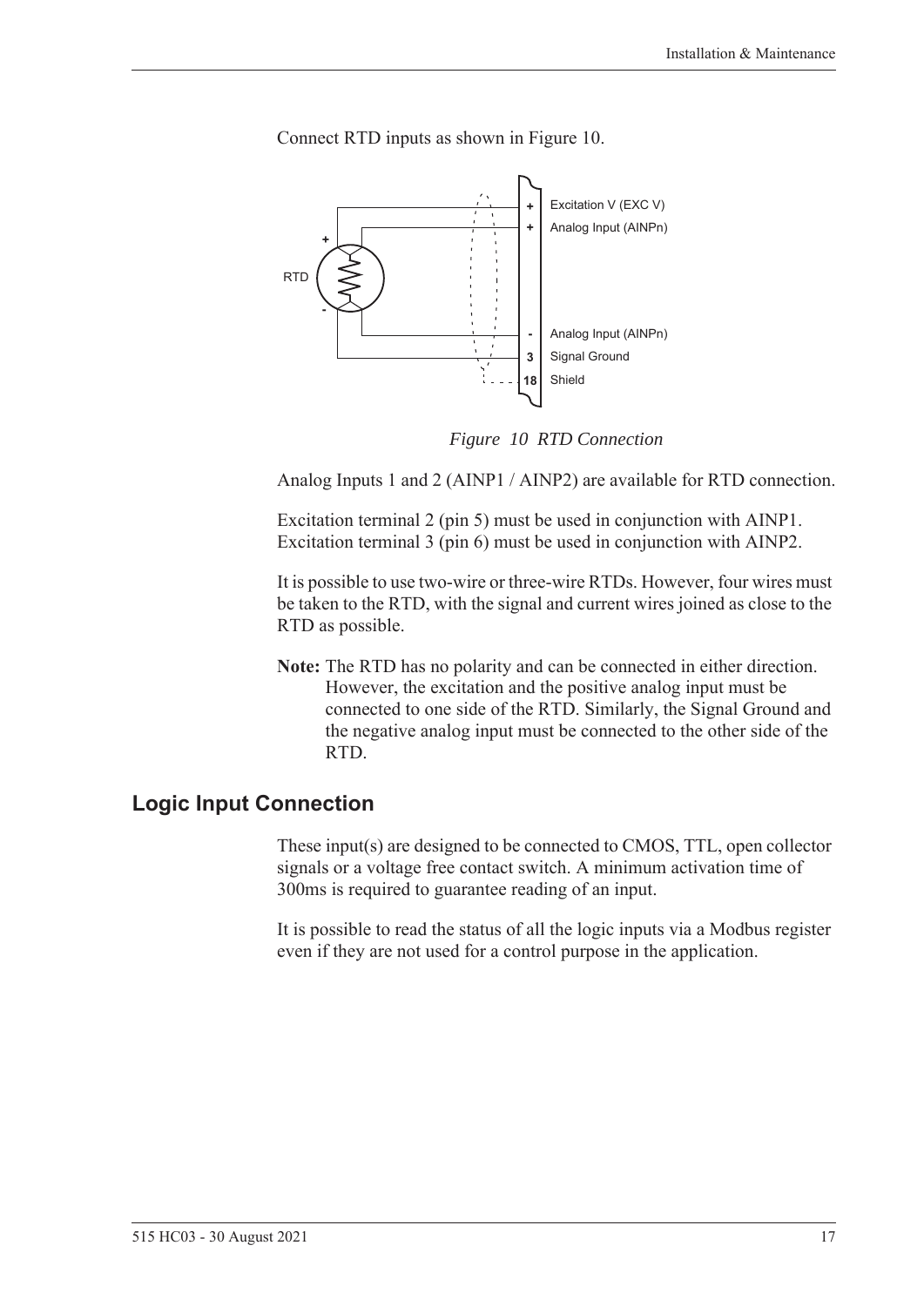Connect RTD inputs as shown in Figure 10.

*Figure 10 RTD Connection*

Analog Inputs 1 and 2 (AINP1 / AINP2) are available for RTD connection.

Excitation terminal 2 (pin 5) must be used in conjunction with AINP1. Excitation terminal 3 (pin 6) must be used in conjunction with AINP2.

It is possible to use two-wire or three-wire RTDs. However, four wires must be taken to the RTD, with the signal and current wires joined as close to the RTD as possible.

**Note:** The RTD has no polarity and can be connected in either direction. However, the excitation and the positive analog input must be connected to one side of the RTD. Similarly, the Signal Ground and the negative analog input must be connected to the other side of the RTD.

## Logic Input Connection

These input(s) are designed to be connected to CMOS, TTL, open collector signals or a voltage free contact switch. A minimum activation time of 300ms is required to guarantee reading of an input.

It is possible to read the status of all the logic inputs via a Modbus register even if they are not used for a control purpose in the application.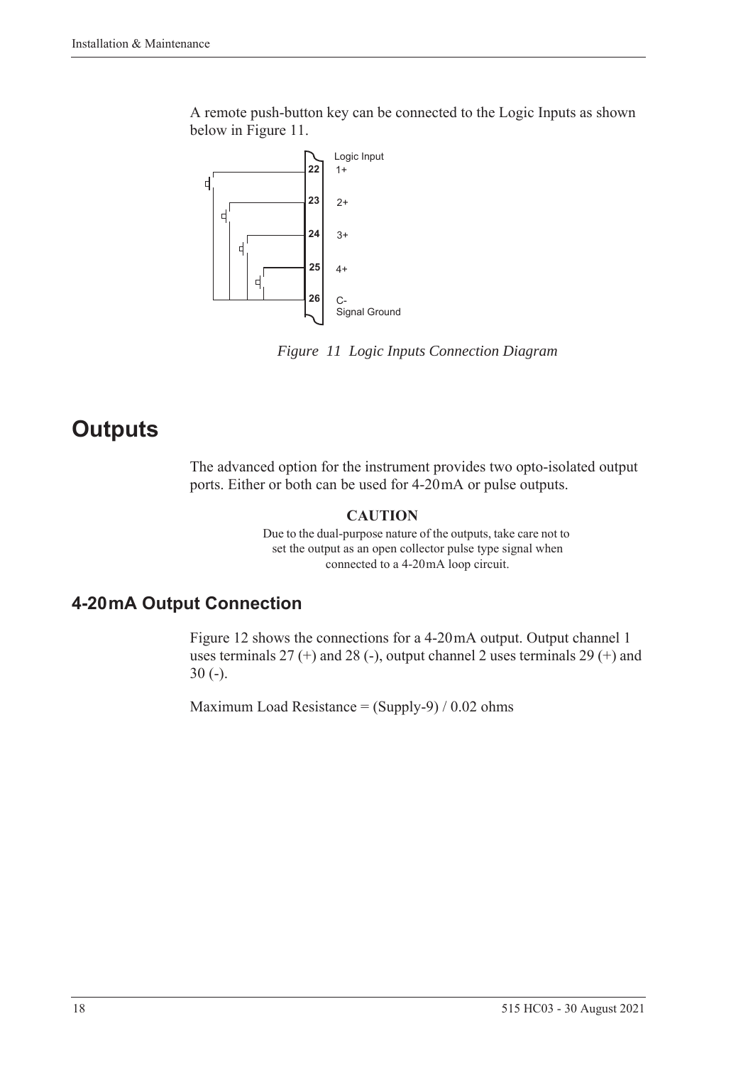A remote push-button key can be connected to the Logic Inputs as shown below in Figure 11.

*Figure 11 Logic Inputs Connection Diagram*

# Outputs

The advanced option for the instrument provides two opto-isolated output ports. Either or both can be used for 4-20 mA or pulse outputs.

**CAUTION**

Due to the dual-purpose nature of the outputs, take care not to set the output as an open collector pulse type signal when connected to a 4-20 mA loop circuit.

## 4-20 mA Output Connection

Figure 12 shows the connections for a 4-20 mA output. Output channel 1 uses terminals 27 (+) and 28 (-), output channel 2 uses terminals 29 (+) and 30 (-).

Maximum Load Resistance = (Supply-9) / 0.02 ohms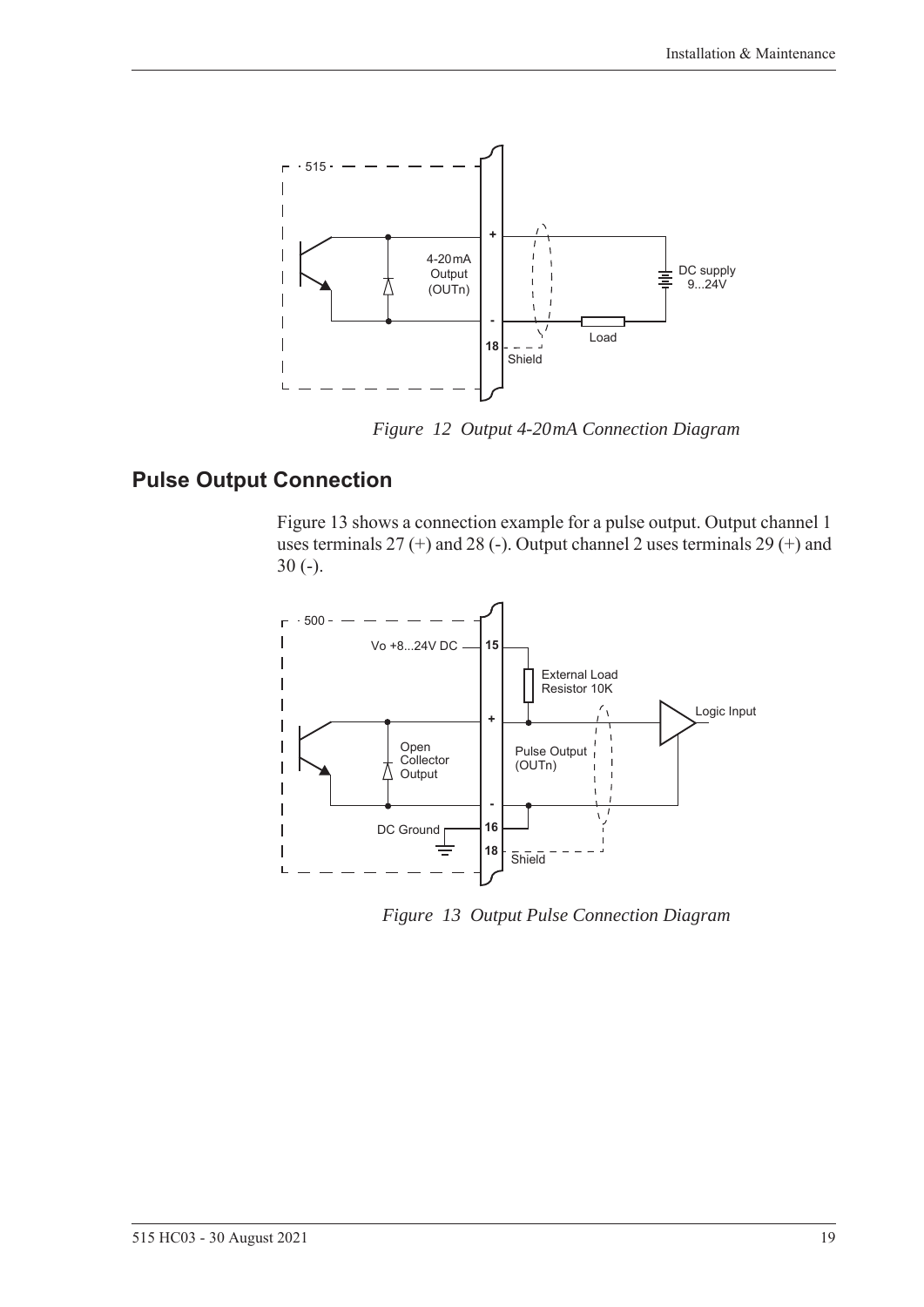*Figure 12 Output 4-20mA Connection Diagram*

## Pulse Output Connection

Figure 13 shows a connection example for a pulse output. Output channel 1 uses terminals 27 (+) and 28 (-). Output channel 2 uses terminals 29 (+) and 30 (-).

*Figure 13 Output Pulse Connection Diagram*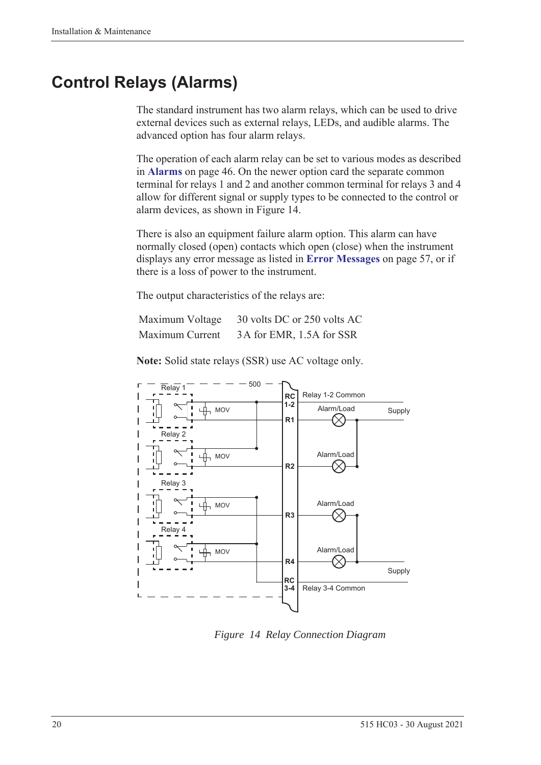# Control Relays (Alarms)

The standard instrument has two alarm relays, which can be used to drive external devices such as external relays, LEDs, and audible alarms. The advanced option has four alarm relays.

The operation of each alarm relay can be set to various modes as described in **Alarms** on page 46. On the newer option card the separate common terminal for relays 1 and 2 and another common terminal for relays 3 and 4 allow for different signal or supply types to be connected to the control or alarm devices, as shown in Figure 14.

There is also an equipment failure alarm option. This alarm can have normally closed (open) contacts which open (close) when the instrument displays any error message as listed in **Error Messages** on page 57, or if there is a loss of power to the instrument.

The output characteristics of the relays are:

| | |
|---|---|
| Maximum Voltage | 30 volts DC or 250 volts AC |
| Maximum Current | 3 A for EMR, 1.5A for SSR |

**Note:** Solid state relays (SSR) use AC voltage only.

*Figure 14 Relay Connection Diagram*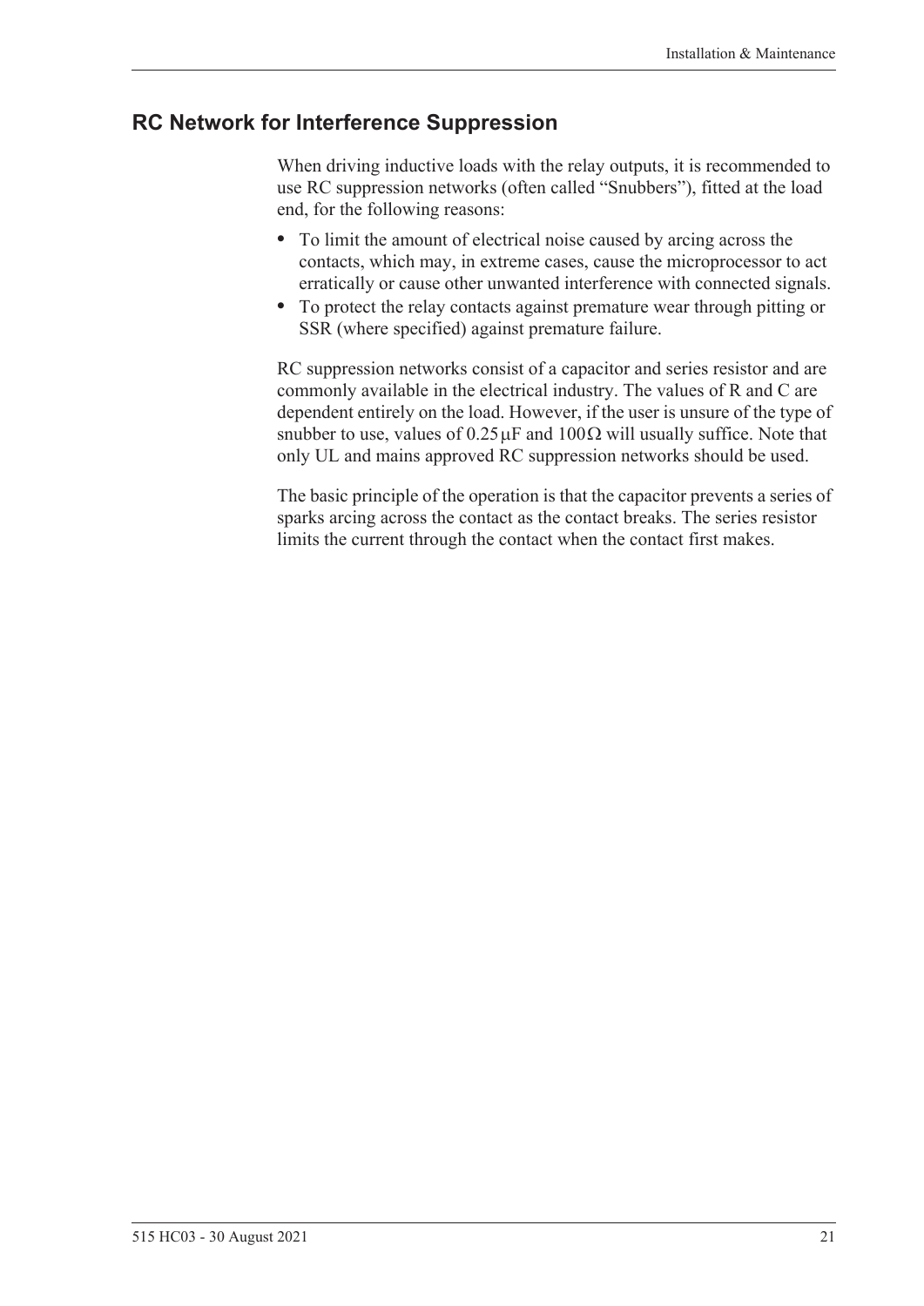## RC Network for Interference Suppression

When driving inductive loads with the relay outputs, it is recommended to use RC suppression networks (often called "Snubbers"), fitted at the load end, for the following reasons:

- To limit the amount of electrical noise caused by arcing across the contacts, which may, in extreme cases, cause the microprocessor to act erratically or cause other unwanted interference with connected signals.
- To protect the relay contacts against premature wear through pitting or SSR (where specified) against premature failure.

RC suppression networks consist of a capacitor and series resistor and are commonly available in the electrical industry. The values of R and C are dependent entirely on the load. However, if the user is unsure of the type of snubber to use, values of $0.25\,\mu F$ and $100\,\Omega$ will usually suffice. Note that only UL and mains approved RC suppression networks should be used.

The basic principle of the operation is that the capacitor prevents a series of sparks arcing across the contact as the contact breaks. The series resistor limits the current through the contact when the contact first makes.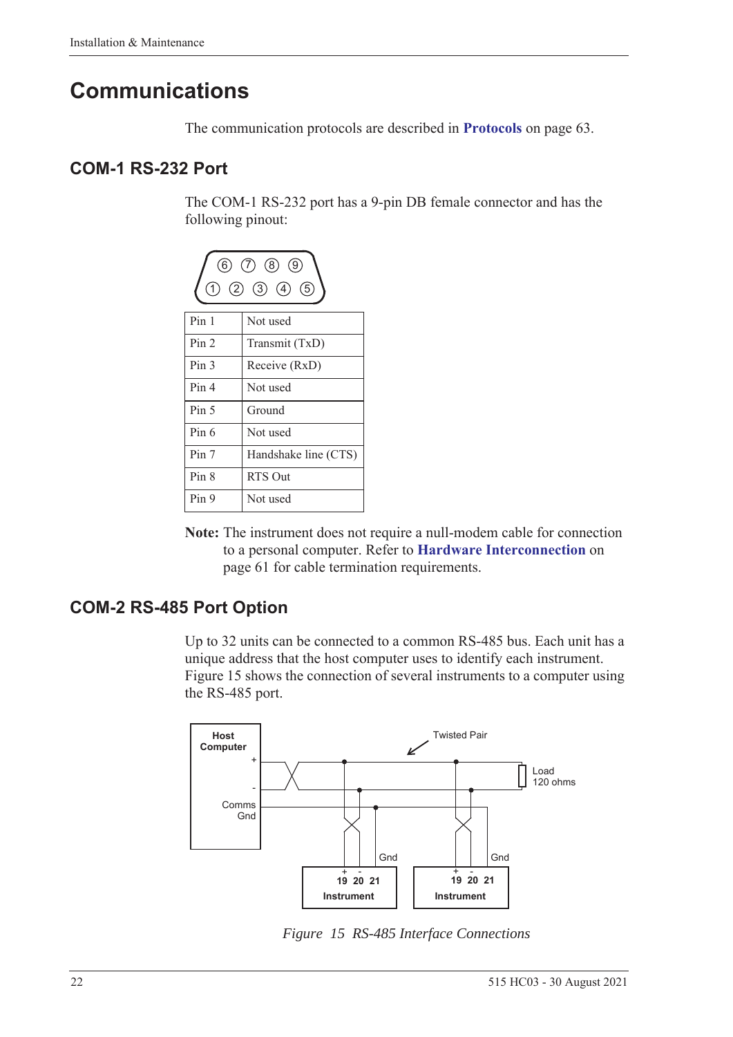# Communications

The communication protocols are described in **Protocols** on page 63.

## COM-1 RS-232 Port

The COM-1 RS-232 port has a 9-pin DB female connector and has the following pinout:

| Pin | Function |
|---|---|
| Pin 1 | Not used |
| Pin 2 | Transmit (TxD) |
| Pin 3 | Receive (RxD) |
| Pin 4 | Not used |
| Pin 5 | Ground |
| Pin 6 | Not used |
| Pin 7 | Handshake line (CTS) |
| Pin 8 | RTS Out |
| Pin 9 | Not used |

**Note:** The instrument does not require a null-modem cable for connection to a personal computer. Refer to **Hardware Interconnection** on page 61 for cable termination requirements.

## COM-2 RS-485 Port Option

Up to 32 units can be connected to a common RS-485 bus. Each unit has a unique address that the host computer uses to identify each instrument. Figure 15 shows the connection of several instruments to a computer using the RS-485 port.

*Figure 15 RS-485 Interface Connections*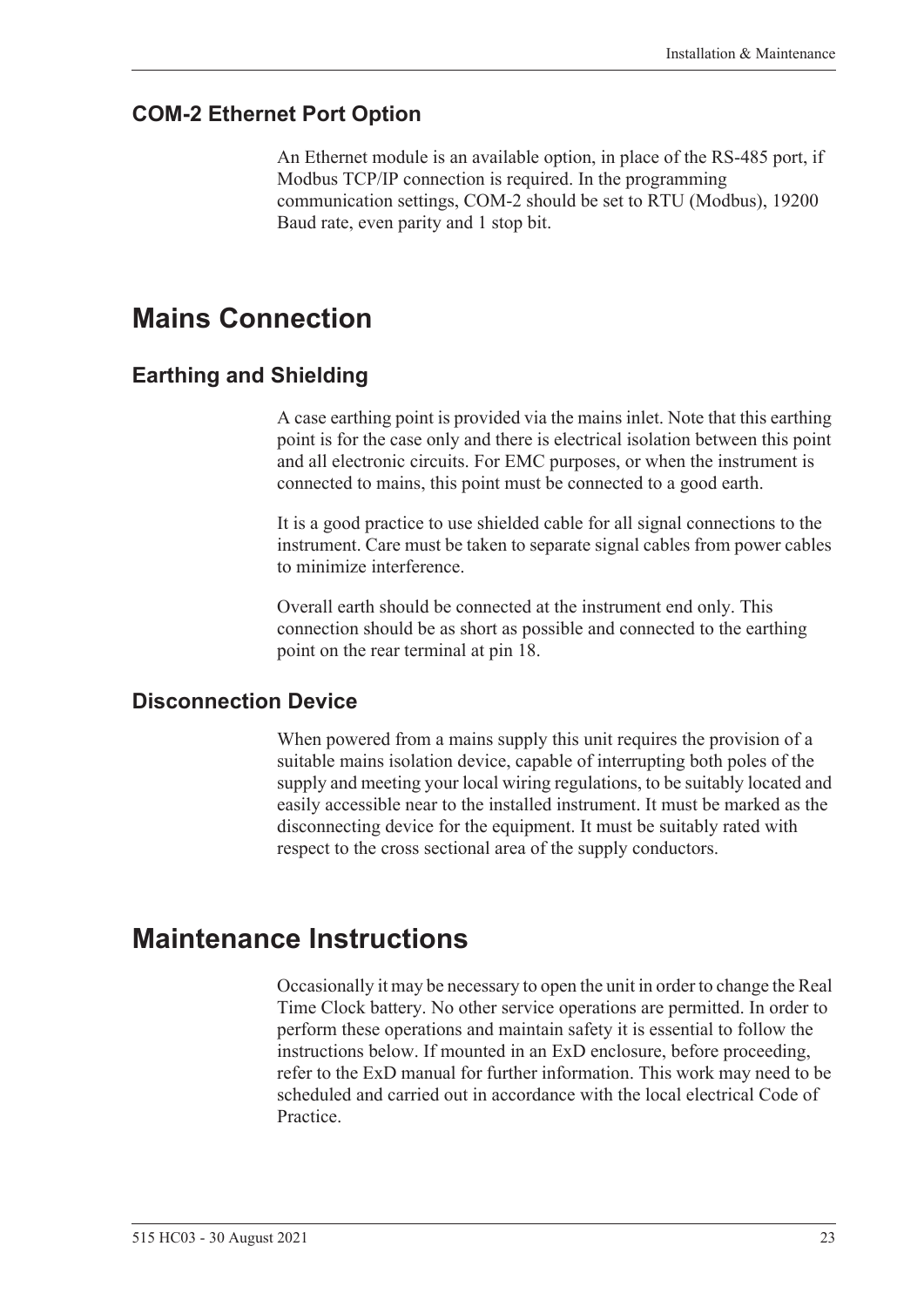### COM-2 Ethernet Port Option

An Ethernet module is an available option, in place of the RS-485 port, if Modbus TCP/IP connection is required. In the programming communication settings, COM-2 should be set to RTU (Modbus), 19200 Baud rate, even parity and 1 stop bit.

## Mains Connection

### Earthing and Shielding

A case earthing point is provided via the mains inlet. Note that this earthing point is for the case only and there is electrical isolation between this point and all electronic circuits. For EMC purposes, or when the instrument is connected to mains, this point must be connected to a good earth.

It is a good practice to use shielded cable for all signal connections to the instrument. Care must be taken to separate signal cables from power cables to minimize interference.

Overall earth should be connected at the instrument end only. This connection should be as short as possible and connected to the earthing point on the rear terminal at pin 18.

### Disconnection Device

When powered from a mains supply this unit requires the provision of a suitable mains isolation device, capable of interrupting both poles of the supply and meeting your local wiring regulations, to be suitably located and easily accessible near to the installed instrument. It must be marked as the disconnecting device for the equipment. It must be suitably rated with respect to the cross sectional area of the supply conductors.

## Maintenance Instructions

Occasionally it may be necessary to open the unit in order to change the Real Time Clock battery. No other service operations are permitted. In order to perform these operations and maintain safety it is essential to follow the instructions below. If mounted in an ExD enclosure, before proceeding, refer to the ExD manual for further information. This work may need to be scheduled and carried out in accordance with the local electrical Code of Practice.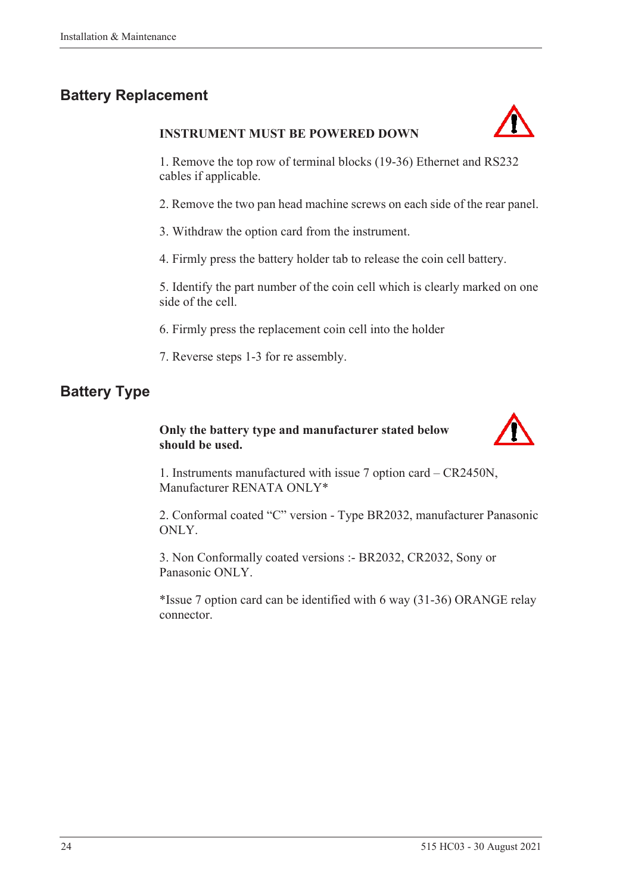## Battery Replacement

**INSTRUMENT MUST BE POWERED DOWN**

1. Remove the top row of terminal blocks (19-36) Ethernet and RS232 cables if applicable.

2. Remove the two pan head machine screws on each side of the rear panel.

3. Withdraw the option card from the instrument.

4. Firmly press the battery holder tab to release the coin cell battery.

5. Identify the part number of the coin cell which is clearly marked on one side of the cell.

6. Firmly press the replacement coin cell into the holder

7. Reverse steps 1-3 for re assembly.

## Battery Type

**Only the battery type and manufacturer stated below should be used.**

1. Instruments manufactured with issue 7 option card – CR2450N, Manufacturer RENATA ONLY*

2. Conformal coated “C” version - Type BR2032, manufacturer Panasonic ONLY.

3. Non Conformally coated versions :- BR2032, CR2032, Sony or Panasonic ONLY.

*Issue 7 option card can be identified with 6 way (31-36) ORANGE relay connector.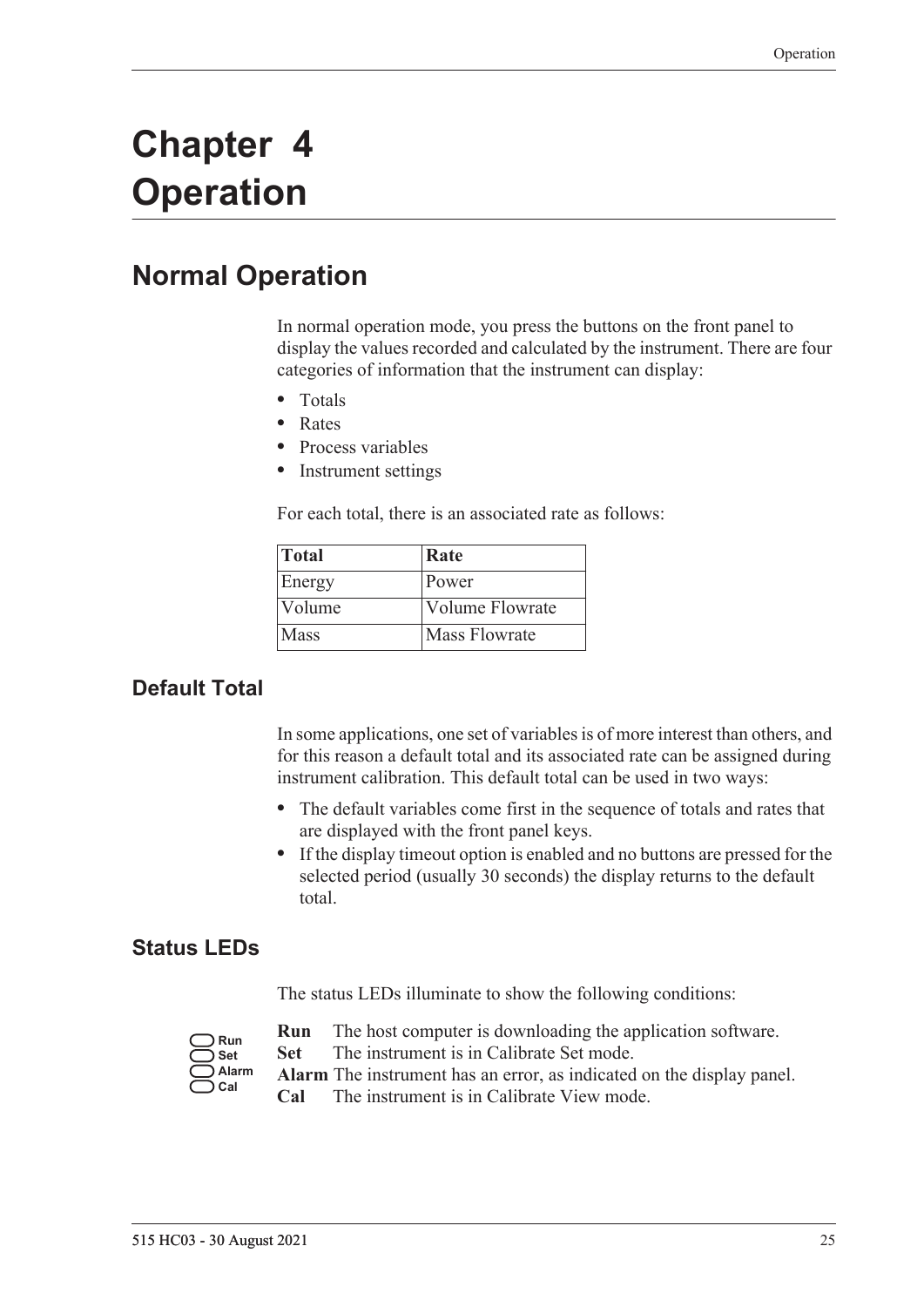# Chapter 4 Operation

## Normal Operation

In normal operation mode, you press the buttons on the front panel to display the values recorded and calculated by the instrument. There are four categories of information that the instrument can display:

- Totals
- Rates
- Process variables
- Instrument settings

For each total, there is an associated rate as follows:

| Total | Rate |
|---|---|
| Energy | Power |
| Volume | Volume Flowrate |
| Mass | Mass Flowrate |

### Default Total

In some applications, one set of variables is of more interest than others, and for this reason a default total and its associated rate can be assigned during instrument calibration. This default total can be used in two ways:

- The default variables come first in the sequence of totals and rates that are displayed with the front panel keys.
- If the display timeout option is enabled and no buttons are pressed for the selected period (usually 30 seconds) the display returns to the default total.

### Status LEDs

The status LEDs illuminate to show the following conditions:

**Run** The host computer is downloading the application software.
**Set** The instrument is in Calibrate Set mode.
**Alarm** The instrument has an error, as indicated on the display panel.
**Cal** The instrument is in Calibrate View mode.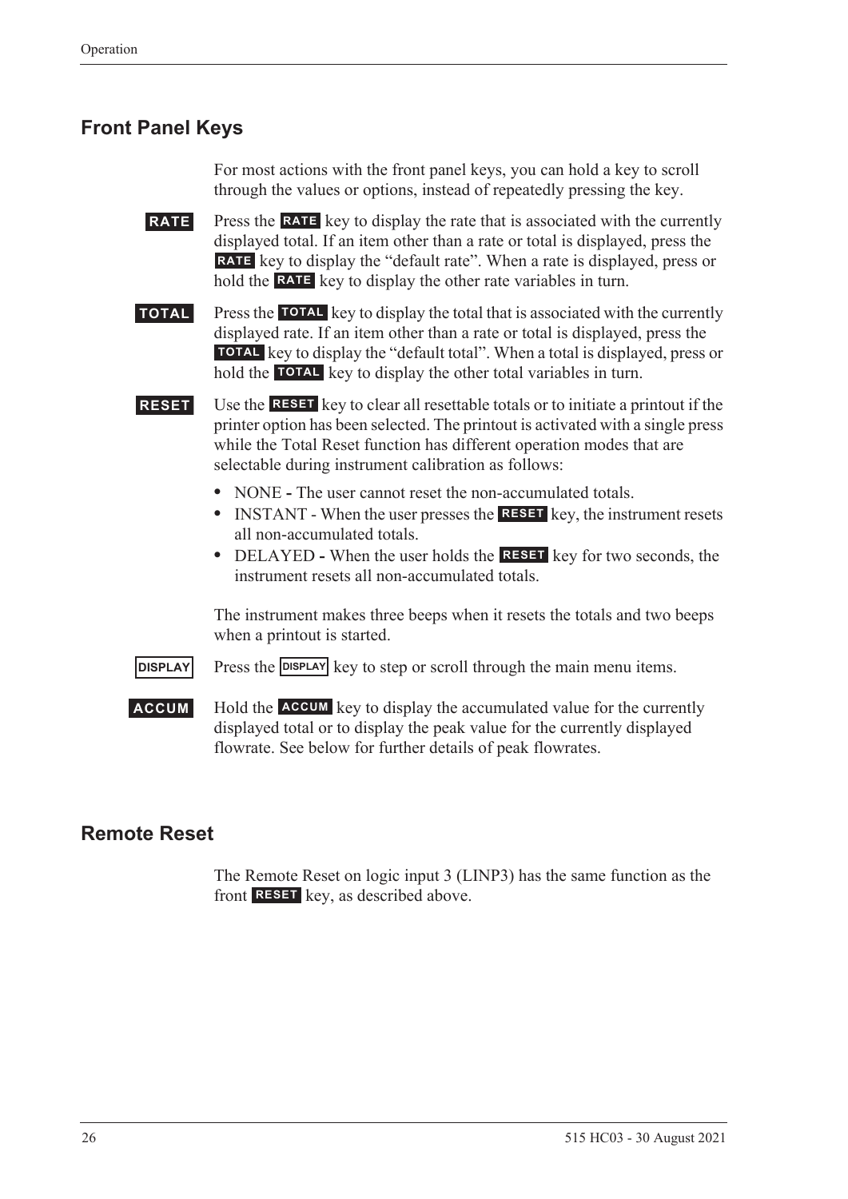## Front Panel Keys

For most actions with the front panel keys, you can hold a key to scroll through the values or options, instead of repeatedly pressing the key.

**RATE** Press the **RATE** key to display the rate that is associated with the currently displayed total. If an item other than a rate or total is displayed, press the **RATE** key to display the “default rate”. When a rate is displayed, press or hold the **RATE** key to display the other rate variables in turn.

**TOTAL** Press the **TOTAL** key to display the total that is associated with the currently displayed rate. If an item other than a rate or total is displayed, press the **TOTAL** key to display the “default total”. When a total is displayed, press or hold the **TOTAL** key to display the other total variables in turn.

**RESET** Use the **RESET** key to clear all resettable totals or to initiate a printout if the printer option has been selected. The printout is activated with a single press while the Total Reset function has different operation modes that are selectable during instrument calibration as follows:

- NONE - The user cannot reset the non-accumulated totals.
- INSTANT - When the user presses the **RESET** key, the instrument resets all non-accumulated totals.
- DELAYED - When the user holds the **RESET** key for two seconds, the instrument resets all non-accumulated totals.

The instrument makes three beeps when it resets the totals and two beeps when a printout is started.

**DISPLAY** Press the **DISPLAY** key to step or scroll through the main menu items.

**ACCUM** Hold the **ACCUM** key to display the accumulated value for the currently displayed total or to display the peak value for the currently displayed flowrate. See below for further details of peak flowrates.

## Remote Reset

The Remote Reset on logic input 3 (LINP3) has the same function as the front **RESET** key, as described above.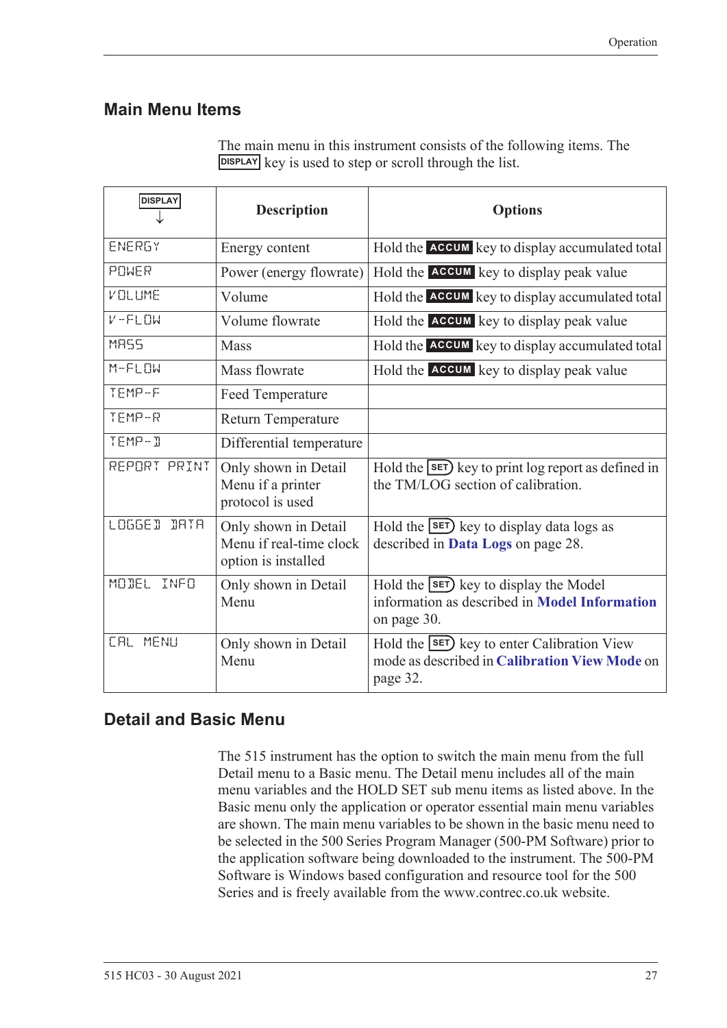## Main Menu Items

The main menu in this instrument consists of the following items. The DISPLAY key is used to step or scroll through the list.

| DISPLAY ↓ | Description | Options |
|---|---|---|
| ENERGY | Energy content | Hold the ACCUM key to display accumulated total |
| POWER | Power (energy flowrate) | Hold the ACCUM key to display peak value |
| VOLUME | Volume | Hold the ACCUM key to display accumulated total |
| V-FLOW | Volume flowrate | Hold the ACCUM key to display peak value |
| MASS | Mass | Hold the ACCUM key to display accumulated total |
| M-FLOW | Mass flowrate | Hold the ACCUM key to display peak value |
| TEMP-F | Feed Temperature | |
| TEMP-R | Return Temperature | |
| TEMP-D | Differential temperature | |
| REPORT PRINT | Only shown in Detail Menu if a printer protocol is used | Hold the SET key to print log report as defined in the TM/LOG section of calibration. |
| LOGGED DATA | Only shown in Detail Menu if real-time clock option is installed | Hold the SET key to display data logs as described in **Data Logs** on page 28. |
| MODEL INFO | Only shown in Detail Menu | Hold the SET key to display the Model information as described in **Model Information** on page 30. |
| CAL MENU | Only shown in Detail Menu | Hold the SET key to enter Calibration View mode as described in **Calibration View Mode** on page 32. |

## Detail and Basic Menu

The 515 instrument has the option to switch the main menu from the full Detail menu to a Basic menu. The Detail menu includes all of the main menu variables and the HOLD SET sub menu items as listed above. In the Basic menu only the application or operator essential main menu variables are shown. The main menu variables to be shown in the basic menu need to be selected in the 500 Series Program Manager (500-PM Software) prior to the application software being downloaded to the instrument. The 500-PM Software is Windows based configuration and resource tool for the 500 Series and is freely available from the www.contrec.co.uk website.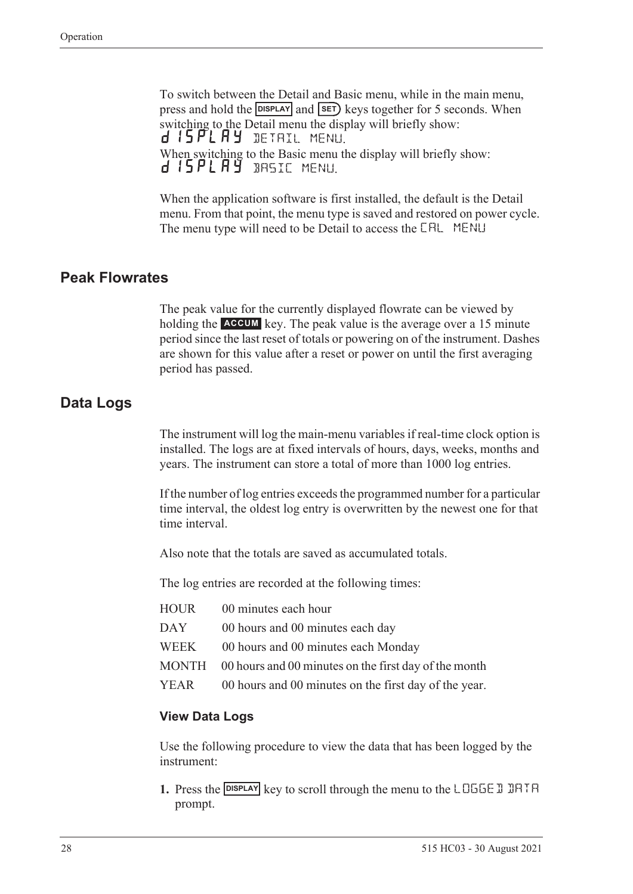To switch between the Detail and Basic menu, while in the main menu, press and hold the **DISPLAY** and **SET** keys together for 5 seconds. When switching to the Detail menu the display will briefly show: dISPLAY DETAIL MENU.

When switching to the Basic menu the display will briefly show: dISPLAY BASIC MENU.

When the application software is first installed, the default is the Detail menu. From that point, the menu type is saved and restored on power cycle. The menu type will need to be Detail to access the CAL MENU

## Peak Flowrates

The peak value for the currently displayed flowrate can be viewed by holding the **ACCUM** key. The peak value is the average over a 15 minute period since the last reset of totals or powering on of the instrument. Dashes are shown for this value after a reset or power on until the first averaging period has passed.

## Data Logs

The instrument will log the main-menu variables if real-time clock option is installed. The logs are at fixed intervals of hours, days, weeks, months and years. The instrument can store a total of more than 1000 log entries.

If the number of log entries exceeds the programmed number for a particular time interval, the oldest log entry is overwritten by the newest one for that time interval.

Also note that the totals are saved as accumulated totals.

The log entries are recorded at the following times:

| | |
|---|---|
| HOUR | 00 minutes each hour |
| DAY | 00 hours and 00 minutes each day |
| WEEK | 00 hours and 00 minutes each Monday |
| MONTH | 00 hours and 00 minutes on the first day of the month |
| YEAR | 00 hours and 00 minutes on the first day of the year. |

### View Data Logs

Use the following procedure to view the data that has been logged by the instrument:

1. Press the **DISPLAY** key to scroll through the menu to the LOGGED DATA prompt.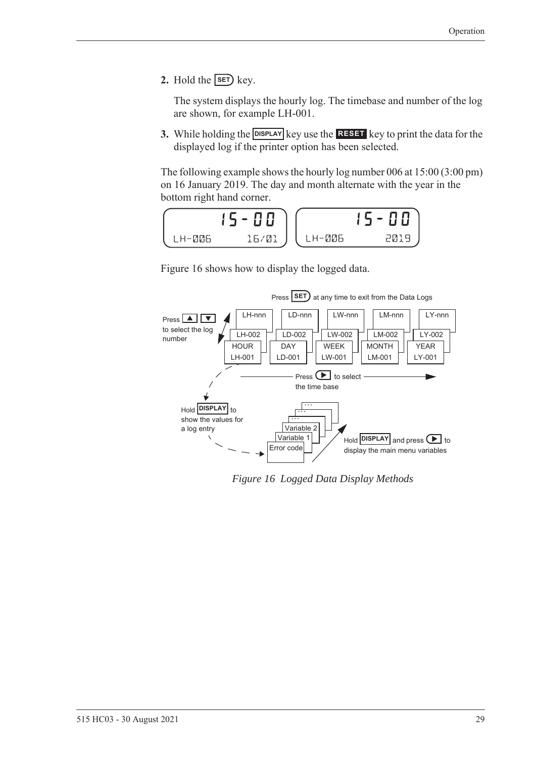2. Hold the **SET** key.

   The system displays the hourly log. The timebase and number of the log are shown, for example LH-001.

3. While holding the **DISPLAY** key use the **RESET** key to print the data for the displayed log if the printer option has been selected.

The following example shows the hourly log number 006 at 15:00 (3:00 pm) on 16 January 2019. The day and month alternate with the year in the bottom right hand corner.

```
      15-00          15-00
LH-006   16/01   LH-006    2019
```

Figure 16 shows how to display the logged data.

Press **SET** at any time to exit from the Data Logs

| HOUR | DAY | WEEK | MONTH | YEAR |
|---|---|---|---|---|
| LH-001 | LD-001 | LW-001 | LM-001 | LY-001 |
| LH-002 | LD-002 | LW-002 | LM-002 | LY-002 |
| LH-nnn | LD-nnn | LW-nnn | LM-nnn | LY-nnn |

Press ▲ ▼ to select the log number

Press ▶ to select the time base

Hold **DISPLAY** to show the values for a log entry: Error code, Variable 1, Variable 2, ...

Hold **DISPLAY** and press ▶ to display the main menu variables

*Figure 16 Logged Data Display Methods*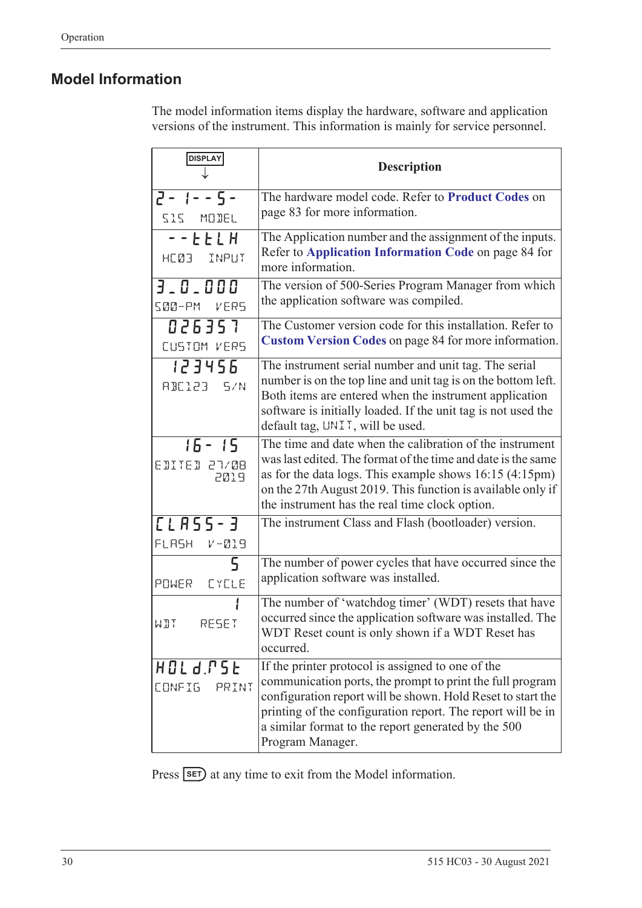## Model Information

The model information items display the hardware, software and application versions of the instrument. This information is mainly for service personnel.

| DISPLAY ↓ | Description |
|---|---|
| 2- 1--5- <br> 515 MODEL | The hardware model code. Refer to **Product Codes** on page 83 for more information. |
| --tttLH <br> HC03 INPUT | The Application number and the assignment of the inputs. Refer to **Application Information Code** on page 84 for more information. |
| 3_0_000 <br> 500-PM VERS | The version of 500-Series Program Manager from which the application software was compiled. |
| 026357 <br> CUSTOM VERS | The Customer version code for this installation. Refer to **Custom Version Codes** on page 84 for more information. |
| 123456 <br> ABC123 S/N | The instrument serial number and unit tag. The serial number is on the top line and unit tag is on the bottom left. Both items are entered when the instrument application software is initially loaded. If the unit tag is not used the default tag, UNIT, will be used. |
| 16- 15 <br> EDITED 27/08 2019 | The time and date when the calibration of the instrument was last edited. The format of the time and date is the same as for the data logs. This example shows 16:15 (4:15pm) on the 27th August 2019. This function is available only if the instrument has the real time clock option. |
| CLASS-3 <br> FLASH V-019 | The instrument Class and Flash (bootloader) version. |
| 5 <br> POWER CYCLE | The number of power cycles that have occurred since the application software was installed. |
| 1 <br> WDT RESET | The number of 'watchdog timer' (WDT) resets that have occurred since the application software was installed. The WDT Reset count is only shown if a WDT Reset has occurred. |
| HOLd.rSt <br> CONFIG PRINT | If the printer protocol is assigned to one of the communication ports, the prompt to print the full program configuration report will be shown. Hold Reset to start the printing of the configuration report. The report will be in a similar format to the report generated by the 500 Program Manager. |

Press SET at any time to exit from the Model information.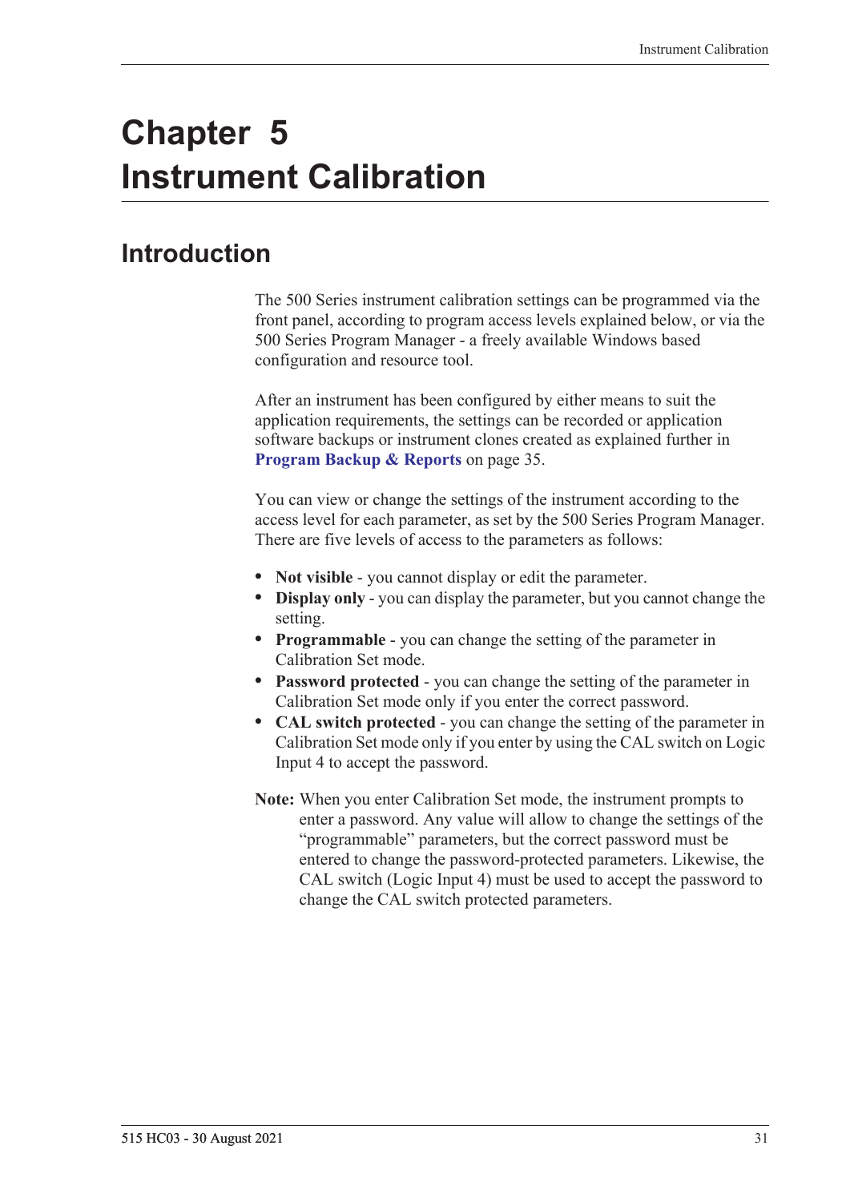# Chapter 5 Instrument Calibration

## Introduction

The 500 Series instrument calibration settings can be programmed via the front panel, according to program access levels explained below, or via the 500 Series Program Manager - a freely available Windows based configuration and resource tool.

After an instrument has been configured by either means to suit the application requirements, the settings can be recorded or application software backups or instrument clones created as explained further in **Program Backup & Reports** on page 35.

You can view or change the settings of the instrument according to the access level for each parameter, as set by the 500 Series Program Manager. There are five levels of access to the parameters as follows:

- **Not visible** - you cannot display or edit the parameter.
- **Display only** - you can display the parameter, but you cannot change the setting.
- **Programmable** - you can change the setting of the parameter in Calibration Set mode.
- **Password protected** - you can change the setting of the parameter in Calibration Set mode only if you enter the correct password.
- **CAL switch protected** - you can change the setting of the parameter in Calibration Set mode only if you enter by using the CAL switch on Logic Input 4 to accept the password.

**Note:** When you enter Calibration Set mode, the instrument prompts to enter a password. Any value will allow to change the settings of the "programmable" parameters, but the correct password must be entered to change the password-protected parameters. Likewise, the CAL switch (Logic Input 4) must be used to accept the password to change the CAL switch protected parameters.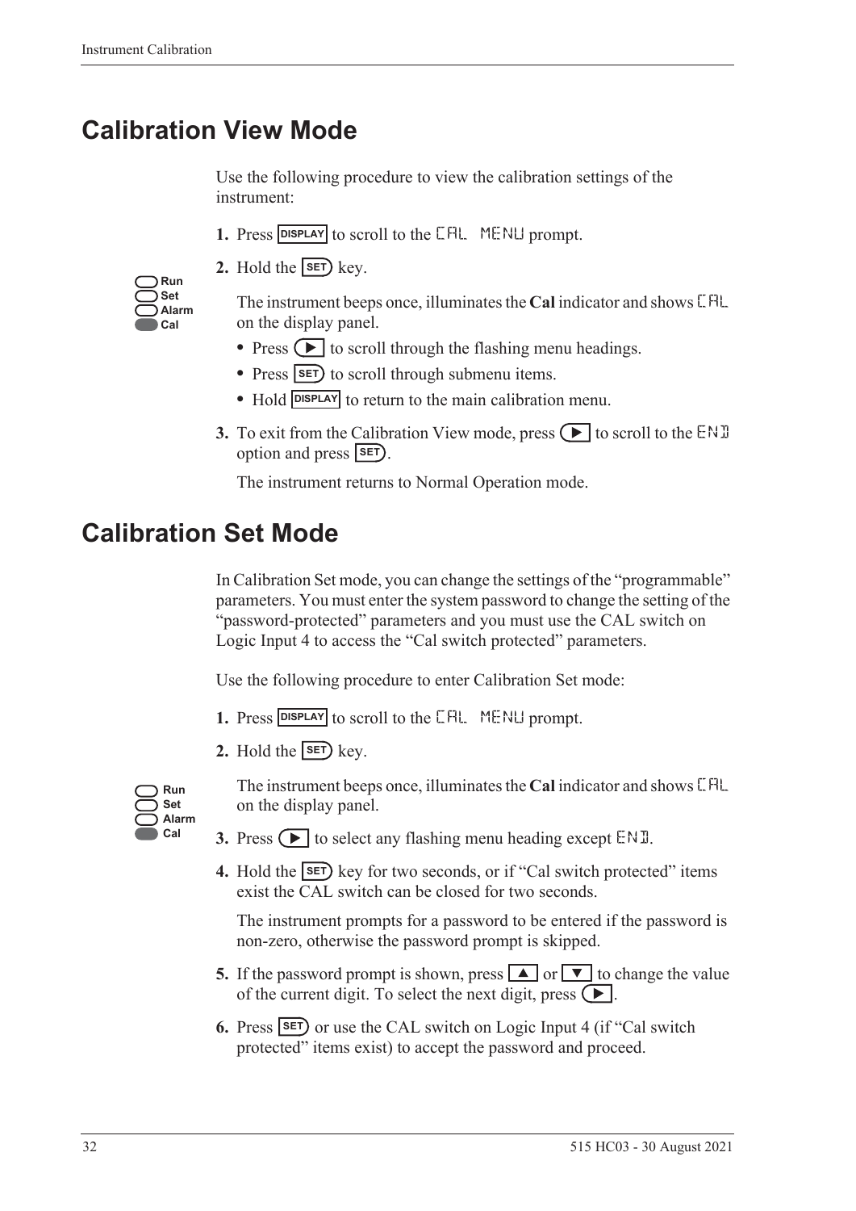# Calibration View Mode

Use the following procedure to view the calibration settings of the instrument:

1. Press DISPLAY to scroll to the CAL MENU prompt.
2. Hold the SET key.

   Run
   Set
   Alarm
   Cal

   The instrument beeps once, illuminates the **Cal** indicator and shows CAL on the display panel.
   - Press ▶ to scroll through the flashing menu headings.
   - Press SET to scroll through submenu items.
   - Hold DISPLAY to return to the main calibration menu.
3. To exit from the Calibration View mode, press ▶ to scroll to the END option and press SET.

   The instrument returns to Normal Operation mode.

# Calibration Set Mode

In Calibration Set mode, you can change the settings of the "programmable" parameters. You must enter the system password to change the setting of the "password-protected" parameters and you must use the CAL switch on Logic Input 4 to access the "Cal switch protected" parameters.

Use the following procedure to enter Calibration Set mode:

1. Press DISPLAY to scroll to the CAL MENU prompt.
2. Hold the SET key.

   Run
   Set
   Alarm
   Cal

   The instrument beeps once, illuminates the **Cal** indicator and shows CAL on the display panel.
3. Press ▶ to select any flashing menu heading except END.
4. Hold the SET key for two seconds, or if "Cal switch protected" items exist the CAL switch can be closed for two seconds.

   The instrument prompts for a password to be entered if the password is non-zero, otherwise the password prompt is skipped.
5. If the password prompt is shown, press ▲ or ▼ to change the value of the current digit. To select the next digit, press ▶.
6. Press SET or use the CAL switch on Logic Input 4 (if "Cal switch protected" items exist) to accept the password and proceed.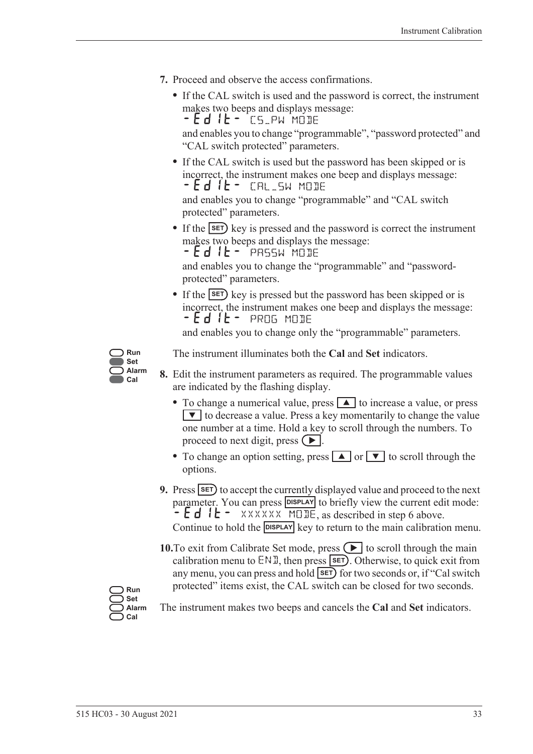7. Proceed and observe the access confirmations.

   - If the CAL switch is used and the password is correct, the instrument makes two beeps and displays message:
     -Edit- CS_PW MODE
     and enables you to change "programmable", "password protected" and "CAL switch protected" parameters.
   - If the CAL switch is used but the password has been skipped or is incorrect, the instrument makes one beep and displays message:
     -Edit- CAL_SW MODE
     and enables you to change "programmable" and "CAL switch protected" parameters.
   - If the SET key is pressed and the password is correct the instrument makes two beeps and displays the message:
     -Edit- PASSW MODE
     and enables you to change the "programmable" and "password-protected" parameters.
   - If the SET key is pressed but the password has been skipped or is incorrect, the instrument makes one beep and displays the message:
     -Edit- PROG MODE
     and enables you to change only the "programmable" parameters.

   Run / Set / Alarm / Cal

   The instrument illuminates both the **Cal** and **Set** indicators.

8. Edit the instrument parameters as required. The programmable values are indicated by the flashing display.

   - To change a numerical value, press ▲ to increase a value, or press ▼ to decrease a value. Press a key momentarily to change the value one number at a time. Hold a key to scroll through the numbers. To proceed to next digit, press ▶.
   - To change an option setting, press ▲ or ▼ to scroll through the options.

9. Press SET to accept the currently displayed value and proceed to the next parameter. You can press DISPLAY to briefly view the current edit mode: -Edit- XXXXXX MODE, as described in step 6 above. Continue to hold the DISPLAY key to return to the main calibration menu.

10. To exit from Calibrate Set mode, press ▶ to scroll through the main calibration menu to END, then press SET. Otherwise, to quick exit from any menu, you can press and hold SET for two seconds or, if "Cal switch protected" items exist, the CAL switch can be closed for two seconds.

Run / Set / Alarm / Cal

The instrument makes two beeps and cancels the **Cal** and **Set** indicators.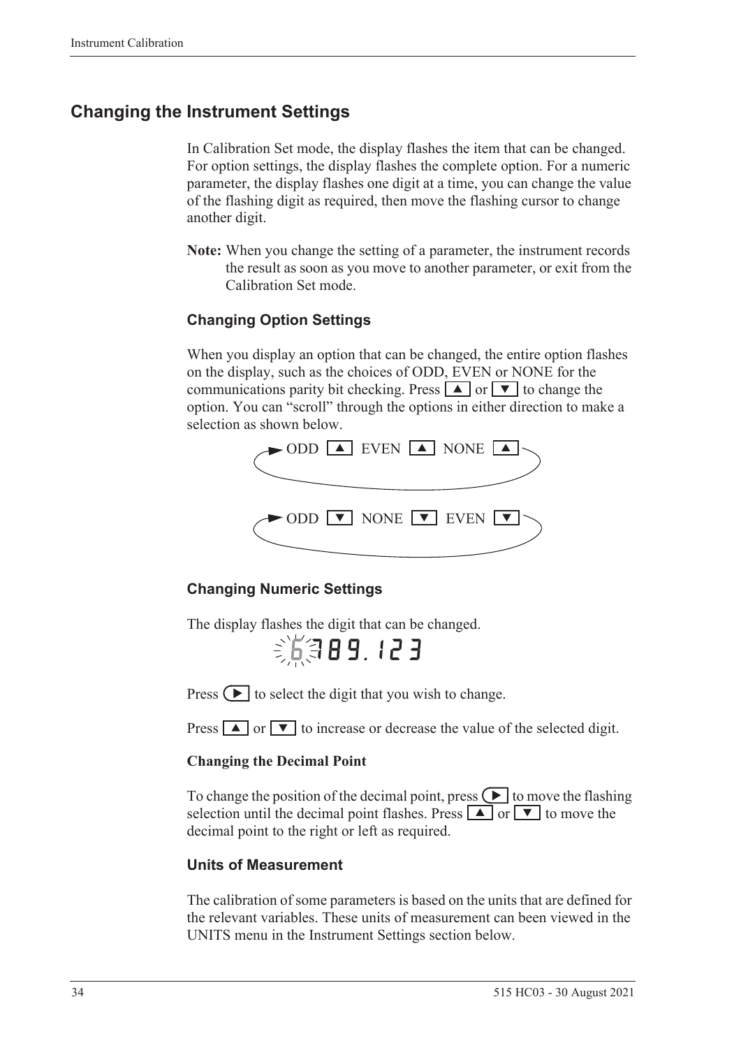## Changing the Instrument Settings

In Calibration Set mode, the display flashes the item that can be changed. For option settings, the display flashes the complete option. For a numeric parameter, the display flashes one digit at a time, you can change the value of the flashing digit as required, then move the flashing cursor to change another digit.

**Note:** When you change the setting of a parameter, the instrument records the result as soon as you move to another parameter, or exit from the Calibration Set mode.

### Changing Option Settings

When you display an option that can be changed, the entire option flashes on the display, such as the choices of ODD, EVEN or NONE for the communications parity bit checking. Press ▲ or ▼ to change the option. You can "scroll" through the options in either direction to make a selection as shown below.

ODD ▲ EVEN ▲ NONE ▲

ODD ▼ NONE ▼ EVEN ▼

### Changing Numeric Settings

The display flashes the digit that can be changed.

6789.123

Press ▶ to select the digit that you wish to change.

Press ▲ or ▼ to increase or decrease the value of the selected digit.

**Changing the Decimal Point**

To change the position of the decimal point, press ▶ to move the flashing selection until the decimal point flashes. Press ▲ or ▼ to move the decimal point to the right or left as required.

### Units of Measurement

The calibration of some parameters is based on the units that are defined for the relevant variables. These units of measurement can been viewed in the UNITS menu in the Instrument Settings section below.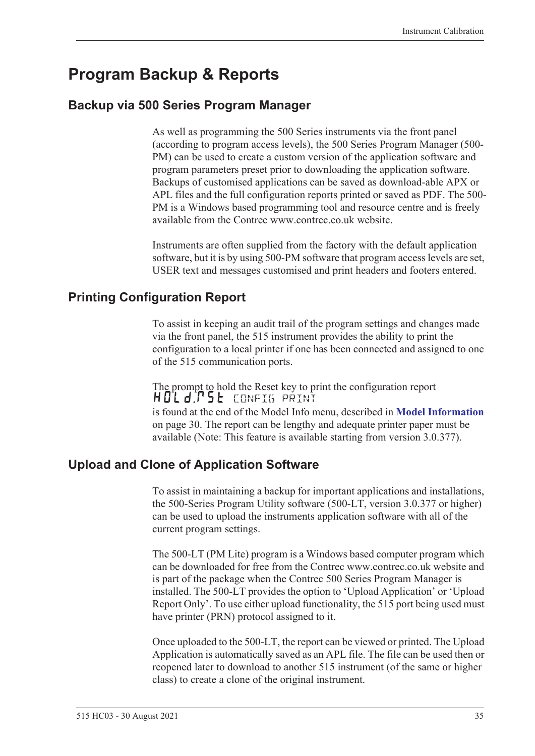# Program Backup & Reports

## Backup via 500 Series Program Manager

As well as programming the 500 Series instruments via the front panel (according to program access levels), the 500 Series Program Manager (500-PM) can be used to create a custom version of the application software and program parameters preset prior to downloading the application software. Backups of customised applications can be saved as download-able APX or APL files and the full configuration reports printed or saved as PDF. The 500-PM is a Windows based programming tool and resource centre and is freely available from the Contrec www.contrec.co.uk website.

Instruments are often supplied from the factory with the default application software, but it is by using 500-PM software that program access levels are set, USER text and messages customised and print headers and footers entered.

## Printing Configuration Report

To assist in keeping an audit trail of the program settings and changes made via the front panel, the 515 instrument provides the ability to print the configuration to a local printer if one has been connected and assigned to one of the 515 communication ports.

The prompt to hold the Reset key to print the configuration report
HOLd.RST CONFIG PRINT
is found at the end of the Model Info menu, described in **Model Information** on page 30. The report can be lengthy and adequate printer paper must be available (Note: This feature is available starting from version 3.0.377).

## Upload and Clone of Application Software

To assist in maintaining a backup for important applications and installations, the 500-Series Program Utility software (500-LT, version 3.0.377 or higher) can be used to upload the instruments application software with all of the current program settings.

The 500-LT (PM Lite) program is a Windows based computer program which can be downloaded for free from the Contrec www.contrec.co.uk website and is part of the package when the Contrec 500 Series Program Manager is installed. The 500-LT provides the option to 'Upload Application' or 'Upload Report Only'. To use either upload functionality, the 515 port being used must have printer (PRN) protocol assigned to it.

Once uploaded to the 500-LT, the report can be viewed or printed. The Upload Application is automatically saved as an APL file. The file can be used then or reopened later to download to another 515 instrument (of the same or higher class) to create a clone of the original instrument.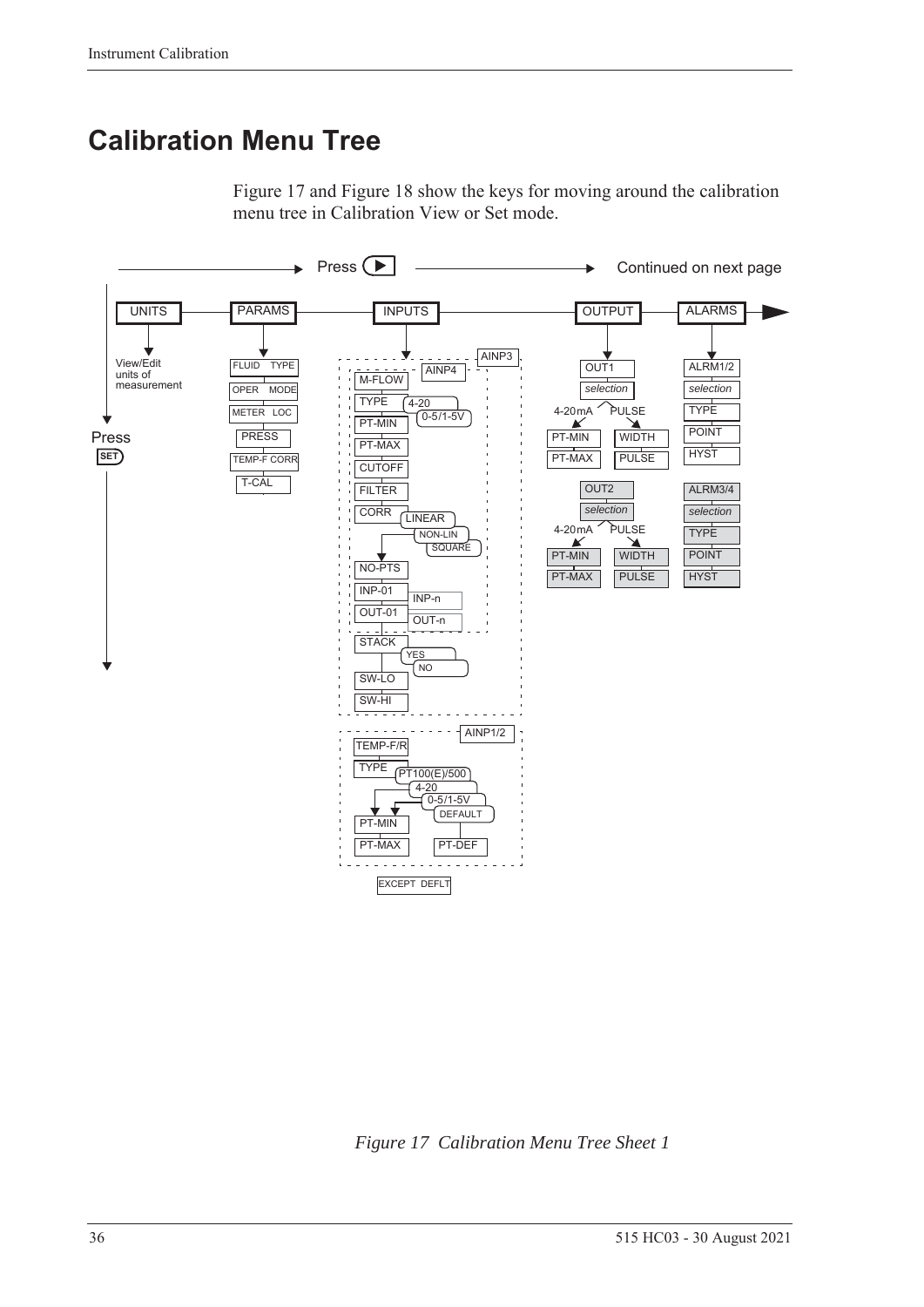# Calibration Menu Tree

Figure 17 and Figure 18 show the keys for moving around the calibration menu tree in Calibration View or Set mode.

Press ▶ → Continued on next page

Press SET

UNITS — View/Edit units of measurement

PARAMS — FLUID TYPE, OPER MODE, METER LOC, PRESS, TEMP-F CORR, T-CAL

INPUTS — AINP3 / AINP4: M-FLOW, TYPE (4-20, 0-5/1-5V), PT-MIN, PT-MAX, CUTOFF, FILTER, CORR (LINEAR, NON-LIN, SQUARE), NO-PTS, INP-01 (INP-n), OUT-01 (OUT-n), STACK (YES, NO), SW-LO, SW-HI

AINP1/2: TEMP-F/R, TYPE (PT100(E)/500, 4-20, 0-5/1-5V, DEFAULT), PT-MIN, PT-MAX, PT-DEF

EXCEPT DEFLT

OUTPUT — OUT1: selection; 4-20mA: PT-MIN, PT-MAX; PULSE: WIDTH, PULSE
OUT2: selection; 4-20mA: PT-MIN, PT-MAX; PULSE: WIDTH, PULSE

ALARMS — ALRM1/2: selection, TYPE, POINT, HYST
ALRM3/4: selection, TYPE, POINT, HYST

*Figure 17 Calibration Menu Tree Sheet 1*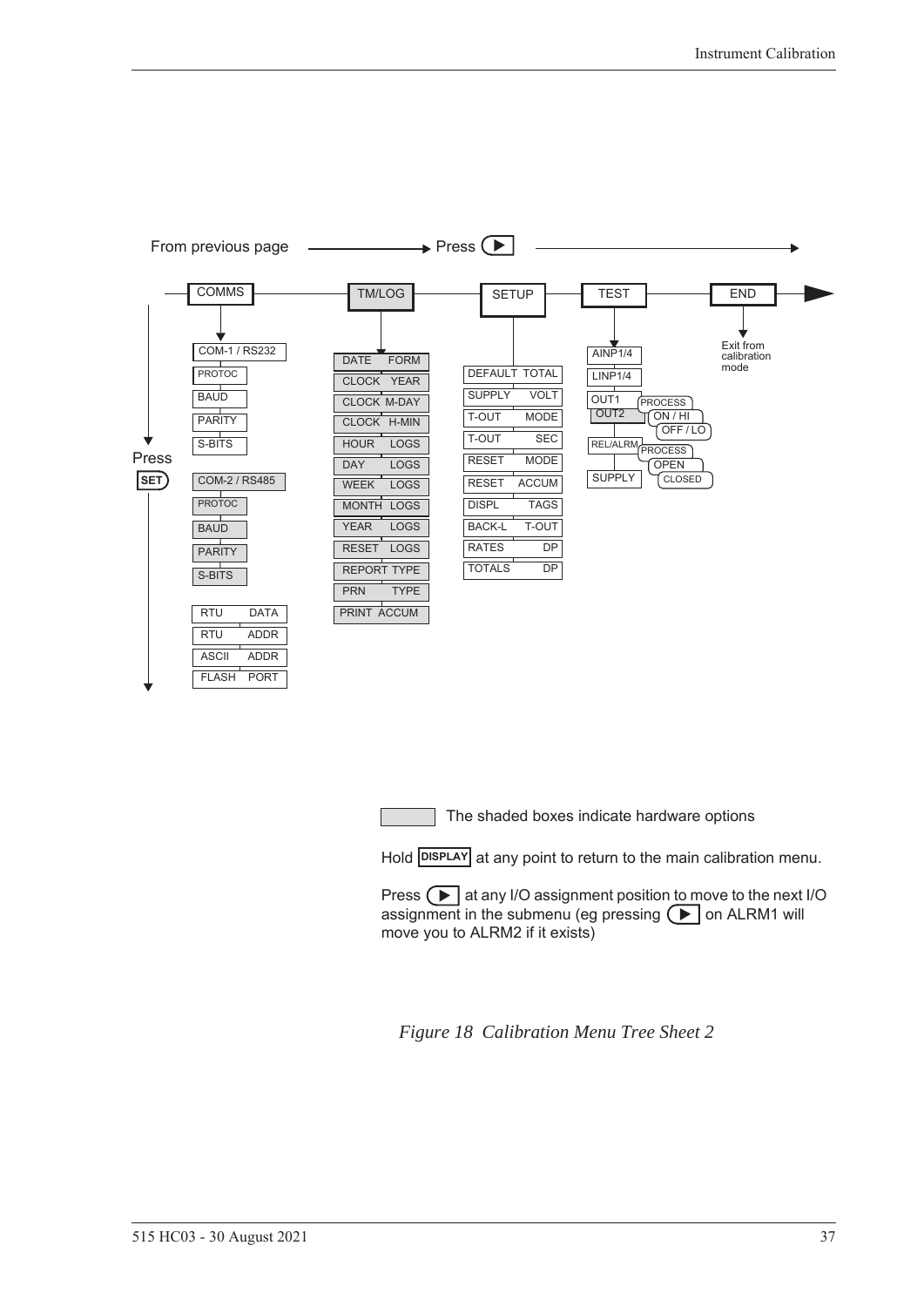From previous page → Press ▶

**COMMS** → **TM/LOG** → **SETUP** → **TEST** → **END**

Press **SET**

**COMMS**
- COM-1 / RS232
  - PROTOC
  - BAUD
  - PARITY
  - S-BITS
- COM-2 / RS485
  - PROTOC
  - BAUD
  - PARITY
  - S-BITS
- RTU DATA
- RTU ADDR
- ASCII ADDR
- FLASH PORT

**TM/LOG**
- DATE FORM
- CLOCK YEAR
- CLOCK M-DAY
- CLOCK H-MIN
- HOUR LOGS
- DAY LOGS
- WEEK LOGS
- MONTH LOGS
- YEAR LOGS
- RESET LOGS
- REPORT TYPE
- PRN TYPE
- PRINT ACCUM

**SETUP**
- DEFAULT TOTAL
- SUPPLY VOLT
- T-OUT MODE
- T-OUT SEC
- RESET MODE
- RESET ACCUM
- DISPL TAGS
- BACK-L T-OUT
- RATES DP
- TOTALS DP

**TEST**
- AINP1/4
- LINP1/4
- OUT1 / OUT2
  - PROCESS
  - ON / HI
  - OFF / LO
- REL/ALRM
  - PROCESS
  - OPEN
  - CLOSED
- SUPPLY

**END**
- Exit from calibration mode

The shaded boxes indicate hardware options

Hold **DISPLAY** at any point to return to the main calibration menu.

Press ▶ at any I/O assignment position to move to the next I/O assignment in the submenu (eg pressing ▶ on ALRM1 will move you to ALRM2 if it exists)

*Figure 18 Calibration Menu Tree Sheet 2*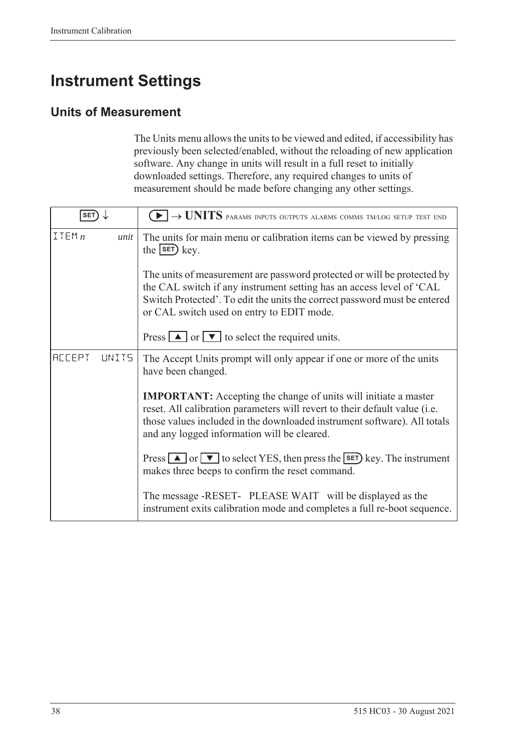# Instrument Settings

## Units of Measurement

The Units menu allows the units to be viewed and edited, if accessibility has previously been selected/enabled, without the reloading of new application software. Any change in units will result in a full reset to initially downloaded settings. Therefore, any required changes to units of measurement should be made before changing any other settings.

| SET ↓ | ▶ → **UNITS** PARAMS INPUTS OUTPUTS ALARMS COMMS TM/LOG SETUP TEST END |
|---|---|
| ITEM *n* *unit* | The units for main menu or calibration items can be viewed by pressing the SET key.<br><br>The units of measurement are password protected or will be protected by the CAL switch if any instrument setting has an access level of 'CAL Switch Protected'. To edit the units the correct password must be entered or CAL switch used on entry to EDIT mode.<br><br>Press ▲ or ▼ to select the required units. |
| ACCEPT UNITS | The Accept Units prompt will only appear if one or more of the units have been changed.<br><br>**IMPORTANT:** Accepting the change of units will initiate a master reset. All calibration parameters will revert to their default value (i.e. those values included in the downloaded instrument software). All totals and any logged information will be cleared.<br><br>Press ▲ or ▼ to select YES, then press the SET key. The instrument makes three beeps to confirm the reset command.<br><br>The message -RESET- PLEASE WAIT will be displayed as the instrument exits calibration mode and completes a full re-boot sequence. |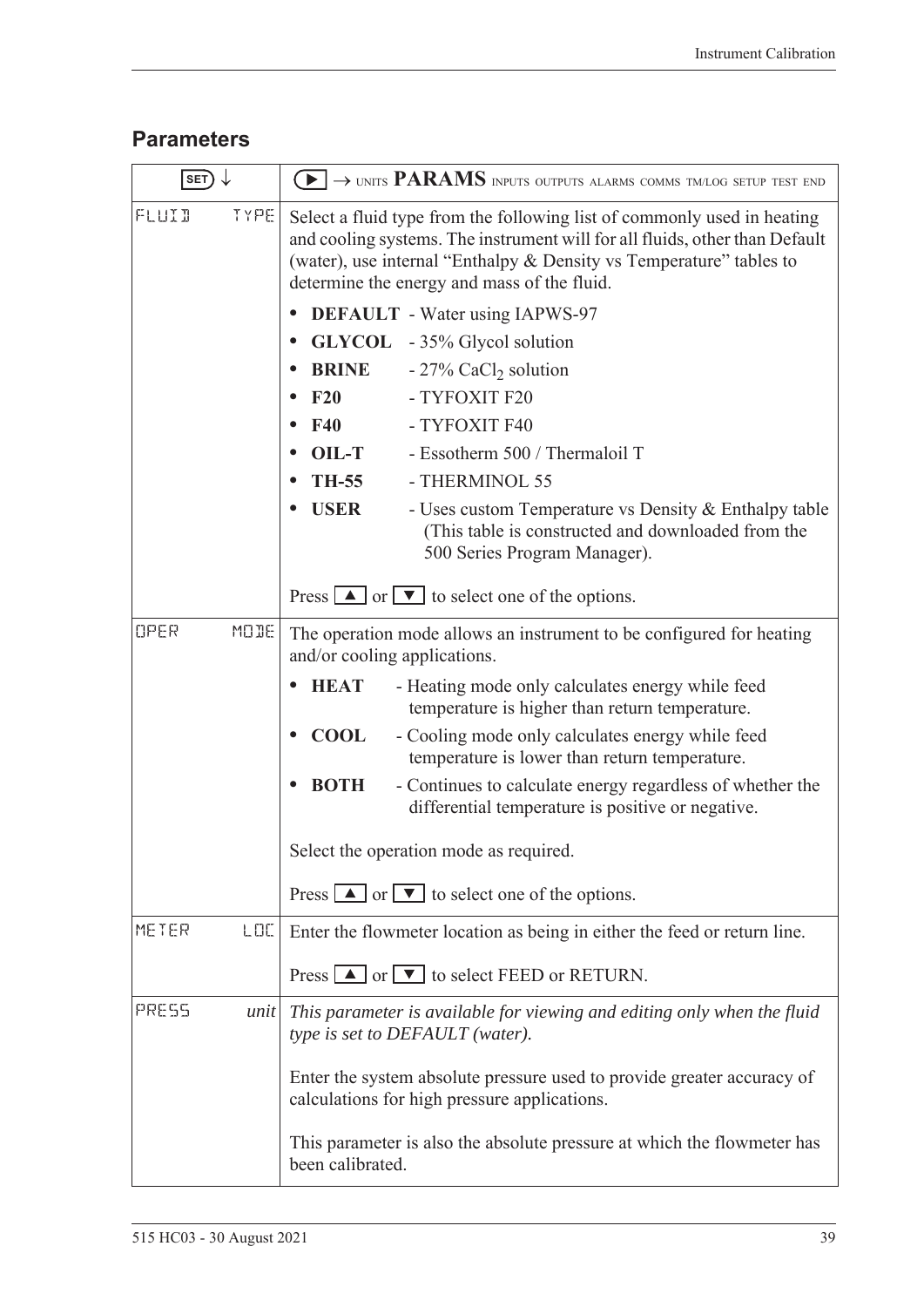## Parameters

| SET ↓ | ▶ → UNITS **PARAMS** INPUTS OUTPUTS ALARMS COMMS TM/LOG SETUP TEST END |
|---|---|
| FLUID TYPE | Select a fluid type from the following list of commonly used in heating and cooling systems. The instrument will for all fluids, other than Default (water), use internal "Enthalpy & Density vs Temperature" tables to determine the energy and mass of the fluid.<br>• **DEFAULT** - Water using IAPWS-97<br>• **GLYCOL** - 35% Glycol solution<br>• **BRINE** - 27% $CaCl_2$ solution<br>• **F20** - TYFOXIT F20<br>• **F40** - TYFOXIT F40<br>• **OIL-T** - Essotherm 500 / Thermaloil T<br>• **TH-55** - THERMINOL 55<br>• **USER** - Uses custom Temperature vs Density & Enthalpy table (This table is constructed and downloaded from the 500 Series Program Manager).<br><br>Press ▲ or ▼ to select one of the options. |
| OPER MODE | The operation mode allows an instrument to be configured for heating and/or cooling applications.<br>• **HEAT** - Heating mode only calculates energy while feed temperature is higher than return temperature.<br>• **COOL** - Cooling mode only calculates energy while feed temperature is lower than return temperature.<br>• **BOTH** - Continues to calculate energy regardless of whether the differential temperature is positive or negative.<br><br>Select the operation mode as required.<br><br>Press ▲ or ▼ to select one of the options. |
| METER LOC | Enter the flowmeter location as being in either the feed or return line.<br><br>Press ▲ or ▼ to select FEED or RETURN. |
| PRESS *unit* | *This parameter is available for viewing and editing only when the fluid type is set to DEFAULT (water).*<br><br>Enter the system absolute pressure used to provide greater accuracy of calculations for high pressure applications.<br><br>This parameter is also the absolute pressure at which the flowmeter has been calibrated. |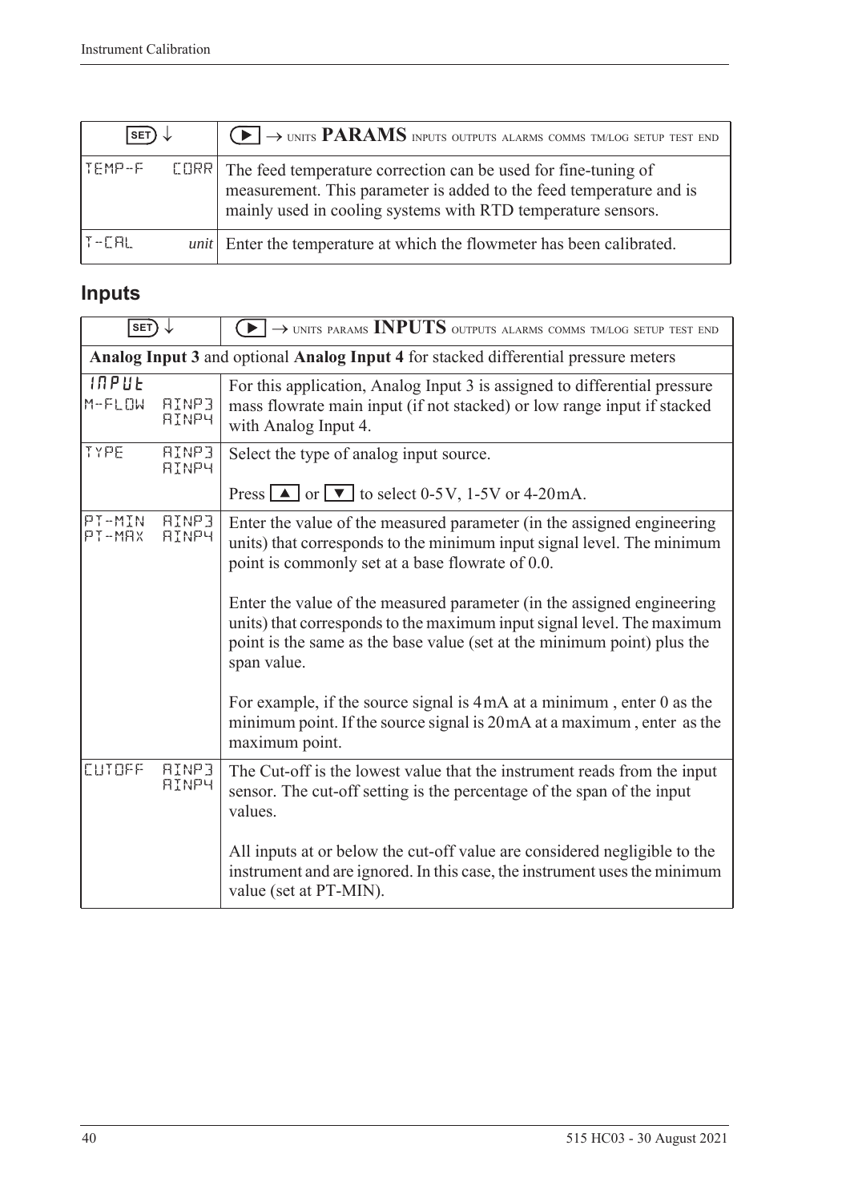| SET ↓ | ▶ → UNITS **PARAMS** INPUTS OUTPUTS ALARMS COMMS TM/LOG SETUP TEST END |
|---|---|
| TEMP-F CORR | The feed temperature correction can be used for fine-tuning of measurement. This parameter is added to the feed temperature and is mainly used in cooling systems with RTD temperature sensors. |
| T-CAL *unit* | Enter the temperature at which the flowmeter has been calibrated. |

## Inputs

| SET ↓ | ▶ → UNITS PARAMS **INPUTS** OUTPUTS ALARMS COMMS TM/LOG SETUP TEST END |
|---|---|
| **Analog Input 3** and optional **Analog Input 4** for stacked differential pressure meters | |
| INPUT M-FLOW AINP3 AINP4 | For this application, Analog Input 3 is assigned to differential pressure mass flowrate main input (if not stacked) or low range input if stacked with Analog Input 4. |
| TYPE AINP3 AINP4 | Select the type of analog input source.<br><br>Press ▲ or ▼ to select 0-5V, 1-5V or 4-20mA. |
| PT-MIN AINP3 PT-MAX AINP4 | Enter the value of the measured parameter (in the assigned engineering units) that corresponds to the minimum input signal level. The minimum point is commonly set at a base flowrate of 0.0.<br><br>Enter the value of the measured parameter (in the assigned engineering units) that corresponds to the maximum input signal level. The maximum point is the same as the base value (set at the minimum point) plus the span value.<br><br>For example, if the source signal is 4mA at a minimum , enter 0 as the minimum point. If the source signal is 20mA at a maximum , enter as the maximum point. |
| CUTOFF AINP3 AINP4 | The Cut-off is the lowest value that the instrument reads from the input sensor. The cut-off setting is the percentage of the span of the input values.<br><br>All inputs at or below the cut-off value are considered negligible to the instrument and are ignored. In this case, the instrument uses the minimum value (set at PT-MIN). |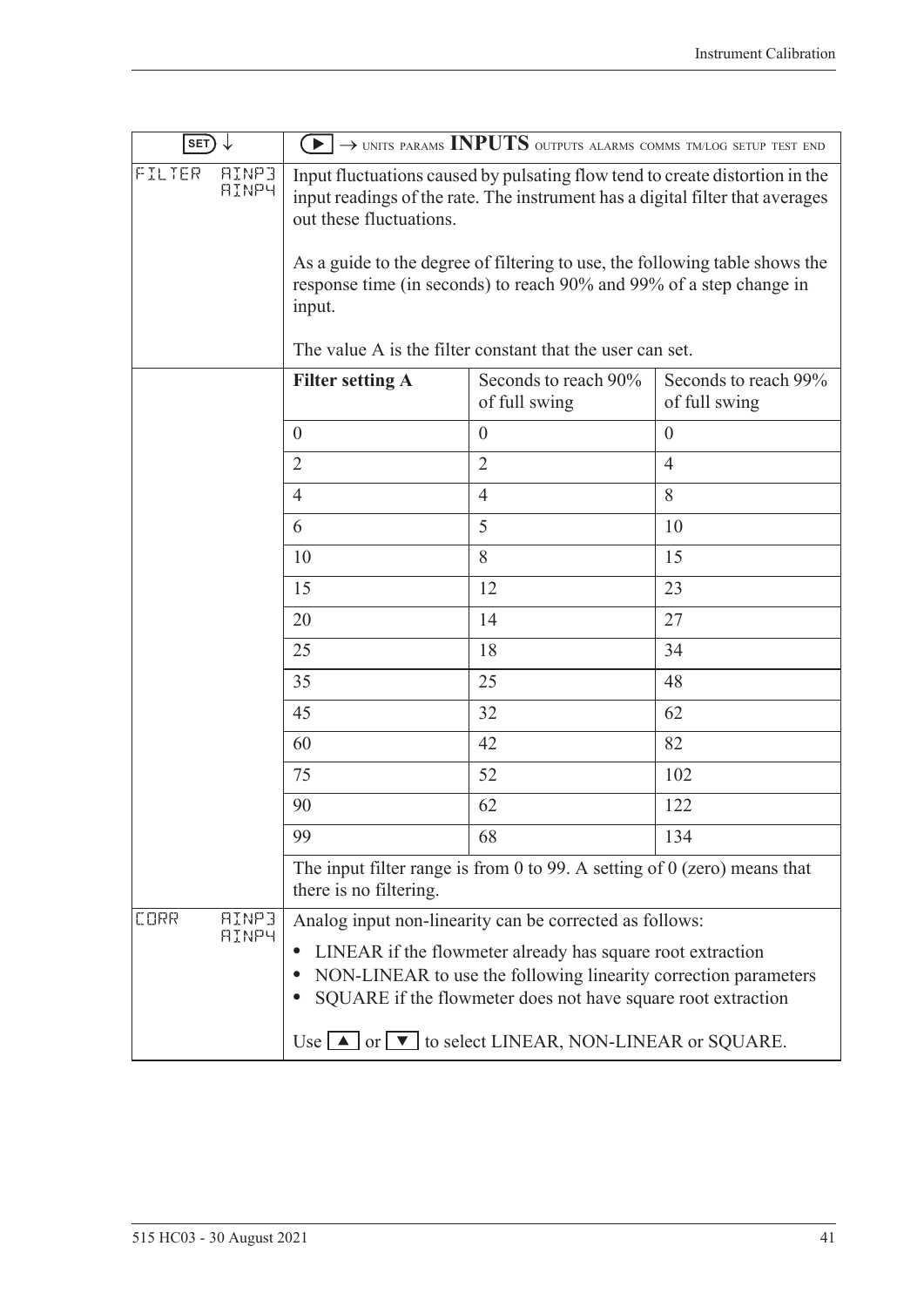| SET ↓ | ▶ → UNITS PARAMS **INPUTS** OUTPUTS ALARMS COMMS TM/LOG SETUP TEST END | | |
|---|---|---|---|
| FILTER AINP3 AINP4 | Input fluctuations caused by pulsating flow tend to create distortion in the input readings of the rate. The instrument has a digital filter that averages out these fluctuations.<br><br>As a guide to the degree of filtering to use, the following table shows the response time (in seconds) to reach 90% and 99% of a step change in input.<br><br>The value A is the filter constant that the user can set. | | |
| | **Filter setting A** | Seconds to reach 90% of full swing | Seconds to reach 99% of full swing |
| | 0 | 0 | 0 |
| | 2 | 2 | 4 |
| | 4 | 4 | 8 |
| | 6 | 5 | 10 |
| | 10 | 8 | 15 |
| | 15 | 12 | 23 |
| | 20 | 14 | 27 |
| | 25 | 18 | 34 |
| | 35 | 25 | 48 |
| | 45 | 32 | 62 |
| | 60 | 42 | 82 |
| | 75 | 52 | 102 |
| | 90 | 62 | 122 |
| | 99 | 68 | 134 |
| | The input filter range is from 0 to 99. A setting of 0 (zero) means that there is no filtering. | | |
| CORR AINP3 AINP4 | Analog input non-linearity can be corrected as follows:<br>• LINEAR if the flowmeter already has square root extraction<br>• NON-LINEAR to use the following linearity correction parameters<br>• SQUARE if the flowmeter does not have square root extraction<br><br>Use ▲ or ▼ to select LINEAR, NON-LINEAR or SQUARE. | | |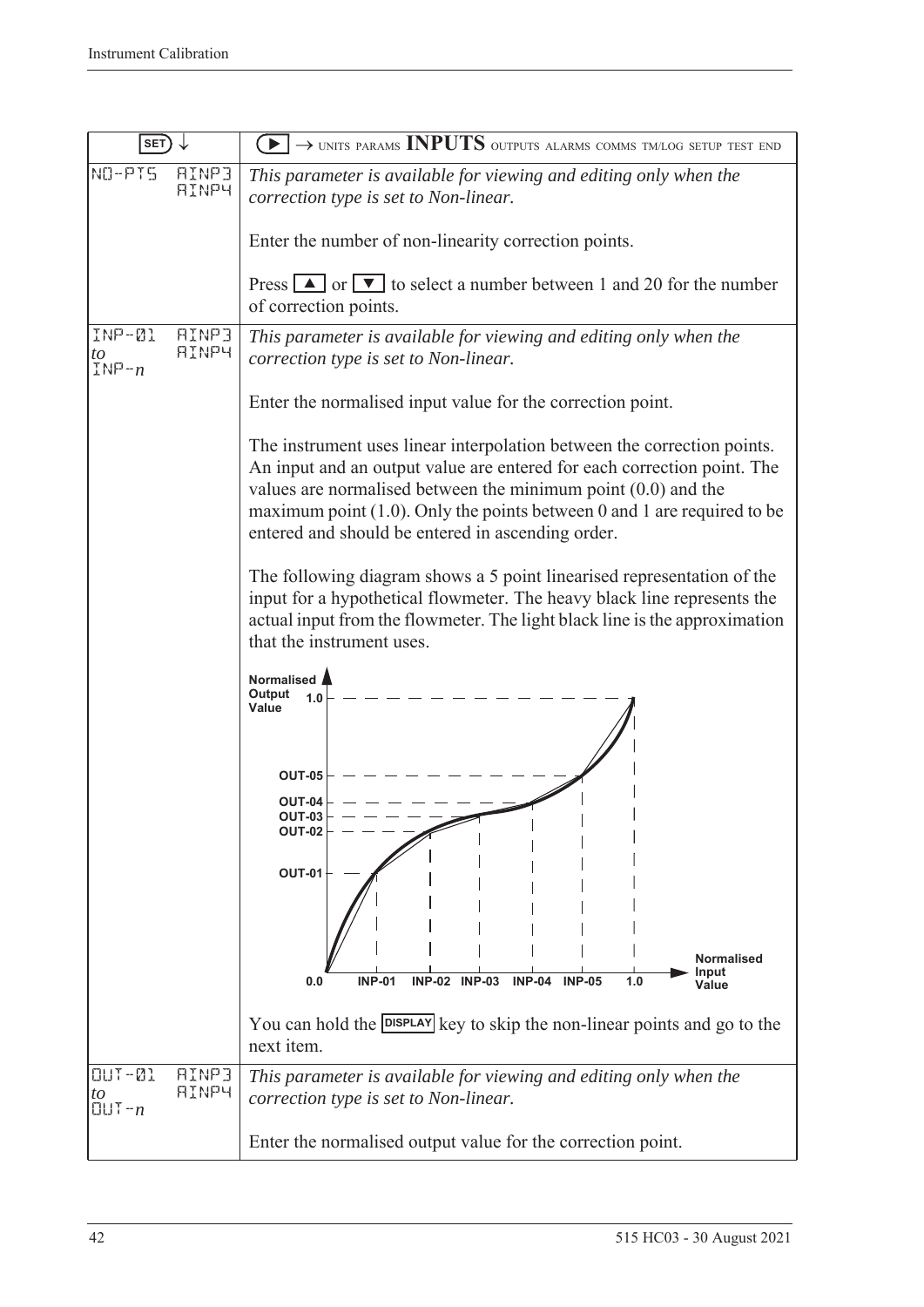| SET ↓ | | ▶ → UNITS PARAMS **INPUTS** OUTPUTS ALARMS COMMS TM/LOG SETUP TEST END |
|---|---|---|
| NO-PTS | AINP3 AINP4 | *This parameter is available for viewing and editing only when the correction type is set to Non-linear.*<br><br>Enter the number of non-linearity correction points.<br><br>Press ▲ or ▼ to select a number between 1 and 20 for the number of correction points. |
| INP-01 *to* INP-*n* | AINP3 AINP4 | *This parameter is available for viewing and editing only when the correction type is set to Non-linear.*<br><br>Enter the normalised input value for the correction point.<br><br>The instrument uses linear interpolation between the correction points. An input and an output value are entered for each correction point. The values are normalised between the minimum point (0.0) and the maximum point (1.0). Only the points between 0 and 1 are required to be entered and should be entered in ascending order.<br><br>The following diagram shows a 5 point linearised representation of the input for a hypothetical flowmeter. The heavy black line represents the actual input from the flowmeter. The light black line is the approximation that the instrument uses.<br><br>You can hold the DISPLAY key to skip the non-linear points and go to the next item. |
| OUT-01 *to* OUT-*n* | AINP3 AINP4 | *This parameter is available for viewing and editing only when the correction type is set to Non-linear.*<br><br>Enter the normalised output value for the correction point. |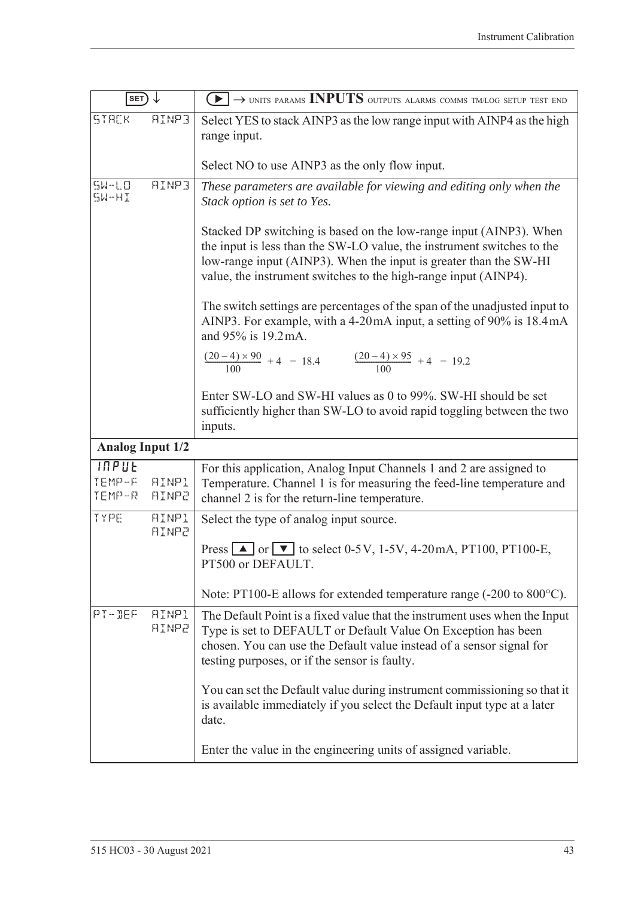| SET ↓ | ▶ → UNITS PARAMS **INPUTS** OUTPUTS ALARMS COMMS TM/LOG SETUP TEST END |
|---|---|
| STACK AINP3 | Select YES to stack AINP3 as the low range input with AINP4 as the high range input.<br><br>Select NO to use AINP3 as the only flow input. |
| SW-LO AINP3<br>SW-HI | *These parameters are available for viewing and editing only when the Stack option is set to Yes.*<br><br>Stacked DP switching is based on the low-range input (AINP3). When the input is less than the SW-LO value, the instrument switches to the low-range input (AINP3). When the input is greater than the SW-HI value, the instrument switches to the high-range input (AINP4).<br><br>The switch settings are percentages of the span of the unadjusted input to AINP3. For example, with a 4-20 mA input, a setting of 90% is 18.4 mA and 95% is 19.2 mA.<br><br>$\frac{(20-4) \times 90}{100} + 4 = 18.4$ $\frac{(20-4) \times 95}{100} + 4 = 19.2$<br><br>Enter SW-LO and SW-HI values as 0 to 99%. SW-HI should be set sufficiently higher than SW-LO to avoid rapid toggling between the two inputs. |
| **Analog Input 1/2** | |
| INPUT<br>TEMP-F AINP1<br>TEMP-R AINP2 | For this application, Analog Input Channels 1 and 2 are assigned to Temperature. Channel 1 is for measuring the feed-line temperature and channel 2 is for the return-line temperature. |
| TYPE AINP1<br>AINP2 | Select the type of analog input source.<br><br>Press ▲ or ▼ to select 0-5 V, 1-5 V, 4-20 mA, PT100, PT100-E, PT500 or DEFAULT.<br><br>Note: PT100-E allows for extended temperature range (-200 to 800°C). |
| PT-DEF AINP1<br>AINP2 | The Default Point is a fixed value that the instrument uses when the Input Type is set to DEFAULT or Default Value On Exception has been chosen. You can use the Default value instead of a sensor signal for testing purposes, or if the sensor is faulty.<br><br>You can set the Default value during instrument commissioning so that it is available immediately if you select the Default input type at a later date.<br><br>Enter the value in the engineering units of assigned variable. |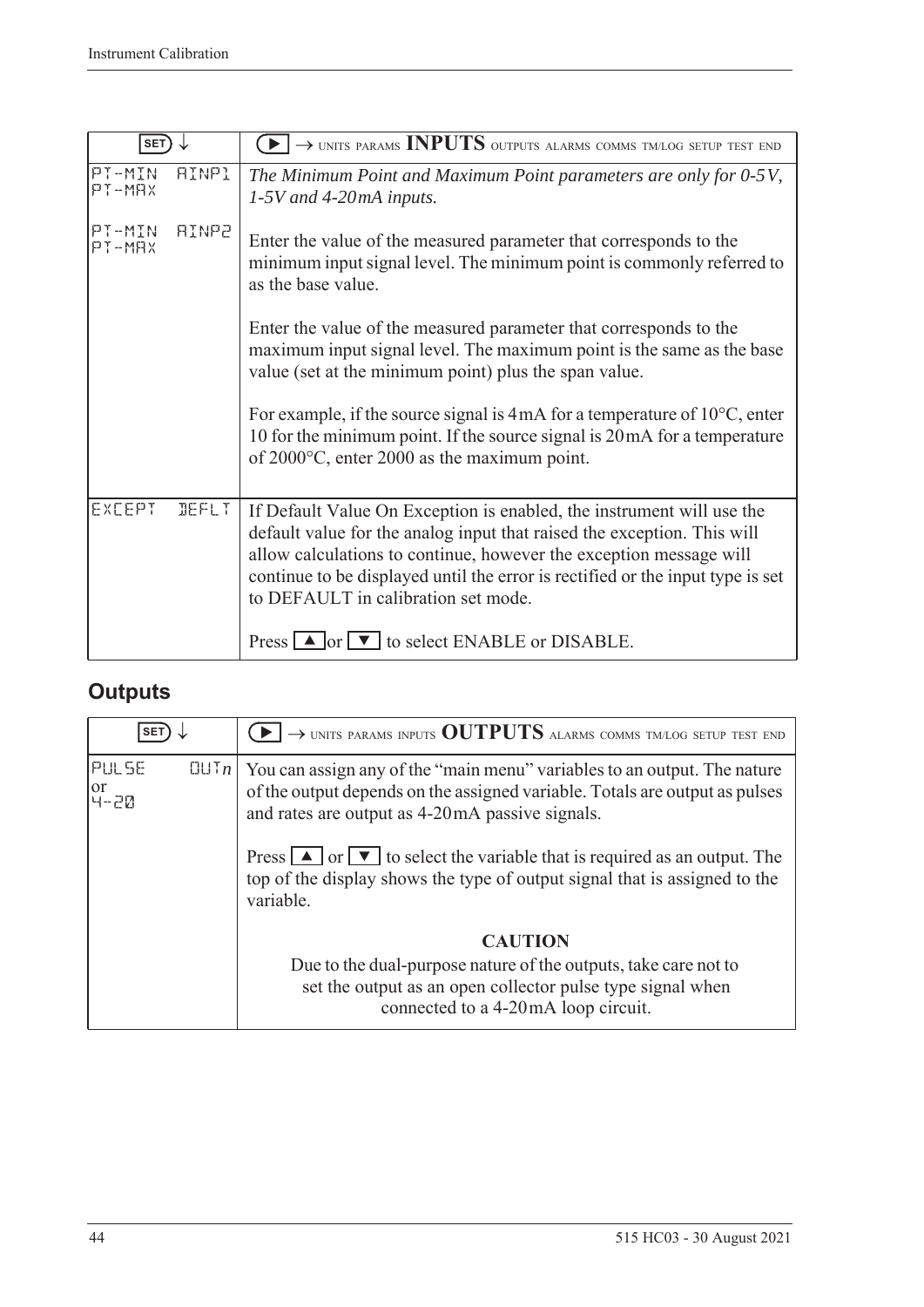| SET ↓ | ▶ → UNITS PARAMS **INPUTS** OUTPUTS ALARMS COMMS TM/LOG SETUP TEST END |
|---|---|
| PT-MIN AINP1<br>PT-MAX<br><br>PT-MIN AINP2<br>PT-MAX | *The Minimum Point and Maximum Point parameters are only for 0-5V, 1-5V and 4-20mA inputs.*<br><br>Enter the value of the measured parameter that corresponds to the minimum input signal level. The minimum point is commonly referred to as the base value.<br><br>Enter the value of the measured parameter that corresponds to the maximum input signal level. The maximum point is the same as the base value (set at the minimum point) plus the span value.<br><br>For example, if the source signal is 4mA for a temperature of 10°C, enter 10 for the minimum point. If the source signal is 20mA for a temperature of 2000°C, enter 2000 as the maximum point. |
| EXCEPT DEFLT | If Default Value On Exception is enabled, the instrument will use the default value for the analog input that raised the exception. This will allow calculations to continue, however the exception message will continue to be displayed until the error is rectified or the input type is set to DEFAULT in calibration set mode.<br><br>Press ▲ or ▼ to select ENABLE or DISABLE. |

## Outputs

| SET ↓ | ▶ → UNITS PARAMS INPUTS **OUTPUTS** ALARMS COMMS TM/LOG SETUP TEST END |
|---|---|
| PULSE OUT*n*<br>or<br>4-20 | You can assign any of the "main menu" variables to an output. The nature of the output depends on the assigned variable. Totals are output as pulses and rates are output as 4-20mA passive signals.<br><br>Press ▲ or ▼ to select the variable that is required as an output. The top of the display shows the type of output signal that is assigned to the variable.<br><br>**CAUTION**<br>Due to the dual-purpose nature of the outputs, take care not to set the output as an open collector pulse type signal when connected to a 4-20mA loop circuit. |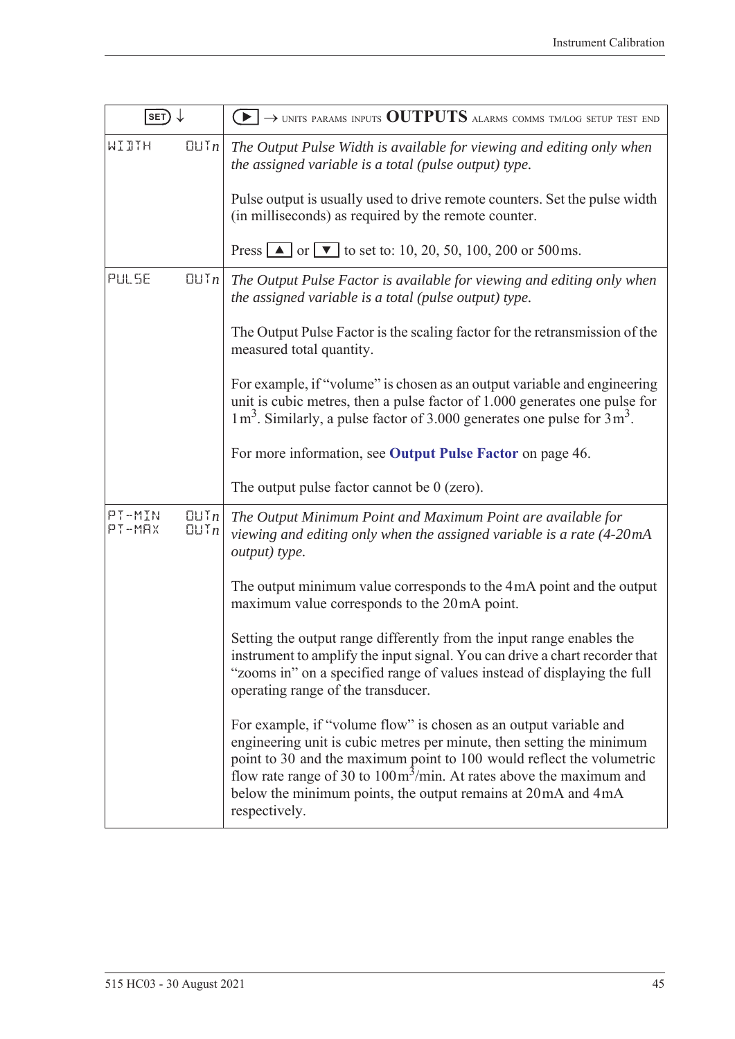| SET ↓ | ▶ → UNITS PARAMS INPUTS **OUTPUTS** ALARMS COMMS TM/LOG SETUP TEST END |
|---|---|
| WIDTH OUT*n* | *The Output Pulse Width is available for viewing and editing only when the assigned variable is a total (pulse output) type.*<br><br>Pulse output is usually used to drive remote counters. Set the pulse width (in milliseconds) as required by the remote counter.<br><br>Press ▲ or ▼ to set to: 10, 20, 50, 100, 200 or 500ms. |
| PULSE OUT*n* | *The Output Pulse Factor is available for viewing and editing only when the assigned variable is a total (pulse output) type.*<br><br>The Output Pulse Factor is the scaling factor for the retransmission of the measured total quantity.<br><br>For example, if "volume" is chosen as an output variable and engineering unit is cubic metres, then a pulse factor of 1.000 generates one pulse for 1 $m^3$. Similarly, a pulse factor of 3.000 generates one pulse for 3 $m^3$.<br><br>For more information, see **Output Pulse Factor** on page 46.<br><br>The output pulse factor cannot be 0 (zero). |
| PT-MIN OUT*n*<br>PT-MAX OUT*n* | *The Output Minimum Point and Maximum Point are available for viewing and editing only when the assigned variable is a rate (4-20mA output) type.*<br><br>The output minimum value corresponds to the 4mA point and the output maximum value corresponds to the 20mA point.<br><br>Setting the output range differently from the input range enables the instrument to amplify the input signal. You can drive a chart recorder that "zooms in" on a specified range of values instead of displaying the full operating range of the transducer.<br><br>For example, if "volume flow" is chosen as an output variable and engineering unit is cubic metres per minute, then setting the minimum point to 30 and the maximum point to 100 would reflect the volumetric flow rate range of 30 to 100 $m^3$/min. At rates above the maximum and below the minimum points, the output remains at 20mA and 4mA respectively. |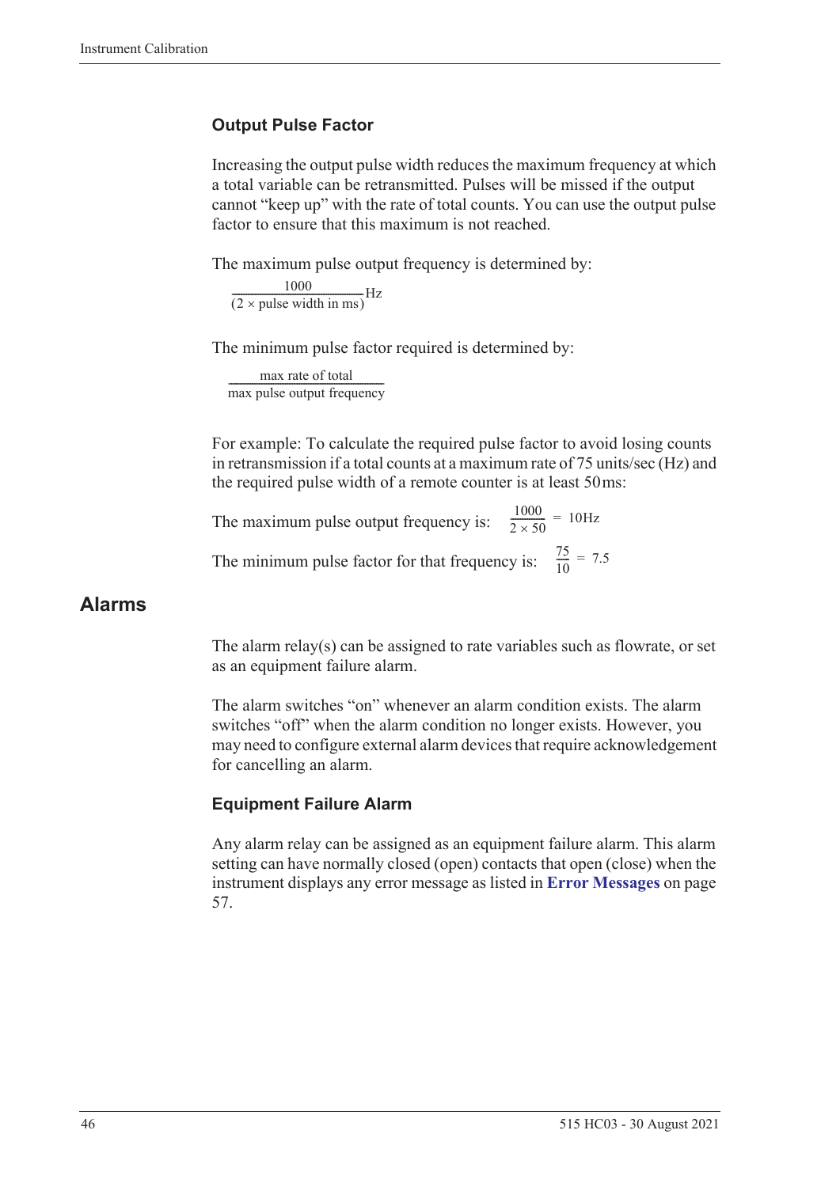### Output Pulse Factor

Increasing the output pulse width reduces the maximum frequency at which a total variable can be retransmitted. Pulses will be missed if the output cannot "keep up" with the rate of total counts. You can use the output pulse factor to ensure that this maximum is not reached.

The maximum pulse output frequency is determined by:

$$\frac{1000}{(2 \times \text{pulse width in ms})} \text{Hz}$$

The minimum pulse factor required is determined by:

$$\frac{\text{max rate of total}}{\text{max pulse output frequency}}$$

For example: To calculate the required pulse factor to avoid losing counts in retransmission if a total counts at a maximum rate of 75 units/sec (Hz) and the required pulse width of a remote counter is at least 50 ms:

The maximum pulse output frequency is: $\frac{1000}{2 \times 50} = 10\text{Hz}$

The minimum pulse factor for that frequency is: $\frac{75}{10} = 7.5$

## Alarms

The alarm relay(s) can be assigned to rate variables such as flowrate, or set as an equipment failure alarm.

The alarm switches "on" whenever an alarm condition exists. The alarm switches "off" when the alarm condition no longer exists. However, you may need to configure external alarm devices that require acknowledgement for cancelling an alarm.

### Equipment Failure Alarm

Any alarm relay can be assigned as an equipment failure alarm. This alarm setting can have normally closed (open) contacts that open (close) when the instrument displays any error message as listed in **Error Messages** on page 57.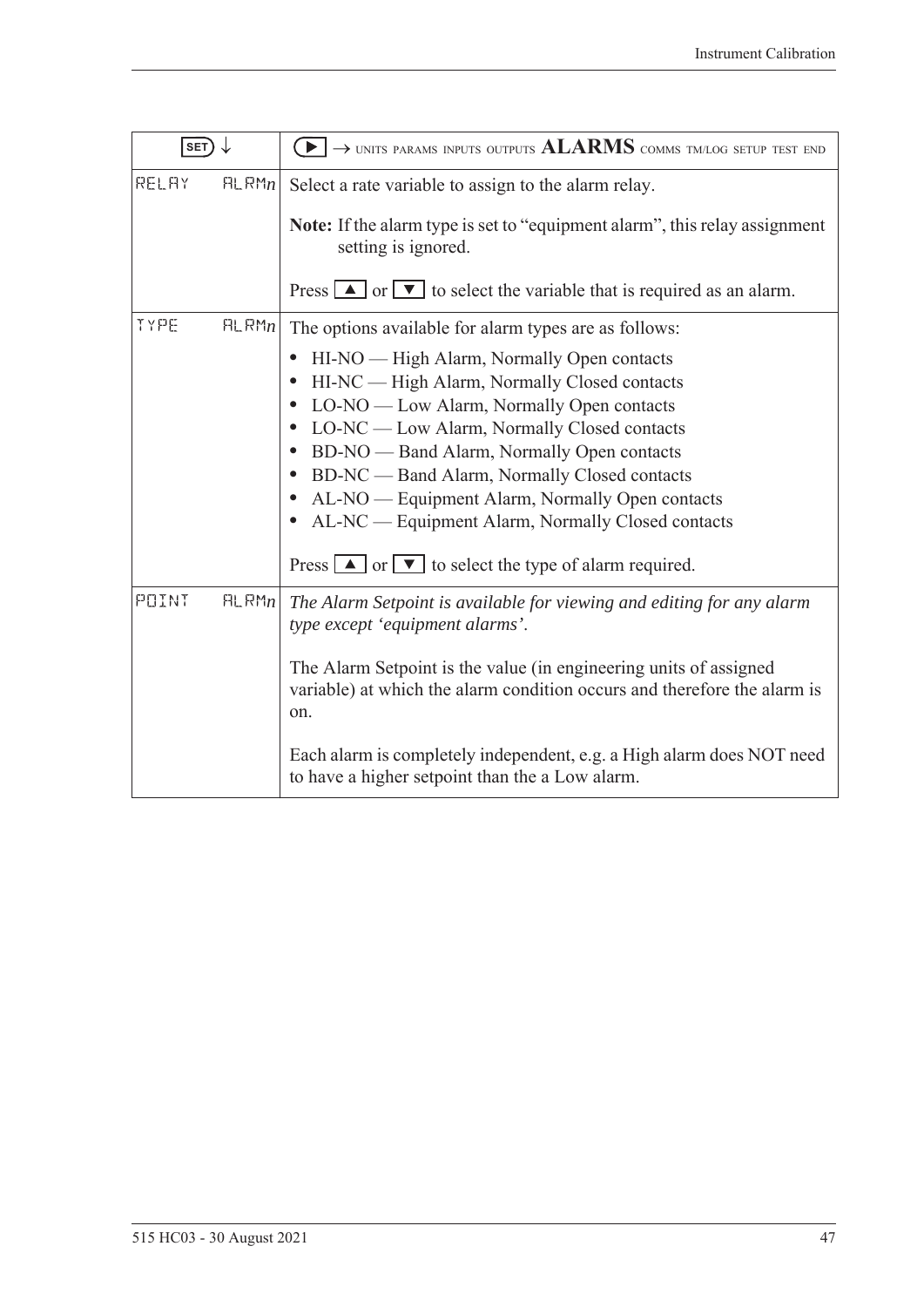| SET ↓ | ▶ → UNITS PARAMS INPUTS OUTPUTS **ALARMS** COMMS TM/LOG SETUP TEST END |
|---|---|
| RELAY ALRM*n* | Select a rate variable to assign to the alarm relay.<br><br>**Note:** If the alarm type is set to “equipment alarm”, this relay assignment setting is ignored.<br><br>Press ▲ or ▼ to select the variable that is required as an alarm. |
| TYPE ALRM*n* | The options available for alarm types are as follows:<br><br>• HI-NO — High Alarm, Normally Open contacts<br>• HI-NC — High Alarm, Normally Closed contacts<br>• LO-NO — Low Alarm, Normally Open contacts<br>• LO-NC — Low Alarm, Normally Closed contacts<br>• BD-NO — Band Alarm, Normally Open contacts<br>• BD-NC — Band Alarm, Normally Closed contacts<br>• AL-NO — Equipment Alarm, Normally Open contacts<br>• AL-NC — Equipment Alarm, Normally Closed contacts<br><br>Press ▲ or ▼ to select the type of alarm required. |
| POINT ALRM*n* | *The Alarm Setpoint is available for viewing and editing for any alarm type except ‘equipment alarms’.*<br><br>The Alarm Setpoint is the value (in engineering units of assigned variable) at which the alarm condition occurs and therefore the alarm is on.<br><br>Each alarm is completely independent, e.g. a High alarm does NOT need to have a higher setpoint than the a Low alarm. |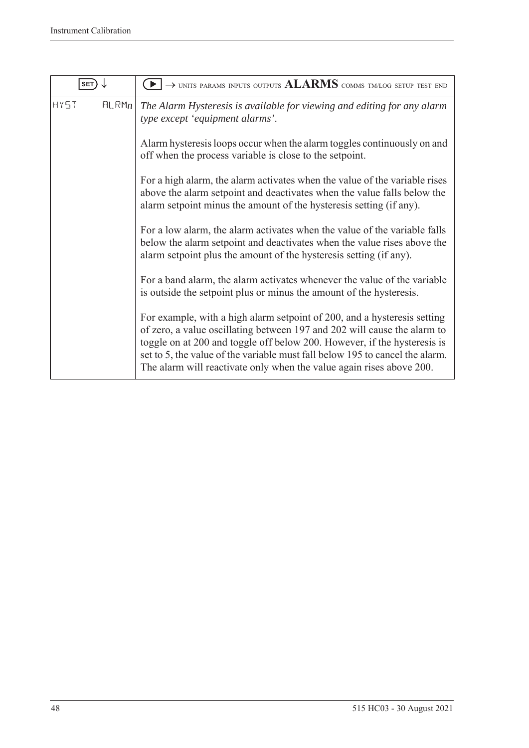| SET ↓ | ▶ → UNITS PARAMS INPUTS OUTPUTS **ALARMS** COMMS TM/LOG SETUP TEST END |
|---|---|
| HYST ALRM*n* | *The Alarm Hysteresis is available for viewing and editing for any alarm type except 'equipment alarms'.*<br><br>Alarm hysteresis loops occur when the alarm toggles continuously on and off when the process variable is close to the setpoint.<br><br>For a high alarm, the alarm activates when the value of the variable rises above the alarm setpoint and deactivates when the value falls below the alarm setpoint minus the amount of the hysteresis setting (if any).<br><br>For a low alarm, the alarm activates when the value of the variable falls below the alarm setpoint and deactivates when the value rises above the alarm setpoint plus the amount of the hysteresis setting (if any).<br><br>For a band alarm, the alarm activates whenever the value of the variable is outside the setpoint plus or minus the amount of the hysteresis.<br><br>For example, with a high alarm setpoint of 200, and a hysteresis setting of zero, a value oscillating between 197 and 202 will cause the alarm to toggle on at 200 and toggle off below 200. However, if the hysteresis is set to 5, the value of the variable must fall below 195 to cancel the alarm. The alarm will reactivate only when the value again rises above 200. |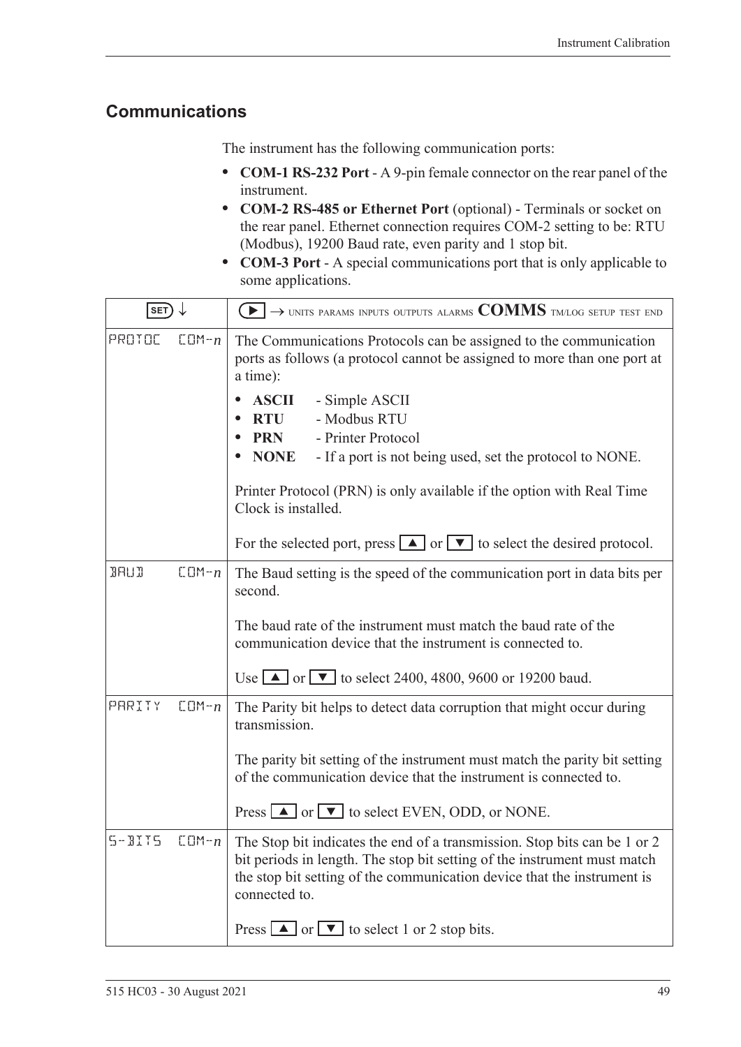## Communications

The instrument has the following communication ports:

- **COM-1 RS-232 Port** - A 9-pin female connector on the rear panel of the instrument.
- **COM-2 RS-485 or Ethernet Port** (optional) - Terminals or socket on the rear panel. Ethernet connection requires COM-2 setting to be: RTU (Modbus), 19200 Baud rate, even parity and 1 stop bit.
- **COM-3 Port** - A special communications port that is only applicable to some applications.

| SET ↓ | ▶ → UNITS PARAMS INPUTS OUTPUTS ALARMS **COMMS** TM/LOG SETUP TEST END |
|---|---|
| PROTOC COM-*n* | The Communications Protocols can be assigned to the communication ports as follows (a protocol cannot be assigned to more than one port at a time):<br>• **ASCII** - Simple ASCII<br>• **RTU** - Modbus RTU<br>• **PRN** - Printer Protocol<br>• **NONE** - If a port is not being used, set the protocol to NONE.<br><br>Printer Protocol (PRN) is only available if the option with Real Time Clock is installed.<br><br>For the selected port, press ▲ or ▼ to select the desired protocol. |
| BAUD COM-*n* | The Baud setting is the speed of the communication port in data bits per second.<br><br>The baud rate of the instrument must match the baud rate of the communication device that the instrument is connected to.<br><br>Use ▲ or ▼ to select 2400, 4800, 9600 or 19200 baud. |
| PARITY COM-*n* | The Parity bit helps to detect data corruption that might occur during transmission.<br><br>The parity bit setting of the instrument must match the parity bit setting of the communication device that the instrument is connected to.<br><br>Press ▲ or ▼ to select EVEN, ODD, or NONE. |
| S-BITS COM-*n* | The Stop bit indicates the end of a transmission. Stop bits can be 1 or 2 bit periods in length. The stop bit setting of the instrument must match the stop bit setting of the communication device that the instrument is connected to.<br><br>Press ▲ or ▼ to select 1 or 2 stop bits. |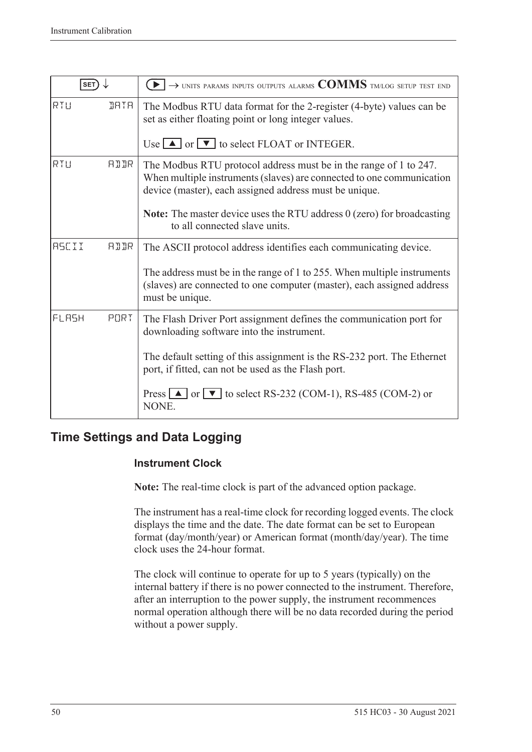| SET ↓ | ▶ → UNITS PARAMS INPUTS OUTPUTS ALARMS **COMMS** TM/LOG SETUP TEST END |
|---|---|
| RTU DATA | The Modbus RTU data format for the 2-register (4-byte) values can be set as either floating point or long integer values.<br><br>Use ▲ or ▼ to select FLOAT or INTEGER. |
| RTU ADDR | The Modbus RTU protocol address must be in the range of 1 to 247. When multiple instruments (slaves) are connected to one communication device (master), each assigned address must be unique.<br><br>**Note:** The master device uses the RTU address 0 (zero) for broadcasting to all connected slave units. |
| ASCII ADDR | The ASCII protocol address identifies each communicating device.<br><br>The address must be in the range of 1 to 255. When multiple instruments (slaves) are connected to one computer (master), each assigned address must be unique. |
| FLASH PORT | The Flash Driver Port assignment defines the communication port for downloading software into the instrument.<br><br>The default setting of this assignment is the RS-232 port. The Ethernet port, if fitted, can not be used as the Flash port.<br><br>Press ▲ or ▼ to select RS-232 (COM-1), RS-485 (COM-2) or NONE. |

## Time Settings and Data Logging

### Instrument Clock

**Note:** The real-time clock is part of the advanced option package.

The instrument has a real-time clock for recording logged events. The clock displays the time and the date. The date format can be set to European format (day/month/year) or American format (month/day/year). The time clock uses the 24-hour format.

The clock will continue to operate for up to 5 years (typically) on the internal battery if there is no power connected to the instrument. Therefore, after an interruption to the power supply, the instrument recommences normal operation although there will be no data recorded during the period without a power supply.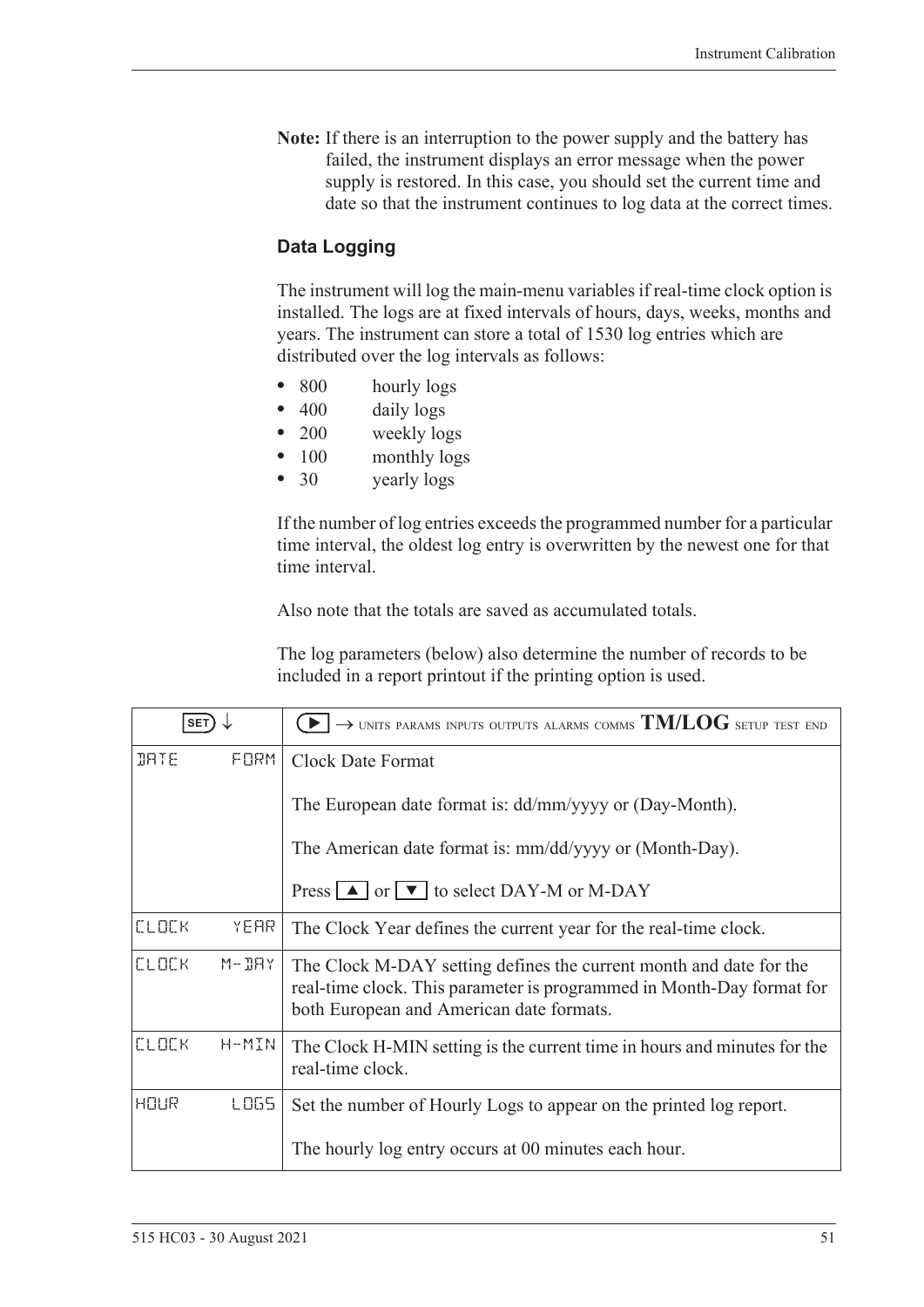**Note:** If there is an interruption to the power supply and the battery has failed, the instrument displays an error message when the power supply is restored. In this case, you should set the current time and date so that the instrument continues to log data at the correct times.

### Data Logging

The instrument will log the main-menu variables if real-time clock option is installed. The logs are at fixed intervals of hours, days, weeks, months and years. The instrument can store a total of 1530 log entries which are distributed over the log intervals as follows:

- 800 hourly logs
- 400 daily logs
- 200 weekly logs
- 100 monthly logs
- 30 yearly logs

If the number of log entries exceeds the programmed number for a particular time interval, the oldest log entry is overwritten by the newest one for that time interval.

Also note that the totals are saved as accumulated totals.

The log parameters (below) also determine the number of records to be included in a report printout if the printing option is used.

| SET ↓ | ▶ → UNITS PARAMS INPUTS OUTPUTS ALARMS COMMS **TM/LOG** SETUP TEST END |
|---|---|
| DATE FORM | Clock Date Format<br><br>The European date format is: dd/mm/yyyy or (Day-Month).<br><br>The American date format is: mm/dd/yyyy or (Month-Day).<br><br>Press ▲ or ▼ to select DAY-M or M-DAY |
| CLOCK YEAR | The Clock Year defines the current year for the real-time clock. |
| CLOCK M-DAY | The Clock M-DAY setting defines the current month and date for the real-time clock. This parameter is programmed in Month-Day format for both European and American date formats. |
| CLOCK H-MIN | The Clock H-MIN setting is the current time in hours and minutes for the real-time clock. |
| HOUR LOGS | Set the number of Hourly Logs to appear on the printed log report.<br><br>The hourly log entry occurs at 00 minutes each hour. |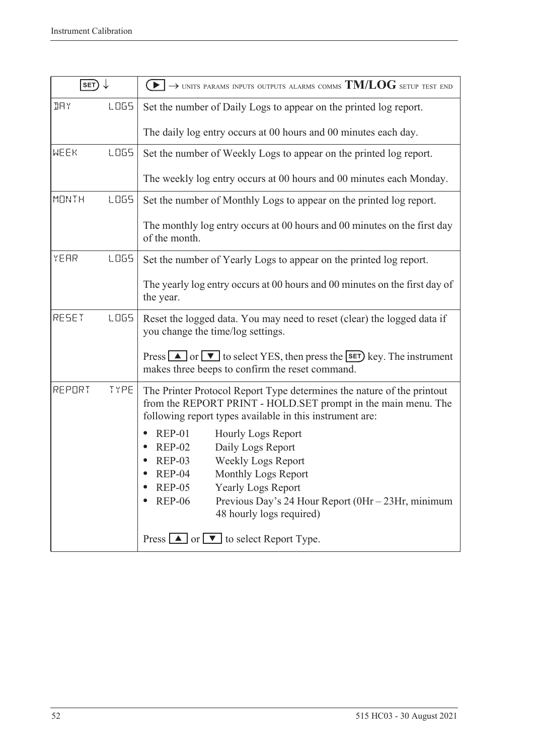| SET ↓ | ▶ → UNITS PARAMS INPUTS OUTPUTS ALARMS COMMS **TM/LOG** SETUP TEST END |
|---|---|
| DAY LOGS | Set the number of Daily Logs to appear on the printed log report.<br><br>The daily log entry occurs at 00 hours and 00 minutes each day. |
| WEEK LOGS | Set the number of Weekly Logs to appear on the printed log report.<br><br>The weekly log entry occurs at 00 hours and 00 minutes each Monday. |
| MONTH LOGS | Set the number of Monthly Logs to appear on the printed log report.<br><br>The monthly log entry occurs at 00 hours and 00 minutes on the first day of the month. |
| YEAR LOGS | Set the number of Yearly Logs to appear on the printed log report.<br><br>The yearly log entry occurs at 00 hours and 00 minutes on the first day of the year. |
| RESET LOGS | Reset the logged data. You may need to reset (clear) the logged data if you change the time/log settings.<br><br>Press ▲ or ▼ to select YES, then press the SET key. The instrument makes three beeps to confirm the reset command. |
| REPORT TYPE | The Printer Protocol Report Type determines the nature of the printout from the REPORT PRINT - HOLD.SET prompt in the main menu. The following report types available in this instrument are:<br><br>• REP-01 Hourly Logs Report<br>• REP-02 Daily Logs Report<br>• REP-03 Weekly Logs Report<br>• REP-04 Monthly Logs Report<br>• REP-05 Yearly Logs Report<br>• REP-06 Previous Day's 24 Hour Report (0Hr – 23Hr, minimum 48 hourly logs required)<br><br>Press ▲ or ▼ to select Report Type. |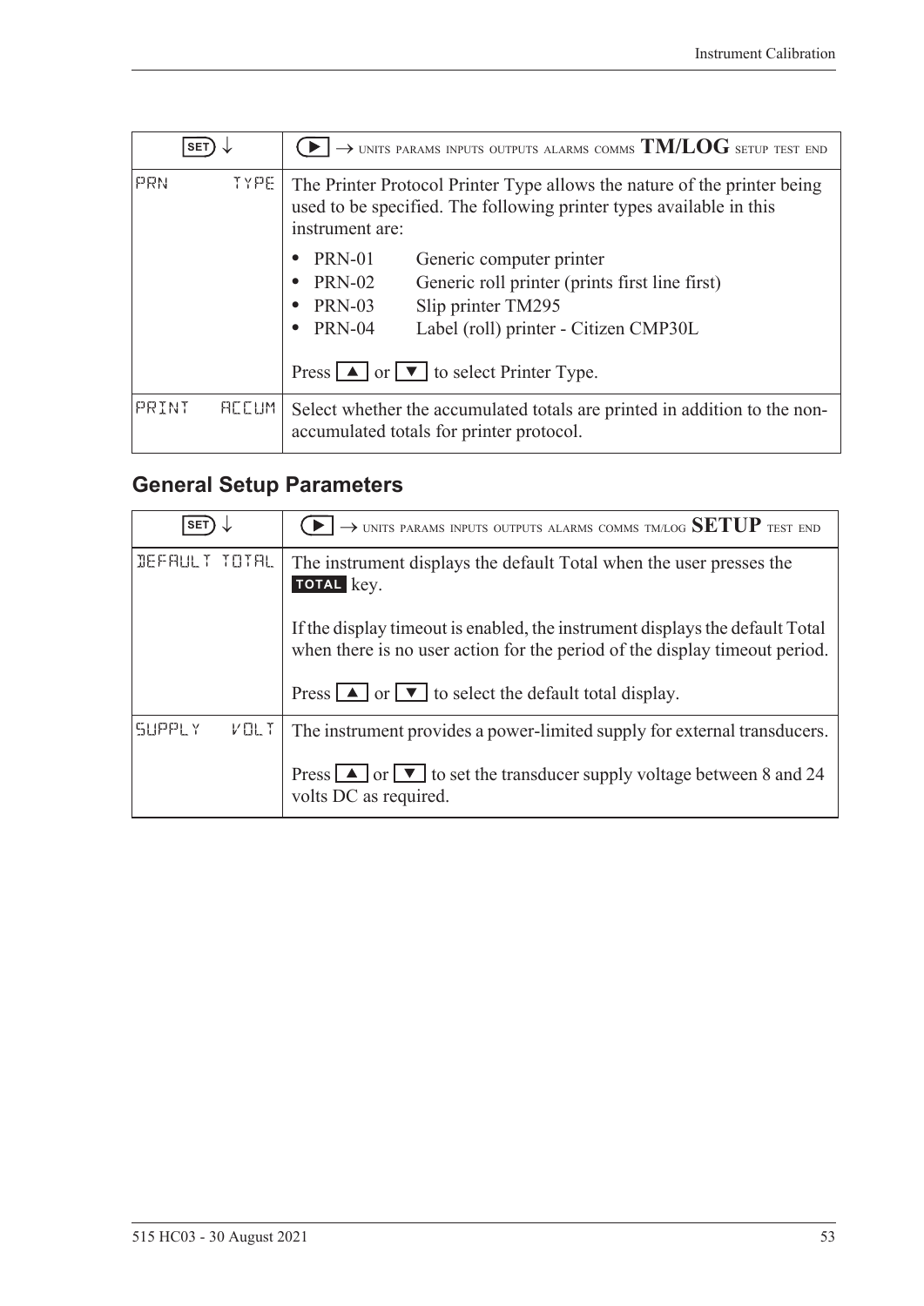| SET ↓ | ▶ → UNITS PARAMS INPUTS OUTPUTS ALARMS COMMS **TM/LOG** SETUP TEST END |
|---|---|
| PRN TYPE | The Printer Protocol Printer Type allows the nature of the printer being used to be specified. The following printer types available in this instrument are:<br><br>• PRN-01 Generic computer printer<br>• PRN-02 Generic roll printer (prints first line first)<br>• PRN-03 Slip printer TM295<br>• PRN-04 Label (roll) printer - Citizen CMP30L<br><br>Press ▲ or ▼ to select Printer Type. |
| PRINT ACCUM | Select whether the accumulated totals are printed in addition to the non-accumulated totals for printer protocol. |

## General Setup Parameters

| SET ↓ | ▶ → UNITS PARAMS INPUTS OUTPUTS ALARMS COMMS TM/LOG **SETUP** TEST END |
|---|---|
| DEFAULT TOTAL | The instrument displays the default Total when the user presses the **TOTAL** key.<br><br>If the display timeout is enabled, the instrument displays the default Total when there is no user action for the period of the display timeout period.<br><br>Press ▲ or ▼ to select the default total display. |
| SUPPLY VOLT | The instrument provides a power-limited supply for external transducers.<br><br>Press ▲ or ▼ to set the transducer supply voltage between 8 and 24 volts DC as required. |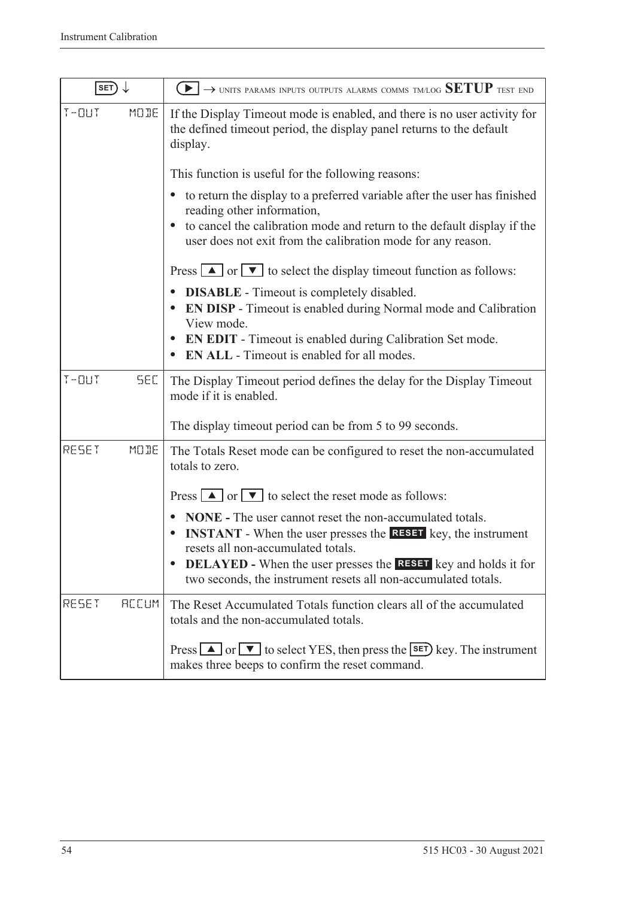| SET ↓ | ▶ → UNITS PARAMS INPUTS OUTPUTS ALARMS COMMS TM/LOG **SETUP** TEST END |
|---|---|
| T-OUT MODE | If the Display Timeout mode is enabled, and there is no user activity for the defined timeout period, the display panel returns to the default display.<br><br>This function is useful for the following reasons:<br>• to return the display to a preferred variable after the user has finished reading other information,<br>• to cancel the calibration mode and return to the default display if the user does not exit from the calibration mode for any reason.<br><br>Press ▲ or ▼ to select the display timeout function as follows:<br>• **DISABLE** - Timeout is completely disabled.<br>• **EN DISP** - Timeout is enabled during Normal mode and Calibration View mode.<br>• **EN EDIT** - Timeout is enabled during Calibration Set mode.<br>• **EN ALL** - Timeout is enabled for all modes. |
| T-OUT SEC | The Display Timeout period defines the delay for the Display Timeout mode if it is enabled.<br><br>The display timeout period can be from 5 to 99 seconds. |
| RESET MODE | The Totals Reset mode can be configured to reset the non-accumulated totals to zero.<br><br>Press ▲ or ▼ to select the reset mode as follows:<br>• **NONE -** The user cannot reset the non-accumulated totals.<br>• **INSTANT** - When the user presses the **RESET** key, the instrument resets all non-accumulated totals.<br>• **DELAYED -** When the user presses the **RESET** key and holds it for two seconds, the instrument resets all non-accumulated totals. |
| RESET ACCUM | The Reset Accumulated Totals function clears all of the accumulated totals and the non-accumulated totals.<br><br>Press ▲ or ▼ to select YES, then press the SET key. The instrument makes three beeps to confirm the reset command. |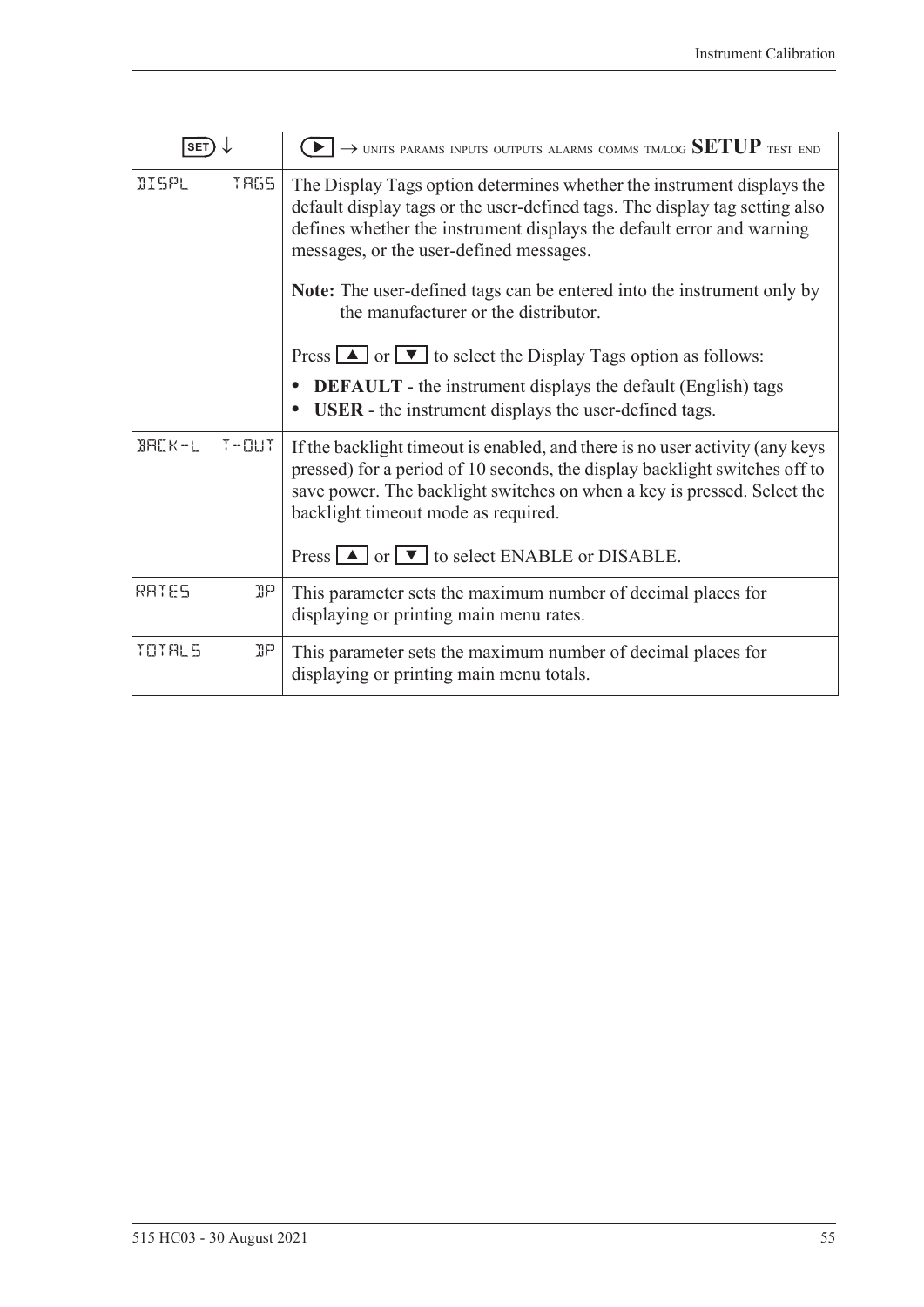| SET ↓ | ▶ → UNITS PARAMS INPUTS OUTPUTS ALARMS COMMS TM/LOG **SETUP** TEST END |
|---|---|
| DISPL TAGS | The Display Tags option determines whether the instrument displays the default display tags or the user-defined tags. The display tag setting also defines whether the instrument displays the default error and warning messages, or the user-defined messages.<br><br>**Note:** The user-defined tags can be entered into the instrument only by the manufacturer or the distributor.<br><br>Press ▲ or ▼ to select the Display Tags option as follows:<br>• **DEFAULT** - the instrument displays the default (English) tags<br>• **USER** - the instrument displays the user-defined tags. |
| BACK-L T-OUT | If the backlight timeout is enabled, and there is no user activity (any keys pressed) for a period of 10 seconds, the display backlight switches off to save power. The backlight switches on when a key is pressed. Select the backlight timeout mode as required.<br><br>Press ▲ or ▼ to select ENABLE or DISABLE. |
| RATES DP | This parameter sets the maximum number of decimal places for displaying or printing main menu rates. |
| TOTALS DP | This parameter sets the maximum number of decimal places for displaying or printing main menu totals. |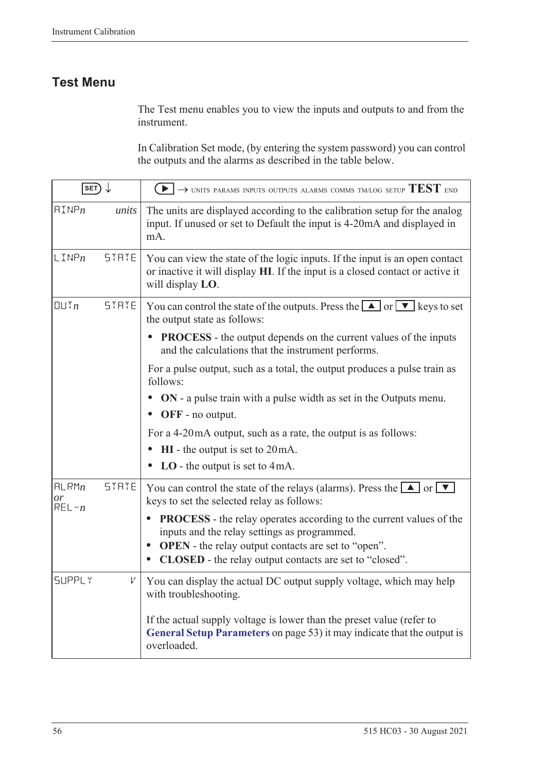## Test Menu

The Test menu enables you to view the inputs and outputs to and from the instrument.

In Calibration Set mode, (by entering the system password) you can control the outputs and the alarms as described in the table below.

| SET ↓ | | ▶ → UNITS PARAMS INPUTS OUTPUTS ALARMS COMMS TM/LOG SETUP **TEST** END |
|---|---|---|
| AINP*n* | *units* | The units are displayed according to the calibration setup for the analog input. If unused or set to Default the input is 4-20mA and displayed in mA. |
| LINP*n* | STATE | You can view the state of the logic inputs. If the input is an open contact or inactive it will display **HI**. If the input is a closed contact or active it will display **LO**. |
| OUT*n* | STATE | You can control the state of the outputs. Press the ▲ or ▼ keys to set the output state as follows:<br>• **PROCESS** - the output depends on the current values of the inputs and the calculations that the instrument performs.<br>For a pulse output, such as a total, the output produces a pulse train as follows:<br>• **ON** - a pulse train with a pulse width as set in the Outputs menu.<br>• **OFF** - no output.<br>For a 4-20mA output, such as a rate, the output is as follows:<br>• **HI** - the output is set to 20mA.<br>• **LO** - the output is set to 4mA. |
| ALRM*n* *or* REL-*n* | STATE | You can control the state of the relays (alarms). Press the ▲ or ▼ keys to set the selected relay as follows:<br>• **PROCESS** - the relay operates according to the current values of the inputs and the relay settings as programmed.<br>• **OPEN** - the relay output contacts are set to “open”.<br>• **CLOSED** - the relay output contacts are set to “closed”. |
| SUPPLY | V | You can display the actual DC output supply voltage, which may help with troubleshooting.<br><br>If the actual supply voltage is lower than the preset value (refer to **General Setup Parameters** on page 53) it may indicate that the output is overloaded. |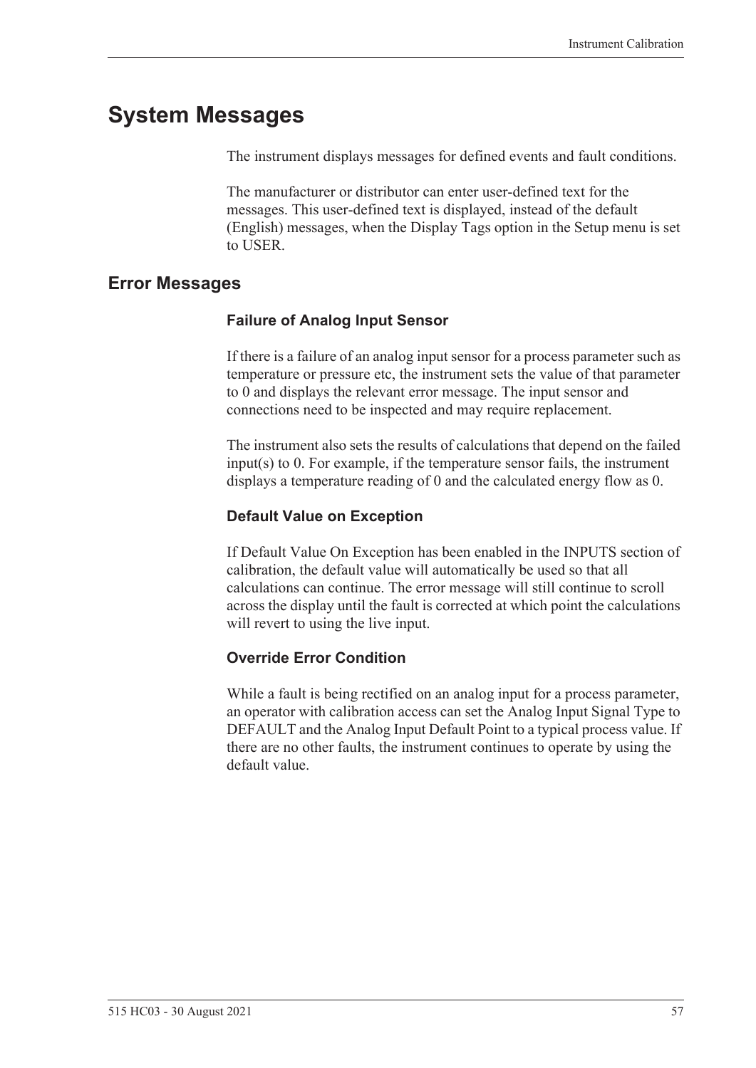# System Messages

The instrument displays messages for defined events and fault conditions.

The manufacturer or distributor can enter user-defined text for the messages. This user-defined text is displayed, instead of the default (English) messages, when the Display Tags option in the Setup menu is set to USER.

## Error Messages

### Failure of Analog Input Sensor

If there is a failure of an analog input sensor for a process parameter such as temperature or pressure etc, the instrument sets the value of that parameter to 0 and displays the relevant error message. The input sensor and connections need to be inspected and may require replacement.

The instrument also sets the results of calculations that depend on the failed input(s) to 0. For example, if the temperature sensor fails, the instrument displays a temperature reading of 0 and the calculated energy flow as 0.

### Default Value on Exception

If Default Value On Exception has been enabled in the INPUTS section of calibration, the default value will automatically be used so that all calculations can continue. The error message will still continue to scroll across the display until the fault is corrected at which point the calculations will revert to using the live input.

### Override Error Condition

While a fault is being rectified on an analog input for a process parameter, an operator with calibration access can set the Analog Input Signal Type to DEFAULT and the Analog Input Default Point to a typical process value. If there are no other faults, the instrument continues to operate by using the default value.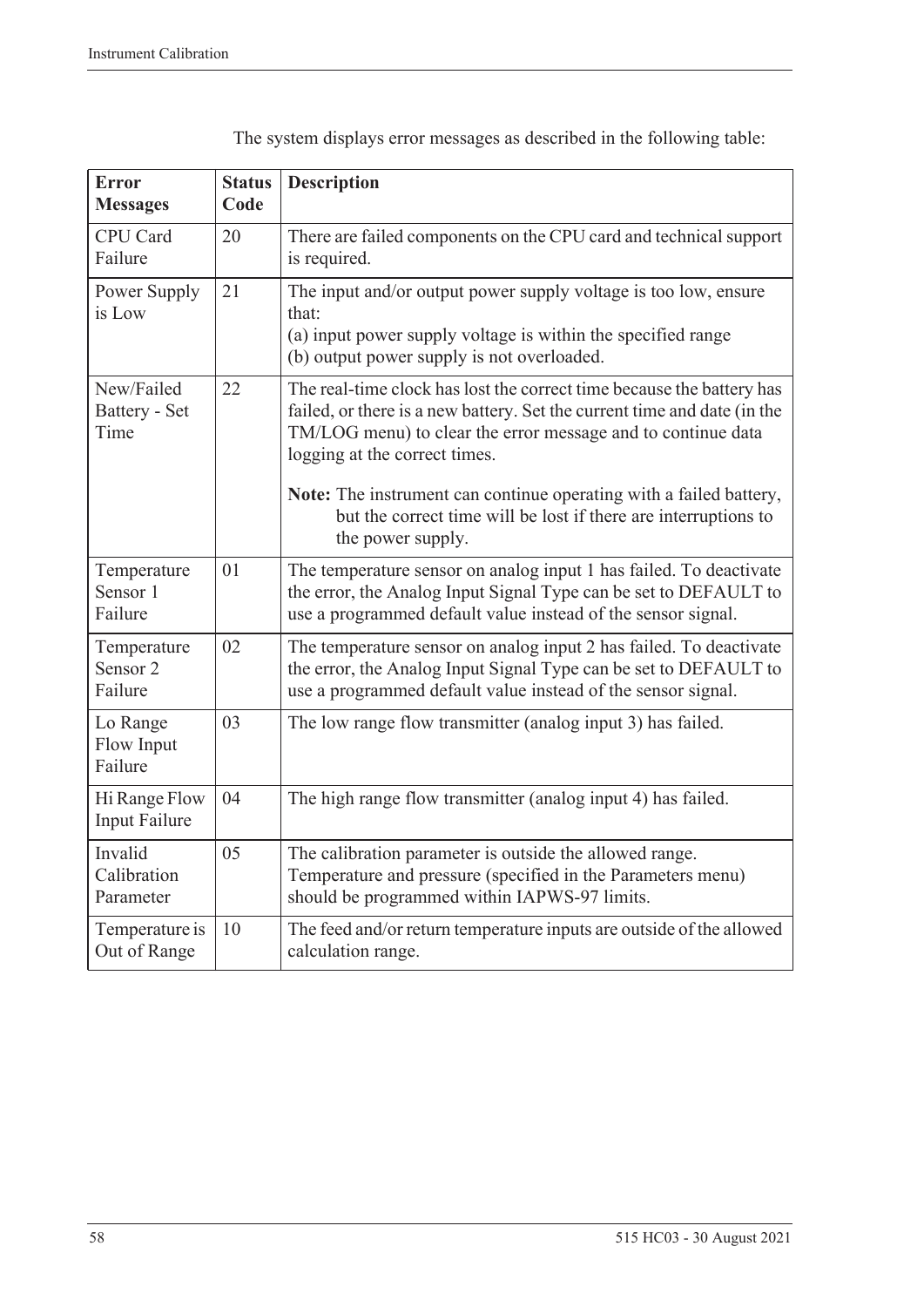The system displays error messages as described in the following table:

| Error Messages | Status Code | Description |
| --- | --- | --- |
| CPU Card Failure | 20 | There are failed components on the CPU card and technical support is required. |
| Power Supply is Low | 21 | The input and/or output power supply voltage is too low, ensure that:<br>(a) input power supply voltage is within the specified range<br>(b) output power supply is not overloaded. |
| New/Failed Battery - Set Time | 22 | The real-time clock has lost the correct time because the battery has failed, or there is a new battery. Set the current time and date (in the TM/LOG menu) to clear the error message and to continue data logging at the correct times.<br><br>**Note:** The instrument can continue operating with a failed battery, but the correct time will be lost if there are interruptions to the power supply. |
| Temperature Sensor 1 Failure | 01 | The temperature sensor on analog input 1 has failed. To deactivate the error, the Analog Input Signal Type can be set to DEFAULT to use a programmed default value instead of the sensor signal. |
| Temperature Sensor 2 Failure | 02 | The temperature sensor on analog input 2 has failed. To deactivate the error, the Analog Input Signal Type can be set to DEFAULT to use a programmed default value instead of the sensor signal. |
| Lo Range Flow Input Failure | 03 | The low range flow transmitter (analog input 3) has failed. |
| Hi Range Flow Input Failure | 04 | The high range flow transmitter (analog input 4) has failed. |
| Invalid Calibration Parameter | 05 | The calibration parameter is outside the allowed range. Temperature and pressure (specified in the Parameters menu) should be programmed within IAPWS-97 limits. |
| Temperature is Out of Range | 10 | The feed and/or return temperature inputs are outside of the allowed calculation range. |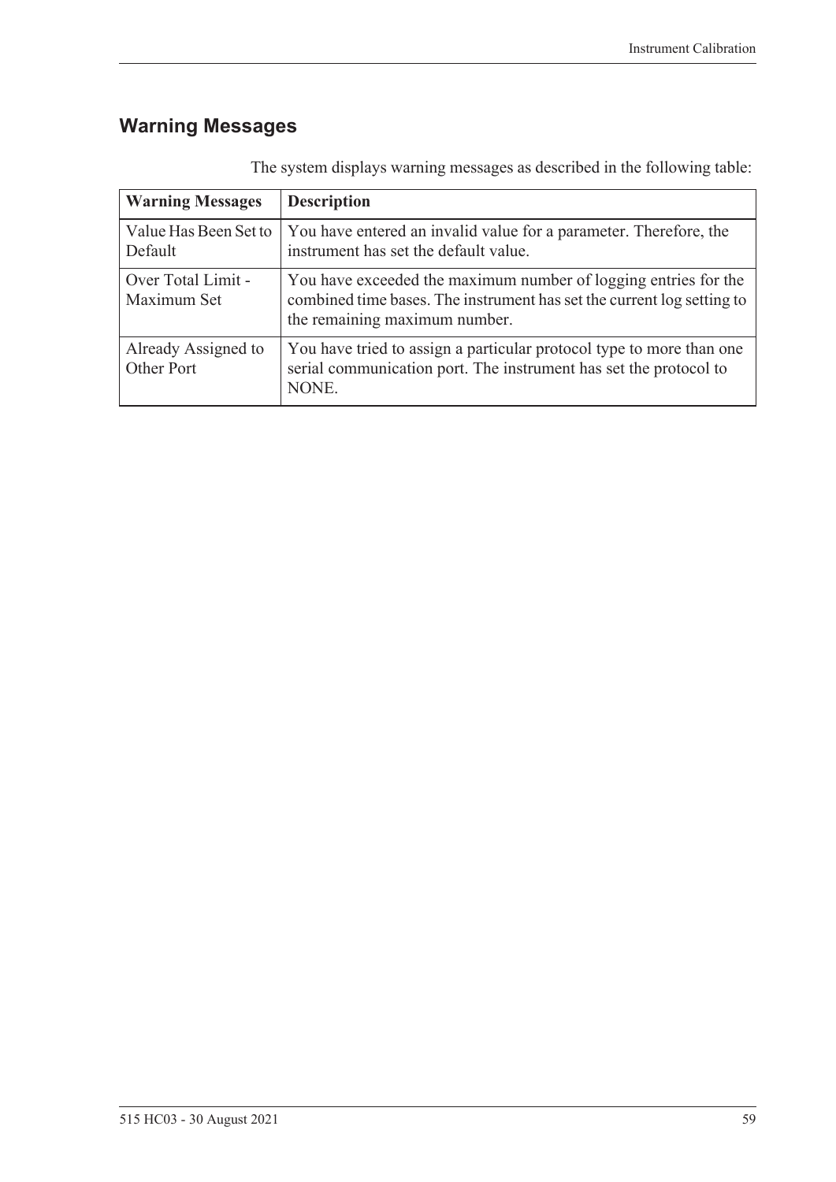## Warning Messages

The system displays warning messages as described in the following table:

| Warning Messages | Description |
|---|---|
| Value Has Been Set to Default | You have entered an invalid value for a parameter. Therefore, the instrument has set the default value. |
| Over Total Limit - Maximum Set | You have exceeded the maximum number of logging entries for the combined time bases. The instrument has set the current log setting to the remaining maximum number. |
| Already Assigned to Other Port | You have tried to assign a particular protocol type to more than one serial communication port. The instrument has set the protocol to NONE. |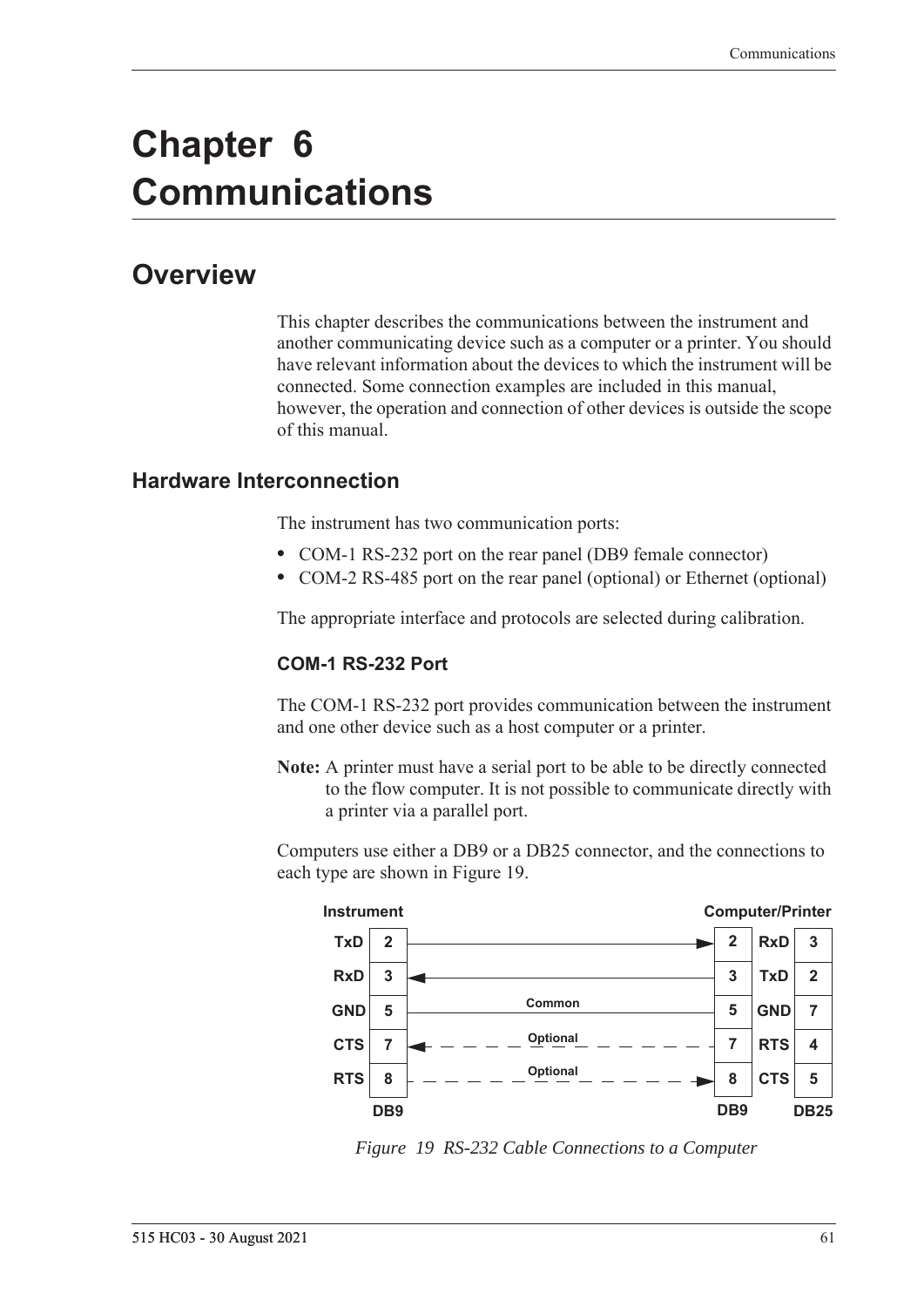# Chapter 6 Communications

## Overview

This chapter describes the communications between the instrument and another communicating device such as a computer or a printer. You should have relevant information about the devices to which the instrument will be connected. Some connection examples are included in this manual, however, the operation and connection of other devices is outside the scope of this manual.

### Hardware Interconnection

The instrument has two communication ports:

- COM-1 RS-232 port on the rear panel (DB9 female connector)
- COM-2 RS-485 port on the rear panel (optional) or Ethernet (optional)

The appropriate interface and protocols are selected during calibration.

#### COM-1 RS-232 Port

The COM-1 RS-232 port provides communication between the instrument and one other device such as a host computer or a printer.

**Note:** A printer must have a serial port to be able to be directly connected to the flow computer. It is not possible to communicate directly with a printer via a parallel port.

Computers use either a DB9 or a DB25 connector, and the connections to each type are shown in Figure 19.

| Instrument Signal | Instrument DB9 Pin | Connection | Computer/Printer DB9 Pin | Computer/Printer Signal | Computer/Printer DB25 Pin |
|---|---|---|---|---|---|
| TxD | 2 | → | 2 | RxD | 3 |
| RxD | 3 | ← | 3 | TxD | 2 |
| GND | 5 | Common | 5 | GND | 7 |
| CTS | 7 | ← Optional | 7 | RTS | 4 |
| RTS | 8 | → Optional | 8 | CTS | 5 |

*Figure 19 RS-232 Cable Connections to a Computer*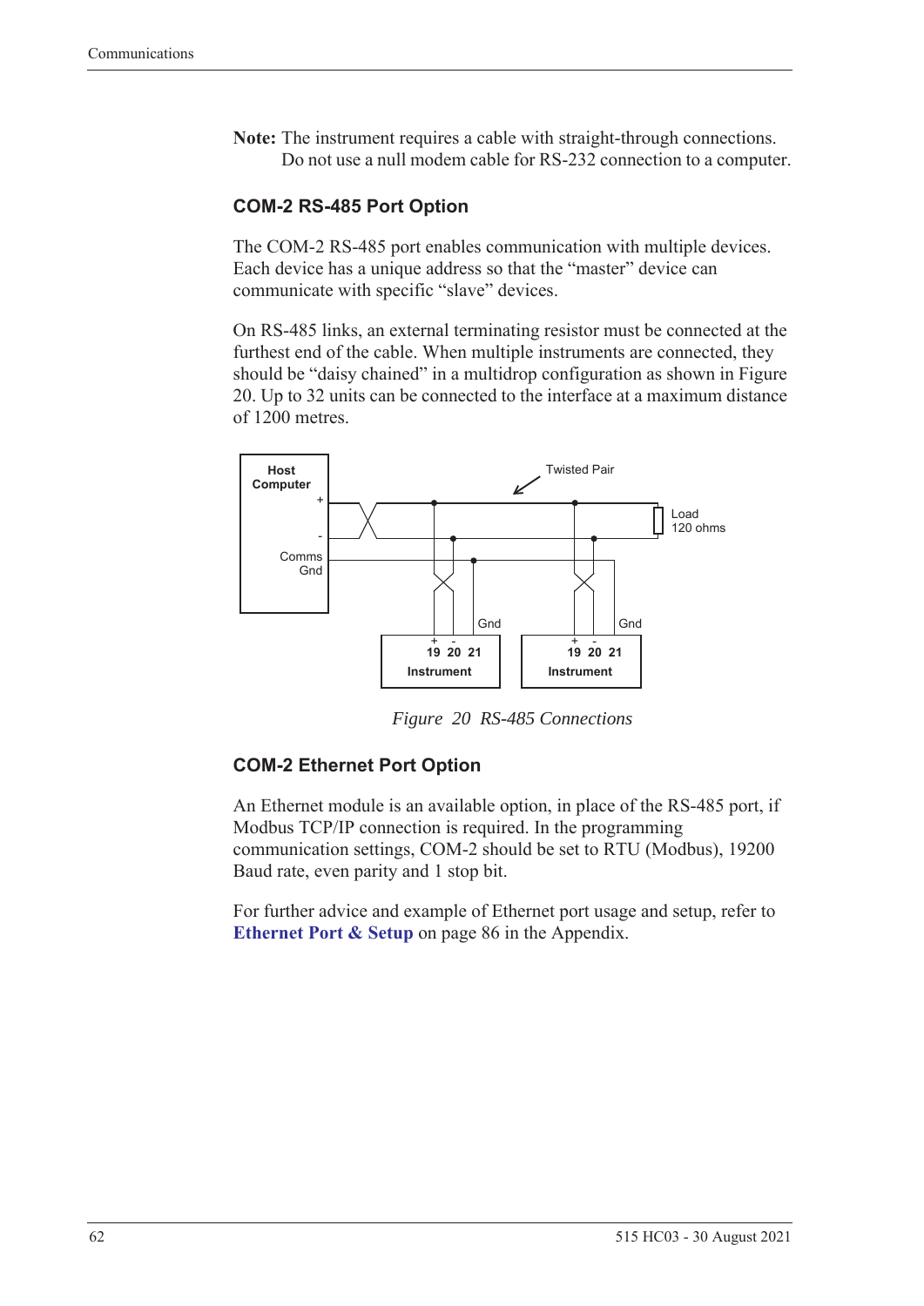**Note:** The instrument requires a cable with straight-through connections. Do not use a null modem cable for RS-232 connection to a computer.

### COM-2 RS-485 Port Option

The COM-2 RS-485 port enables communication with multiple devices. Each device has a unique address so that the "master" device can communicate with specific "slave" devices.

On RS-485 links, an external terminating resistor must be connected at the furthest end of the cable. When multiple instruments are connected, they should be "daisy chained" in a multidrop configuration as shown in Figure 20. Up to 32 units can be connected to the interface at a maximum distance of 1200 metres.

*Figure 20 RS-485 Connections*

### COM-2 Ethernet Port Option

An Ethernet module is an available option, in place of the RS-485 port, if Modbus TCP/IP connection is required. In the programming communication settings, COM-2 should be set to RTU (Modbus), 19200 Baud rate, even parity and 1 stop bit.

For further advice and example of Ethernet port usage and setup, refer to **Ethernet Port & Setup** on page 86 in the Appendix.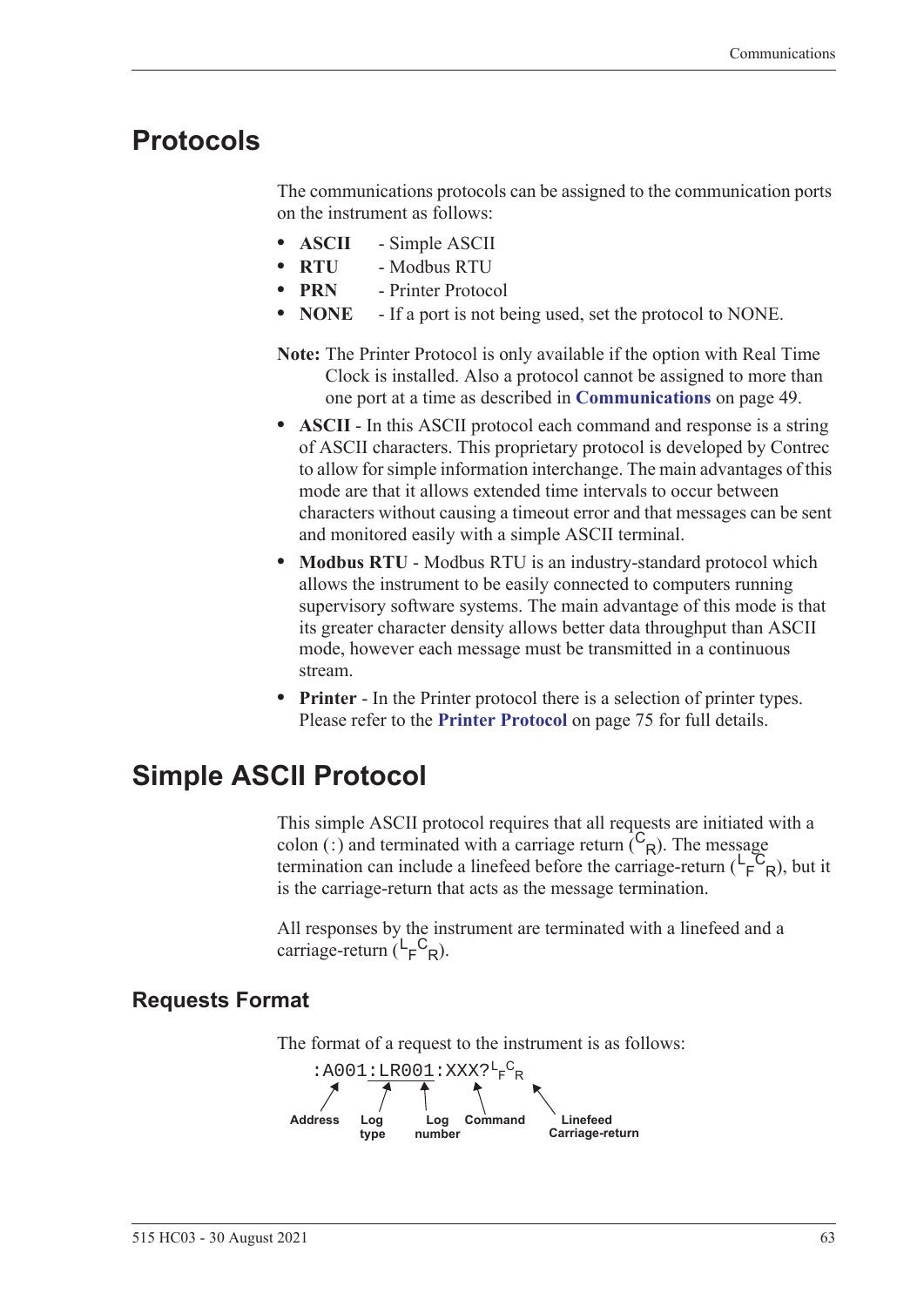# Protocols

The communications protocols can be assigned to the communication ports on the instrument as follows:

- **ASCII** - Simple ASCII
- **RTU** - Modbus RTU
- **PRN** - Printer Protocol
- **NONE** - If a port is not being used, set the protocol to NONE.

**Note:** The Printer Protocol is only available if the option with Real Time Clock is installed. Also a protocol cannot be assigned to more than one port at a time as described in **Communications** on page 49.

- **ASCII** - In this ASCII protocol each command and response is a string of ASCII characters. This proprietary protocol is developed by Contrec to allow for simple information interchange. The main advantages of this mode are that it allows extended time intervals to occur between characters without causing a timeout error and that messages can be sent and monitored easily with a simple ASCII terminal.
- **Modbus RTU** - Modbus RTU is an industry-standard protocol which allows the instrument to be easily connected to computers running supervisory software systems. The main advantage of this mode is that its greater character density allows better data throughput than ASCII mode, however each message must be transmitted in a continuous stream.
- **Printer** - In the Printer protocol there is a selection of printer types. Please refer to the **Printer Protocol** on page 75 for full details.

# Simple ASCII Protocol

This simple ASCII protocol requires that all requests are initiated with a colon (:) and terminated with a carriage return ($^{C}{}_{R}$). The message termination can include a linefeed before the carriage-return ($^{L}{}_{F}{}^{C}{}_{R}$), but it is the carriage-return that acts as the message termination.

All responses by the instrument are terminated with a linefeed and a carriage-return ($^{L}{}_{F}{}^{C}{}_{R}$).

## Requests Format

The format of a request to the instrument is as follows:

```
:A001:LR001:XXX?<LF><CR>
```

- Address: A001
- Log type: LR
- Log number: 001
- Command: XXX?
- Linefeed Carriage-return: $^{L}{}_{F}{}^{C}{}_{R}$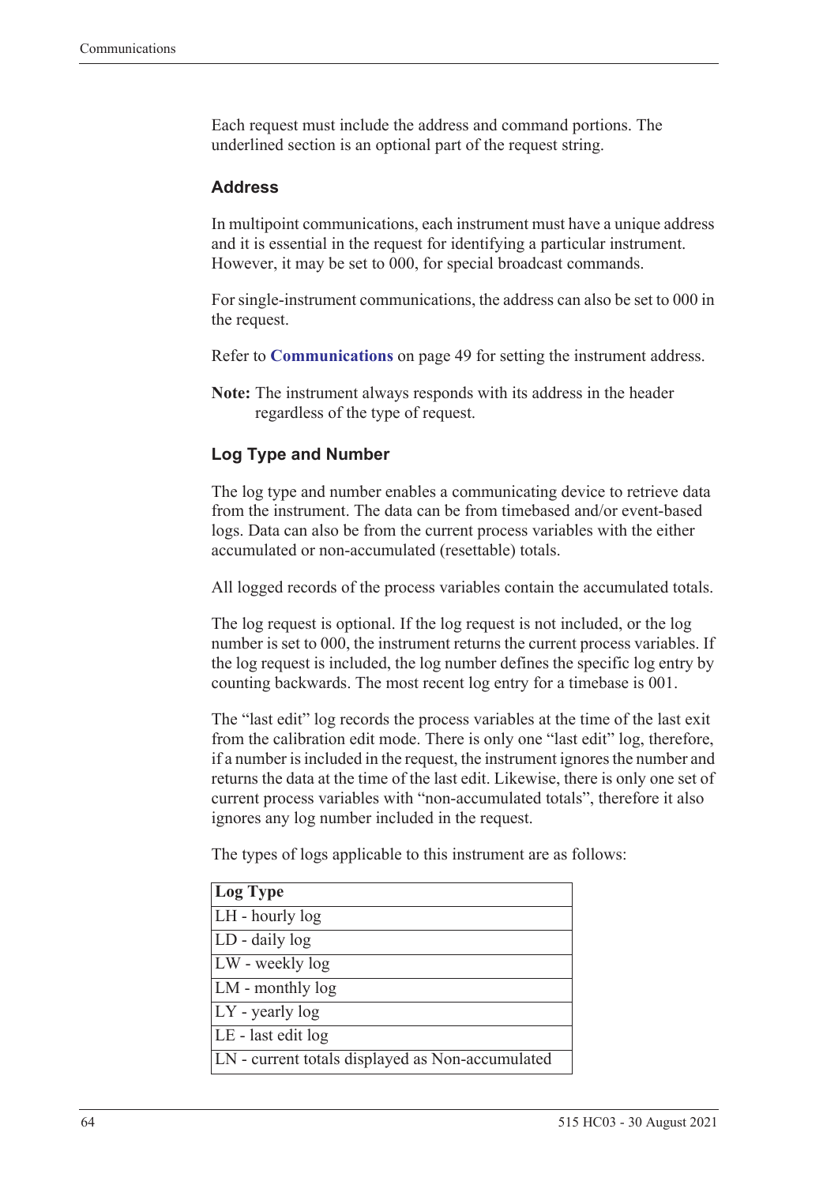Each request must include the address and command portions. The underlined section is an optional part of the request string.

### Address

In multipoint communications, each instrument must have a unique address and it is essential in the request for identifying a particular instrument. However, it may be set to 000, for special broadcast commands.

For single-instrument communications, the address can also be set to 000 in the request.

Refer to **Communications** on page 49 for setting the instrument address.

**Note:** The instrument always responds with its address in the header regardless of the type of request.

### Log Type and Number

The log type and number enables a communicating device to retrieve data from the instrument. The data can be from timebased and/or event-based logs. Data can also be from the current process variables with the either accumulated or non-accumulated (resettable) totals.

All logged records of the process variables contain the accumulated totals.

The log request is optional. If the log request is not included, or the log number is set to 000, the instrument returns the current process variables. If the log request is included, the log number defines the specific log entry by counting backwards. The most recent log entry for a timebase is 001.

The "last edit" log records the process variables at the time of the last exit from the calibration edit mode. There is only one "last edit" log, therefore, if a number is included in the request, the instrument ignores the number and returns the data at the time of the last edit. Likewise, there is only one set of current process variables with "non-accumulated totals", therefore it also ignores any log number included in the request.

The types of logs applicable to this instrument are as follows:

| Log Type |
|---|
| LH - hourly log |
| LD - daily log |
| LW - weekly log |
| LM - monthly log |
| LY - yearly log |
| LE - last edit log |
| LN - current totals displayed as Non-accumulated |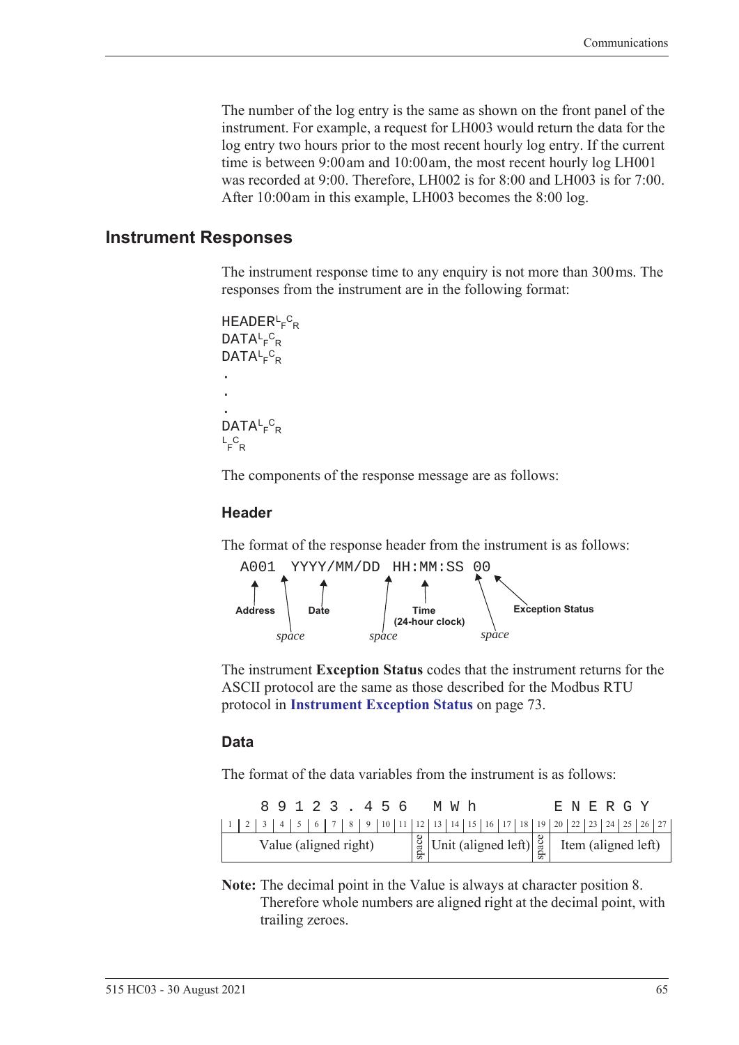The number of the log entry is the same as shown on the front panel of the instrument. For example, a request for LH003 would return the data for the log entry two hours prior to the most recent hourly log entry. If the current time is between 9:00 am and 10:00 am, the most recent hourly log LH001 was recorded at 9:00. Therefore, LH002 is for 8:00 and LH003 is for 7:00. After 10:00 am in this example, LH003 becomes the 8:00 log.

## Instrument Responses

The instrument response time to any enquiry is not more than 300 ms. The responses from the instrument are in the following format:

```
HEADER LF CR
DATA LF CR
DATA LF CR
.
.
.
DATA LF CR
LF CR
```

The components of the response message are as follows:

### Header

The format of the response header from the instrument is as follows:

```
A001 YYYY/MM/DD HH:MM:SS 00
```

- Address: `A001`
- *space*
- Date: `YYYY/MM/DD`
- *space*
- Time (24-hour clock): `HH:MM:SS`
- *space*
- Exception Status: `00`

The instrument **Exception Status** codes that the instrument returns for the ASCII protocol are the same as those described for the Modbus RTU protocol in **Instrument Exception Status** on page 73.

### Data

The format of the data variables from the instrument is as follows:

```
  8 9 1 2 3 . 4 5 6   M W h         E N E R G Y
```

| Character positions | Content |
|---|---|
| 1–11 | Value (aligned right) |
| 12 | space |
| 13–18 | Unit (aligned left) |
| 19 | space |
| 20–27 | Item (aligned left) |

**Note:** The decimal point in the Value is always at character position 8. Therefore whole numbers are aligned right at the decimal point, with trailing zeroes.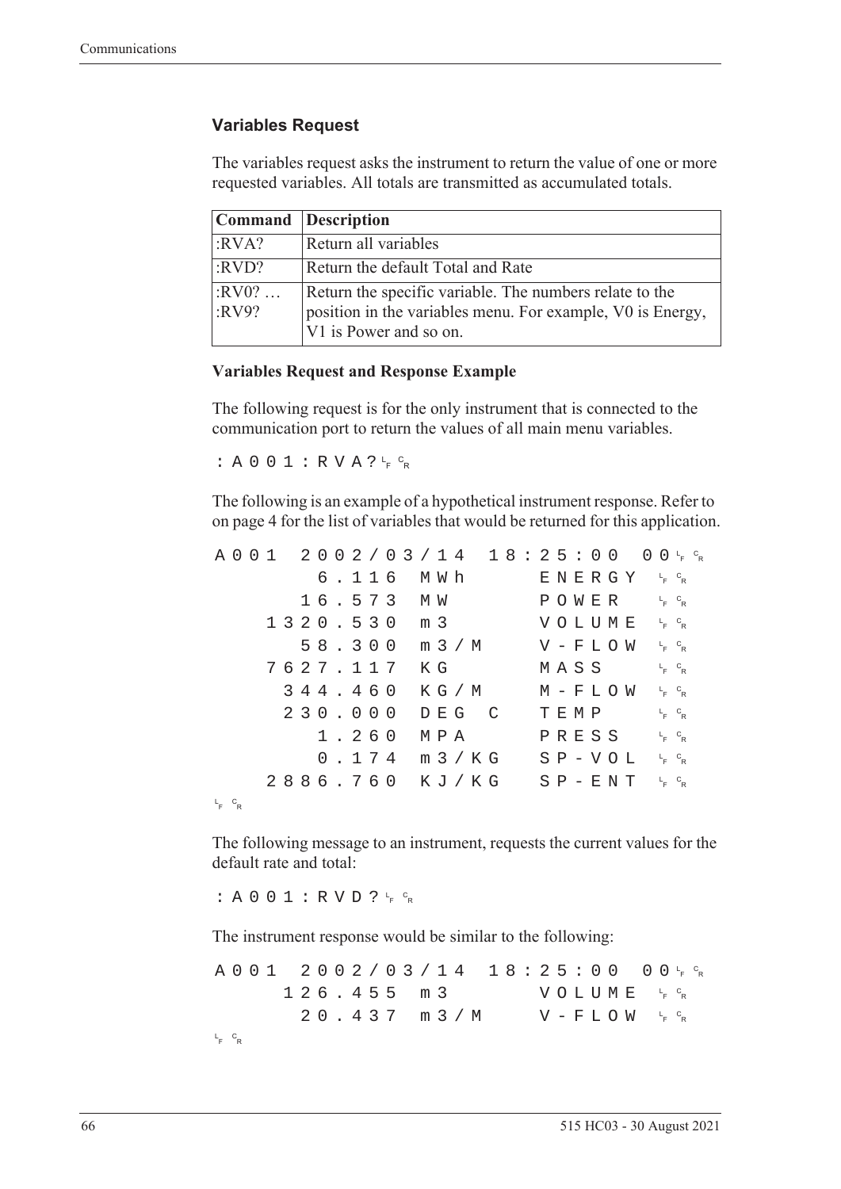## Variables Request

The variables request asks the instrument to return the value of one or more requested variables. All totals are transmitted as accumulated totals.

| Command | Description |
|---|---|
| :RVA? | Return all variables |
| :RVD? | Return the default Total and Rate |
| :RV0? … :RV9? | Return the specific variable. The numbers relate to the position in the variables menu. For example, V0 is Energy, V1 is Power and so on. |

**Variables Request and Response Example**

The following request is for the only instrument that is connected to the communication port to return the values of all main menu variables.

```
:A001:RVA?LFCR
```

The following is an example of a hypothetical instrument response. Refer to on page 4 for the list of variables that would be returned for this application.

```
A001  2002/03/14  18:25:00  00LFCR
        6.116  MWh      ENERGY  LFCR
       16.573  MW       POWER   LFCR
     1320.530  m3       VOLUME  LFCR
       58.300  m3/M     V-FLOW  LFCR
     7627.117  KG       MASS    LFCR
      344.460  KG/M     M-FLOW  LFCR
      230.000  DEG C    TEMP    LFCR
        1.260  MPA      PRESS   LFCR
        0.174  m3/KG    SP-VOL  LFCR
     2886.760  KJ/KG    SP-ENT  LFCR
LFCR
```

The following message to an instrument, requests the current values for the default rate and total:

```
:A001:RVD?LFCR
```

The instrument response would be similar to the following:

```
A001  2002/03/14  18:25:00  00LFCR
      126.455  m3       VOLUME  LFCR
       20.437  m3/M     V-FLOW  LFCR
LFCR
```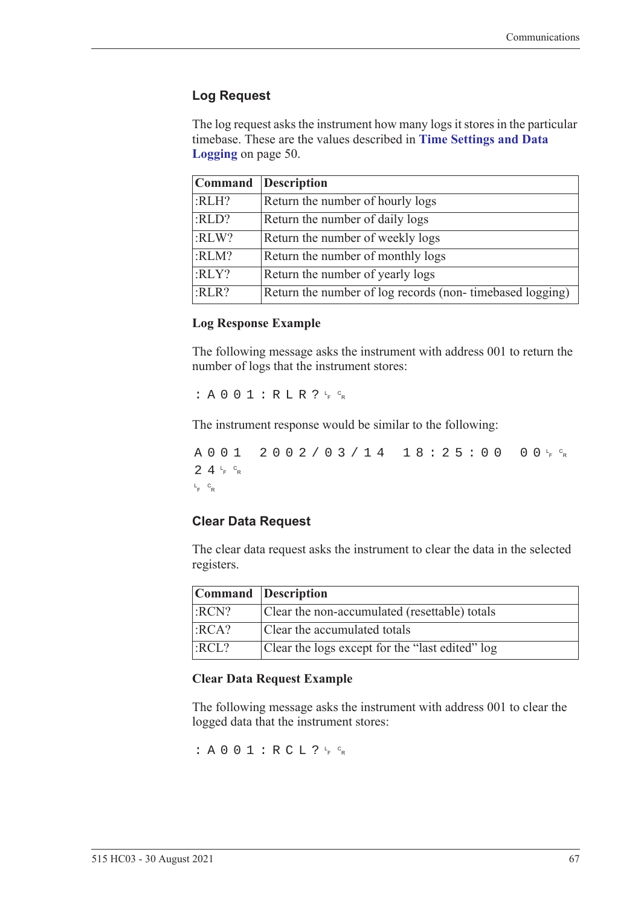## Log Request

The log request asks the instrument how many logs it stores in the particular timebase. These are the values described in **Time Settings and Data Logging** on page 50.

| Command | Description |
|---|---|
| :RLH? | Return the number of hourly logs |
| :RLD? | Return the number of daily logs |
| :RLW? | Return the number of weekly logs |
| :RLM? | Return the number of monthly logs |
| :RLY? | Return the number of yearly logs |
| :RLR? | Return the number of log records (non- timebased logging) |

### Log Response Example

The following message asks the instrument with address 001 to return the number of logs that the instrument stores:

```
:A001:RLR?LF CR
```

The instrument response would be similar to the following:

```
A001 2002/03/14 18:25:00 00LF CR
24LF CR
LF CR
```

## Clear Data Request

The clear data request asks the instrument to clear the data in the selected registers.

| Command | Description |
|---|---|
| :RCN? | Clear the non-accumulated (resettable) totals |
| :RCA? | Clear the accumulated totals |
| :RCL? | Clear the logs except for the "last edited" log |

### Clear Data Request Example

The following message asks the instrument with address 001 to clear the logged data that the instrument stores:

```
:A001:RCL?LF CR
```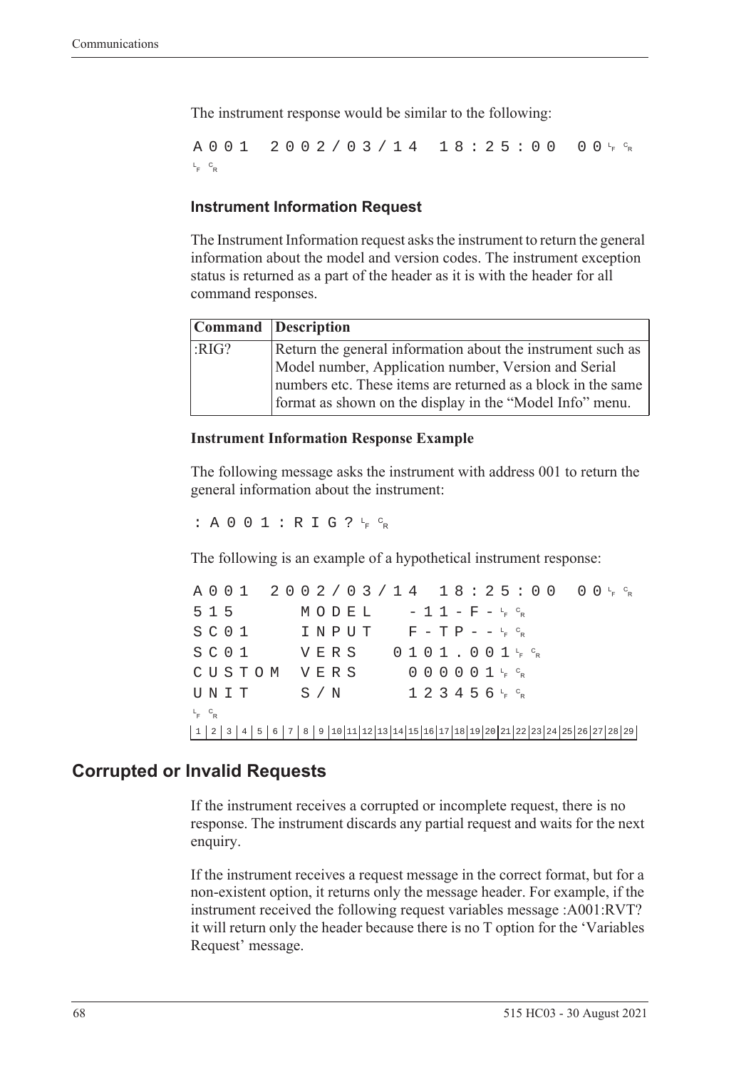The instrument response would be similar to the following:

```
A001  2002/03/14  18:25:00  00 LF CR
LF CR
```

### Instrument Information Request

The Instrument Information request asks the instrument to return the general information about the model and version codes. The instrument exception status is returned as a part of the header as it is with the header for all command responses.

| Command | Description |
| --- | --- |
| :RIG? | Return the general information about the instrument such as Model number, Application number, Version and Serial numbers etc. These items are returned as a block in the same format as shown on the display in the "Model Info" menu. |

#### Instrument Information Response Example

The following message asks the instrument with address 001 to return the general information about the instrument:

```
:A001:RIG? LF CR
```

The following is an example of a hypothetical instrument response:

```
A001  2002/03/14  18:25:00  00 LF CR
515      MODEL    -11-F- LF CR
SC01     INPUT    F-TP-- LF CR
SC01     VERS    0101.001 LF CR
CUSTOM   VERS     000001 LF CR
UNIT     S/N      123456 LF CR
LF CR
1 2 3 4 5 6 7 8 9 10 11 12 13 14 15 16 17 18 19 20 21 22 23 24 25 26 27 28 29
```

## Corrupted or Invalid Requests

If the instrument receives a corrupted or incomplete request, there is no response. The instrument discards any partial request and waits for the next enquiry.

If the instrument receives a request message in the correct format, but for a non-existent option, it returns only the message header. For example, if the instrument received the following request variables message :A001:RVT? it will return only the header because there is no T option for the 'Variables Request' message.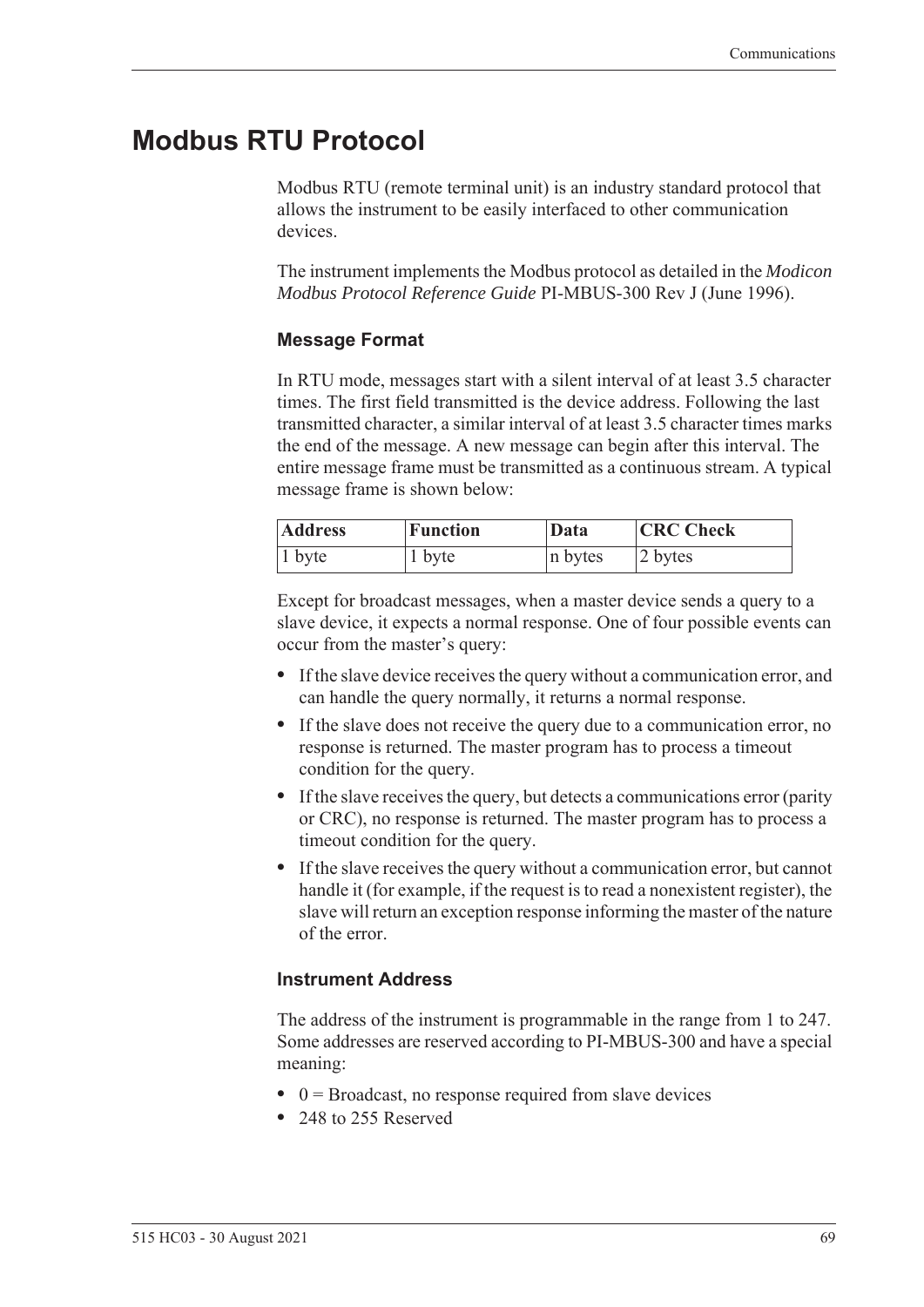# Modbus RTU Protocol

Modbus RTU (remote terminal unit) is an industry standard protocol that allows the instrument to be easily interfaced to other communication devices.

The instrument implements the Modbus protocol as detailed in the *Modicon Modbus Protocol Reference Guide* PI-MBUS-300 Rev J (June 1996).

### Message Format

In RTU mode, messages start with a silent interval of at least 3.5 character times. The first field transmitted is the device address. Following the last transmitted character, a similar interval of at least 3.5 character times marks the end of the message. A new message can begin after this interval. The entire message frame must be transmitted as a continuous stream. A typical message frame is shown below:

| Address | Function | Data | CRC Check |
|---|---|---|---|
| 1 byte | 1 byte | n bytes | 2 bytes |

Except for broadcast messages, when a master device sends a query to a slave device, it expects a normal response. One of four possible events can occur from the master's query:

- If the slave device receives the query without a communication error, and can handle the query normally, it returns a normal response.
- If the slave does not receive the query due to a communication error, no response is returned. The master program has to process a timeout condition for the query.
- If the slave receives the query, but detects a communications error (parity or CRC), no response is returned. The master program has to process a timeout condition for the query.
- If the slave receives the query without a communication error, but cannot handle it (for example, if the request is to read a nonexistent register), the slave will return an exception response informing the master of the nature of the error.

### Instrument Address

The address of the instrument is programmable in the range from 1 to 247. Some addresses are reserved according to PI-MBUS-300 and have a special meaning:

- 0 = Broadcast, no response required from slave devices
- 248 to 255 Reserved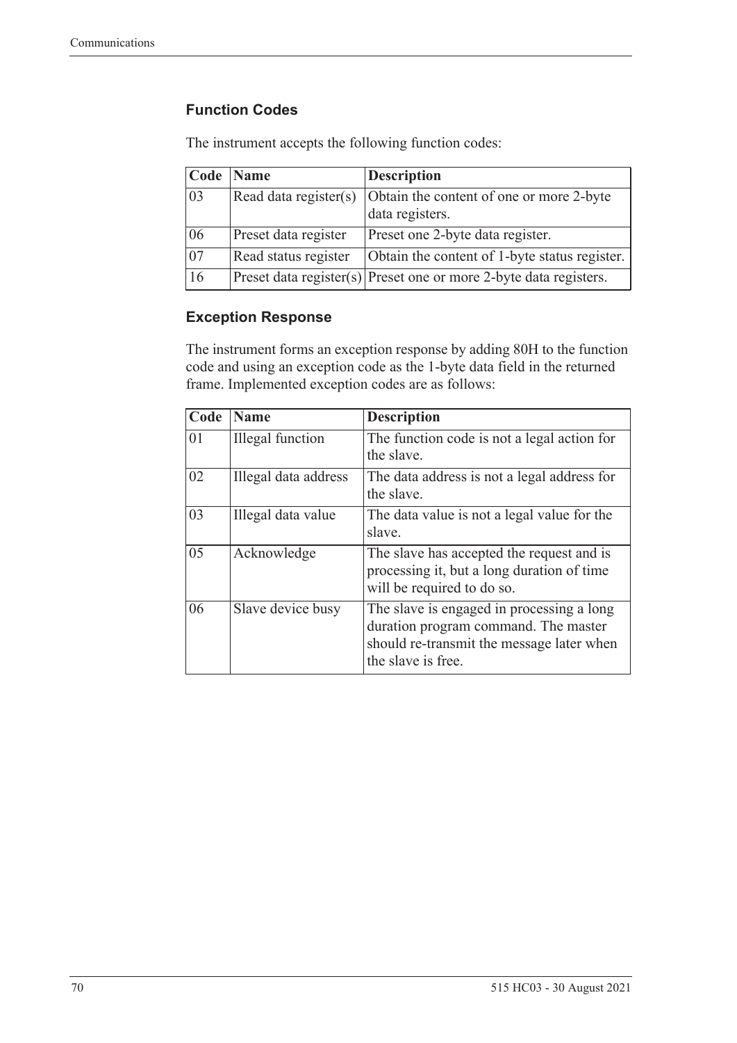### Function Codes

The instrument accepts the following function codes:

| Code | Name | Description |
|---|---|---|
| 03 | Read data register(s) | Obtain the content of one or more 2-byte data registers. |
| 06 | Preset data register | Preset one 2-byte data register. |
| 07 | Read status register | Obtain the content of 1-byte status register. |
| 16 | Preset data register(s) | Preset one or more 2-byte data registers. |

### Exception Response

The instrument forms an exception response by adding 80H to the function code and using an exception code as the 1-byte data field in the returned frame. Implemented exception codes are as follows:

| Code | Name | Description |
|---|---|---|
| 01 | Illegal function | The function code is not a legal action for the slave. |
| 02 | Illegal data address | The data address is not a legal address for the slave. |
| 03 | Illegal data value | The data value is not a legal value for the slave. |
| 05 | Acknowledge | The slave has accepted the request and is processing it, but a long duration of time will be required to do so. |
| 06 | Slave device busy | The slave is engaged in processing a long duration program command. The master should re-transmit the message later when the slave is free. |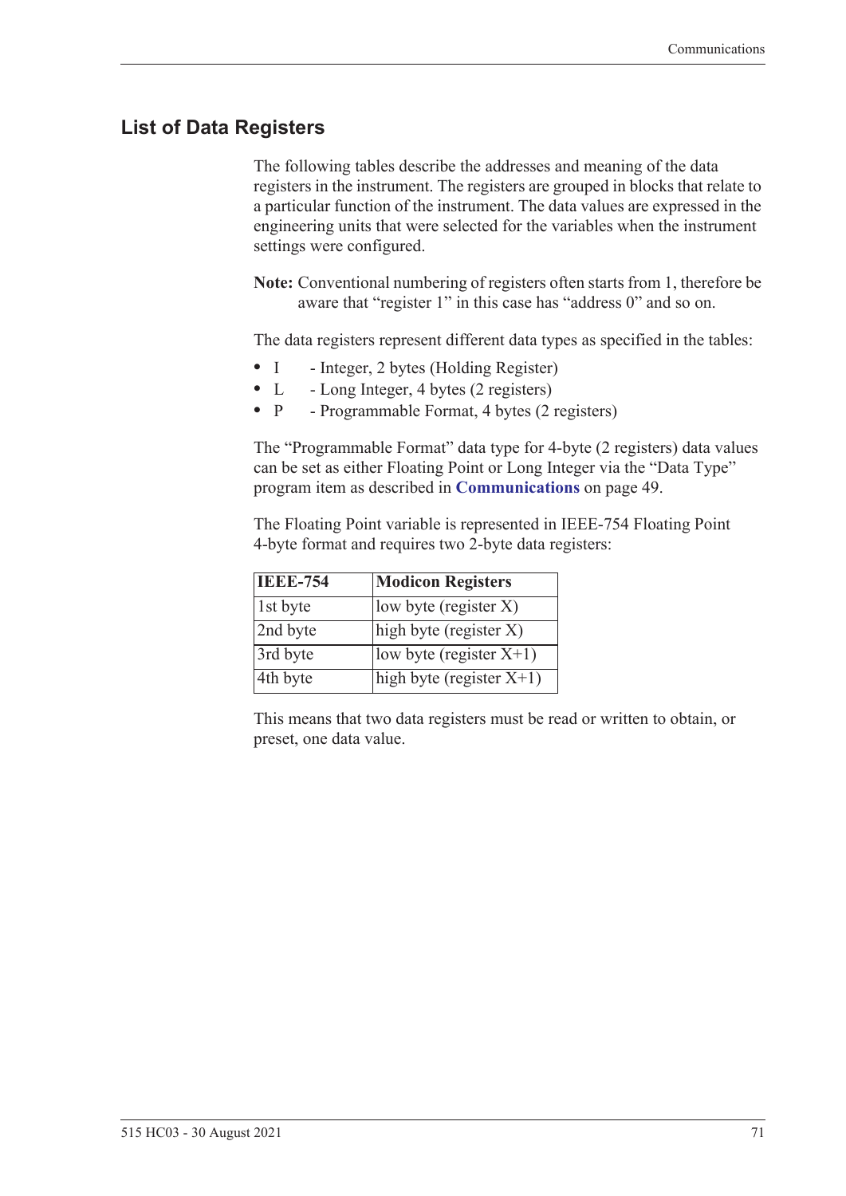## List of Data Registers

The following tables describe the addresses and meaning of the data registers in the instrument. The registers are grouped in blocks that relate to a particular function of the instrument. The data values are expressed in the engineering units that were selected for the variables when the instrument settings were configured.

**Note:** Conventional numbering of registers often starts from 1, therefore be aware that "register 1" in this case has "address 0" and so on.

The data registers represent different data types as specified in the tables:

- I - Integer, 2 bytes (Holding Register)
- L - Long Integer, 4 bytes (2 registers)
- P - Programmable Format, 4 bytes (2 registers)

The "Programmable Format" data type for 4-byte (2 registers) data values can be set as either Floating Point or Long Integer via the "Data Type" program item as described in **Communications** on page 49.

The Floating Point variable is represented in IEEE-754 Floating Point 4-byte format and requires two 2-byte data registers:

| IEEE-754 | Modicon Registers |
|---|---|
| 1st byte | low byte (register X) |
| 2nd byte | high byte (register X) |
| 3rd byte | low byte (register X+1) |
| 4th byte | high byte (register X+1) |

This means that two data registers must be read or written to obtain, or preset, one data value.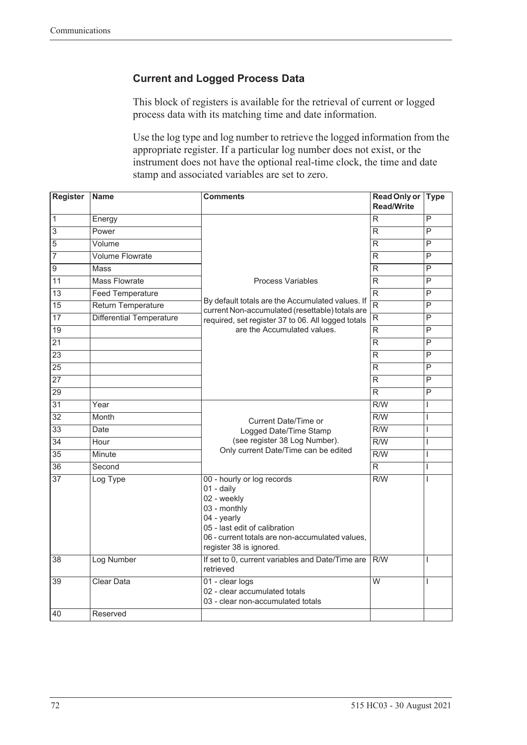### Current and Logged Process Data

This block of registers is available for the retrieval of current or logged process data with its matching time and date information.

Use the log type and log number to retrieve the logged information from the appropriate register. If a particular log number does not exist, or the instrument does not have the optional real-time clock, the time and date stamp and associated variables are set to zero.

| Register | Name | Comments | Read Only or Read/Write | Type |
|---|---|---|---|---|
| 1 | Energy | Process Variables<br><br>By default totals are the Accumulated values. If current Non-accumulated (resettable) totals are required, set register 37 to 06. All logged totals are the Accumulated values. | R | P |
| 3 | Power | | R | P |
| 5 | Volume | | R | P |
| 7 | Volume Flowrate | | R | P |
| 9 | Mass | | R | P |
| 11 | Mass Flowrate | | R | P |
| 13 | Feed Temperature | | R | P |
| 15 | Return Temperature | | R | P |
| 17 | Differential Temperature | | R | P |
| 19 | | | R | P |
| 21 | | | R | P |
| 23 | | | R | P |
| 25 | | | R | P |
| 27 | | | R | P |
| 29 | | | R | P |
| 31 | Year | Current Date/Time or Logged Date/Time Stamp (see register 38 Log Number). Only current Date/Time can be edited | R/W | I |
| 32 | Month | | R/W | I |
| 33 | Date | | R/W | I |
| 34 | Hour | | R/W | I |
| 35 | Minute | | R/W | I |
| 36 | Second | | R | I |
| 37 | Log Type | 00 - hourly or log records<br>01 - daily<br>02 - weekly<br>03 - monthly<br>04 - yearly<br>05 - last edit of calibration<br>06 - current totals are non-accumulated values, register 38 is ignored. | R/W | I |
| 38 | Log Number | If set to 0, current variables and Date/Time are retrieved | R/W | I |
| 39 | Clear Data | 01 - clear logs<br>02 - clear accumulated totals<br>03 - clear non-accumulated totals | W | I |
| 40 | Reserved | | | |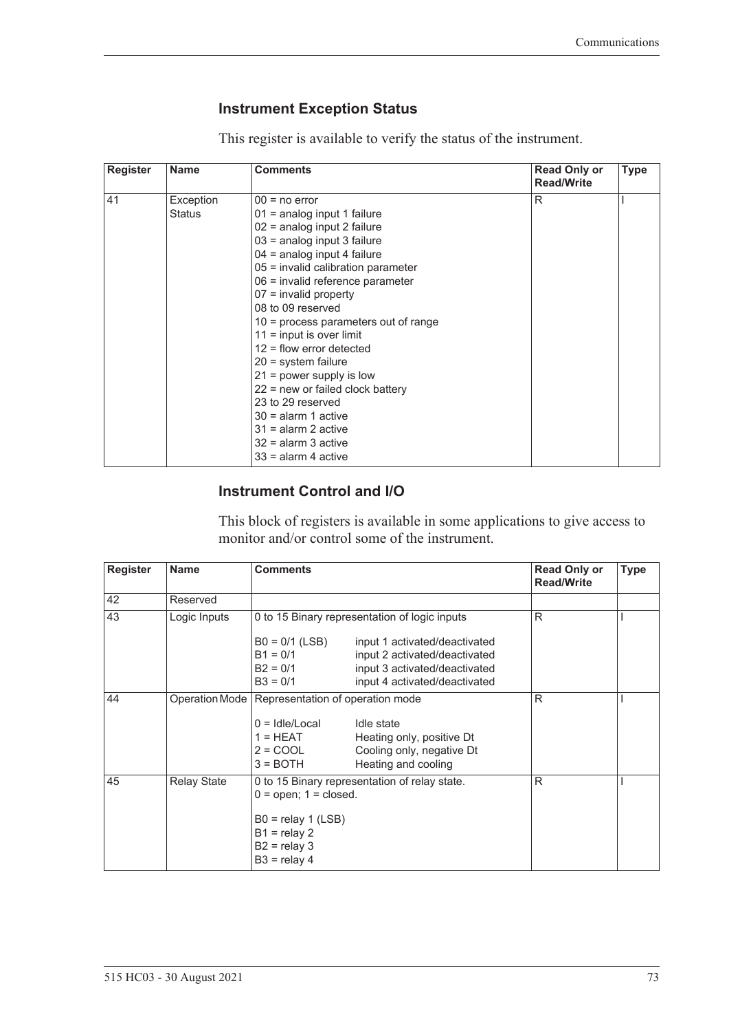### Instrument Exception Status

This register is available to verify the status of the instrument.

| Register | Name | Comments | Read Only or Read/Write | Type |
|---|---|---|---|---|
| 41 | Exception Status | 00 = no error<br>01 = analog input 1 failure<br>02 = analog input 2 failure<br>03 = analog input 3 failure<br>04 = analog input 4 failure<br>05 = invalid calibration parameter<br>06 = invalid reference parameter<br>07 = invalid property<br>08 to 09 reserved<br>10 = process parameters out of range<br>11 = input is over limit<br>12 = flow error detected<br>20 = system failure<br>21 = power supply is low<br>22 = new or failed clock battery<br>23 to 29 reserved<br>30 = alarm 1 active<br>31 = alarm 2 active<br>32 = alarm 3 active<br>33 = alarm 4 active | R | I |

### Instrument Control and I/O

This block of registers is available in some applications to give access to monitor and/or control some of the instrument.

| Register | Name | Comments | Read Only or Read/Write | Type |
|---|---|---|---|---|
| 42 | Reserved | | | |
| 43 | Logic Inputs | 0 to 15 Binary representation of logic inputs<br><br>B0 = 0/1 (LSB) input 1 activated/deactivated<br>B1 = 0/1 input 2 activated/deactivated<br>B2 = 0/1 input 3 activated/deactivated<br>B3 = 0/1 input 4 activated/deactivated | R | I |
| 44 | Operation Mode | Representation of operation mode<br><br>0 = Idle/Local Idle state<br>1 = HEAT Heating only, positive Dt<br>2 = COOL Cooling only, negative Dt<br>3 = BOTH Heating and cooling | R | I |
| 45 | Relay State | 0 to 15 Binary representation of relay state.<br>0 = open; 1 = closed.<br><br>B0 = relay 1 (LSB)<br>B1 = relay 2<br>B2 = relay 3<br>B3 = relay 4 | R | I |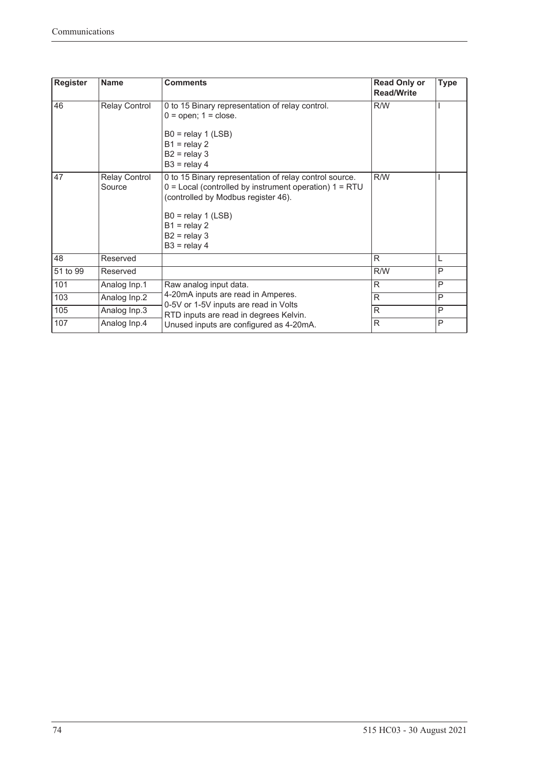| Register | Name | Comments | Read Only or Read/Write | Type |
|---|---|---|---|---|
| 46 | Relay Control | 0 to 15 Binary representation of relay control.<br>0 = open; 1 = close.<br><br>B0 = relay 1 (LSB)<br>B1 = relay 2<br>B2 = relay 3<br>B3 = relay 4 | R/W | I |
| 47 | Relay Control Source | 0 to 15 Binary representation of relay control source.<br>0 = Local (controlled by instrument operation) 1 = RTU (controlled by Modbus register 46).<br><br>B0 = relay 1 (LSB)<br>B1 = relay 2<br>B2 = relay 3<br>B3 = relay 4 | R/W | I |
| 48 | Reserved | | R | L |
| 51 to 99 | Reserved | | R/W | P |
| 101 | Analog Inp.1 | Raw analog input data.<br>4-20mA inputs are read in Amperes.<br>0-5V or 1-5V inputs are read in Volts<br>RTD inputs are read in degrees Kelvin.<br>Unused inputs are configured as 4-20mA. | R | P |
| 103 | Analog Inp.2 | | R | P |
| 105 | Analog Inp.3 | | R | P |
| 107 | Analog Inp.4 | | R | P |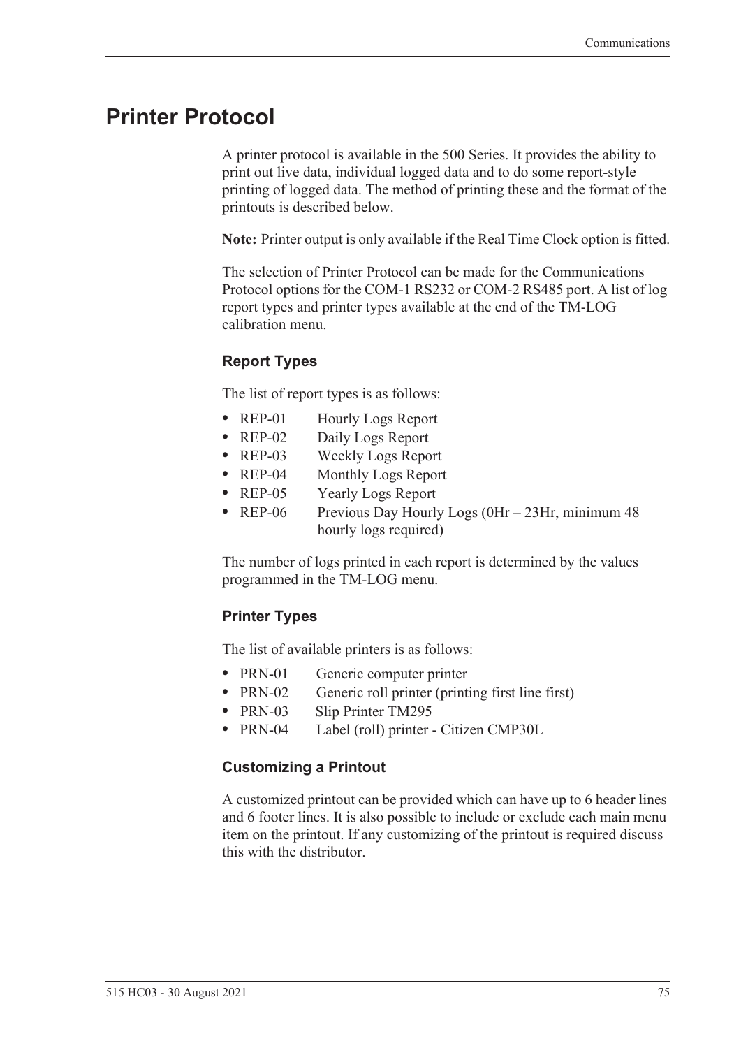# Printer Protocol

A printer protocol is available in the 500 Series. It provides the ability to print out live data, individual logged data and to do some report-style printing of logged data. The method of printing these and the format of the printouts is described below.

**Note:** Printer output is only available if the Real Time Clock option is fitted.

The selection of Printer Protocol can be made for the Communications Protocol options for the COM-1 RS232 or COM-2 RS485 port. A list of log report types and printer types available at the end of the TM-LOG calibration menu.

### Report Types

The list of report types is as follows:

- REP-01 Hourly Logs Report
- REP-02 Daily Logs Report
- REP-03 Weekly Logs Report
- REP-04 Monthly Logs Report
- REP-05 Yearly Logs Report
- REP-06 Previous Day Hourly Logs (0Hr – 23Hr, minimum 48 hourly logs required)

The number of logs printed in each report is determined by the values programmed in the TM-LOG menu.

### Printer Types

The list of available printers is as follows:

- PRN-01 Generic computer printer
- PRN-02 Generic roll printer (printing first line first)
- PRN-03 Slip Printer TM295
- PRN-04 Label (roll) printer - Citizen CMP30L

### Customizing a Printout

A customized printout can be provided which can have up to 6 header lines and 6 footer lines. It is also possible to include or exclude each main menu item on the printout. If any customizing of the printout is required discuss this with the distributor.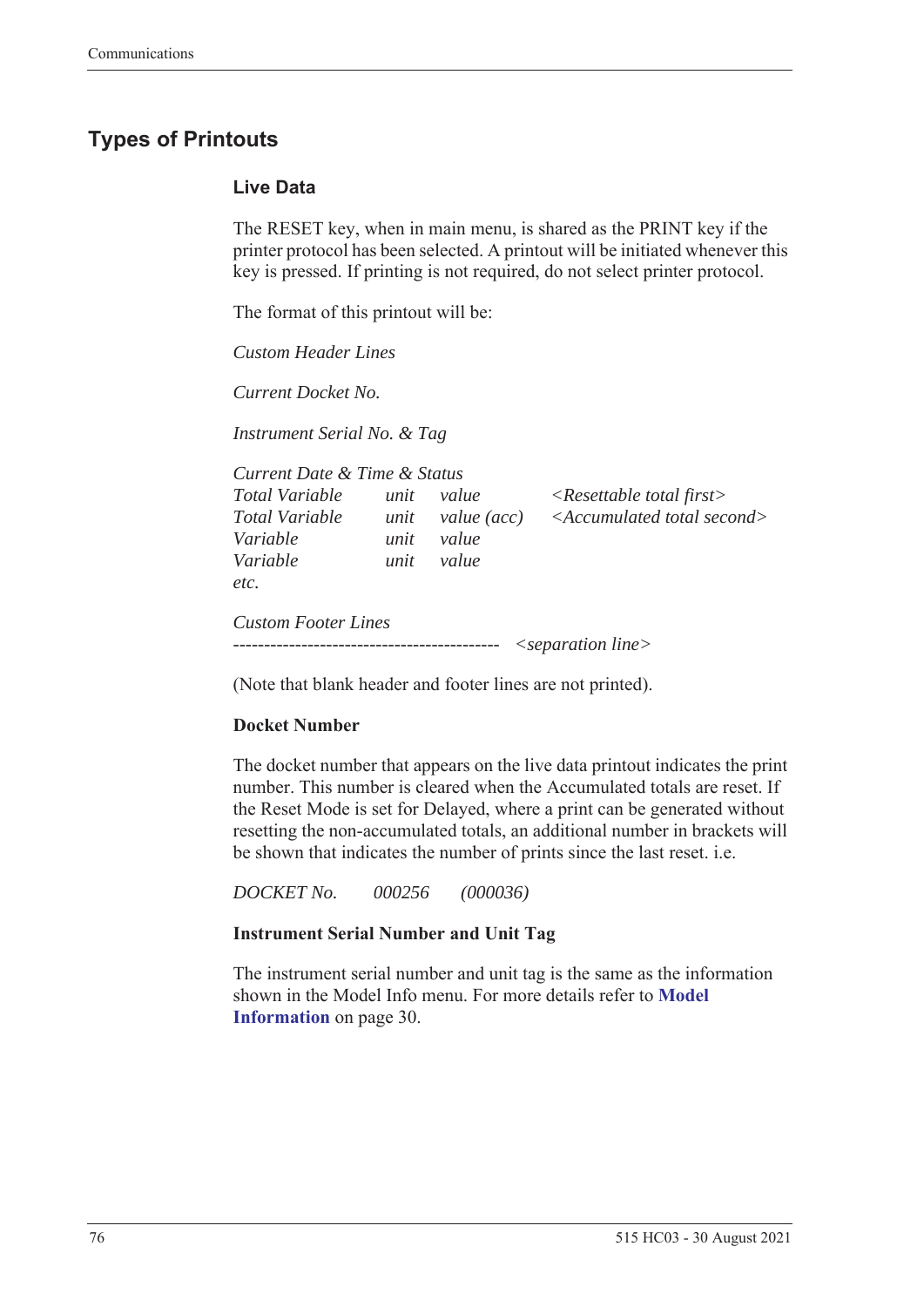## Types of Printouts

### Live Data

The RESET key, when in main menu, is shared as the PRINT key if the printer protocol has been selected. A printout will be initiated whenever this key is pressed. If printing is not required, do not select printer protocol.

The format of this printout will be:

*Custom Header Lines*

*Current Docket No.*

*Instrument Serial No. & Tag*

*Current Date & Time & Status*

| | | | |
|---|---|---|---|
| *Total Variable* | *unit* | *value* | *<Resettable total first>* |
| *Total Variable* | *unit* | *value (acc)* | *<Accumulated total second>* |
| *Variable* | *unit* | *value* | |
| *Variable* | *unit* | *value* | |
| *etc.* | | | |

*Custom Footer Lines*

------------------------------------------- *<separation line>*

(Note that blank header and footer lines are not printed).

**Docket Number**

The docket number that appears on the live data printout indicates the print number. This number is cleared when the Accumulated totals are reset. If the Reset Mode is set for Delayed, where a print can be generated without resetting the non-accumulated totals, an additional number in brackets will be shown that indicates the number of prints since the last reset. i.e.

*DOCKET No.        000256        (000036)*

**Instrument Serial Number and Unit Tag**

The instrument serial number and unit tag is the same as the information shown in the Model Info menu. For more details refer to **Model Information** on page 30.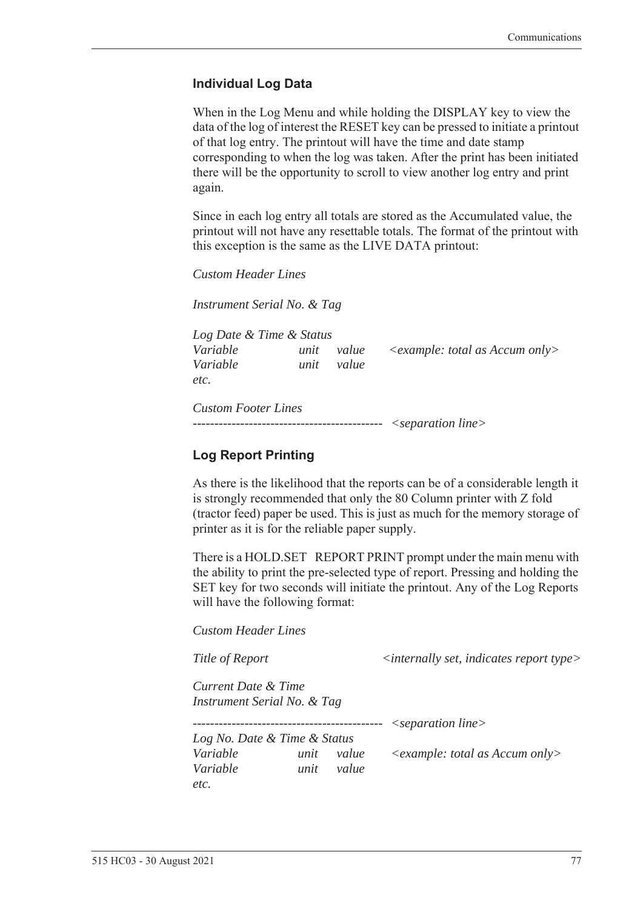### Individual Log Data

When in the Log Menu and while holding the DISPLAY key to view the data of the log of interest the RESET key can be pressed to initiate a printout of that log entry. The printout will have the time and date stamp corresponding to when the log was taken. After the print has been initiated there will be the opportunity to scroll to view another log entry and print again.

Since in each log entry all totals are stored as the Accumulated value, the printout will not have any resettable totals. The format of the printout with this exception is the same as the LIVE DATA printout:

*Custom Header Lines*

*Instrument Serial No. & Tag*

*Log Date & Time & Status*
*Variable unit value <example: total as Accum only>*
*Variable unit value*
*etc.*

*Custom Footer Lines*
*-------------------------------------------- <separation line>*

### Log Report Printing

As there is the likelihood that the reports can be of a considerable length it is strongly recommended that only the 80 Column printer with Z fold (tractor feed) paper be used. This is just as much for the memory storage of printer as it is for the reliable paper supply.

There is a HOLD.SET REPORT PRINT prompt under the main menu with the ability to print the pre-selected type of report. Pressing and holding the SET key for two seconds will initiate the printout. Any of the Log Reports will have the following format:

*Custom Header Lines*

*Title of Report <internally set, indicates report type>*

*Current Date & Time*
*Instrument Serial No. & Tag*

*-------------------------------------------- <separation line>*
*Log No. Date & Time & Status*
*Variable unit value <example: total as Accum only>*
*Variable unit value*
*etc.*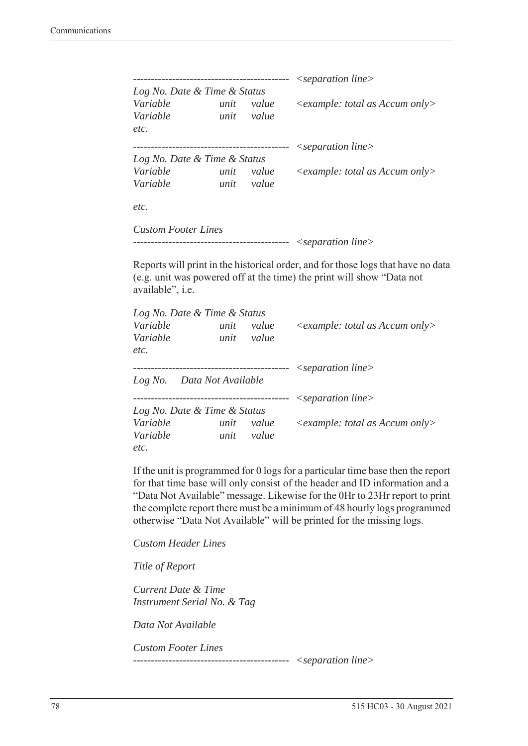```
-------------------------------------------- <separation line>
Log No. Date & Time & Status
Variable          unit    value     <example: total as Accum only>
Variable          unit    value
etc.

-------------------------------------------- <separation line>
Log No. Date & Time & Status
Variable          unit    value     <example: total as Accum only>
Variable          unit    value

etc.

Custom Footer Lines
-------------------------------------------- <separation line>
```

Reports will print in the historical order, and for those logs that have no data (e.g. unit was powered off at the time) the print will show "Data not available", i.e.

```
Log No. Date & Time & Status
Variable          unit    value     <example: total as Accum only>
Variable          unit    value
etc.

-------------------------------------------- <separation line>
Log No.    Data Not Available

-------------------------------------------- <separation line>
Log No. Date & Time & Status
Variable          unit    value     <example: total as Accum only>
Variable          unit    value
etc.
```

If the unit is programmed for 0 logs for a particular time base then the report for that time base will only consist of the header and ID information and a "Data Not Available" message. Likewise for the 0Hr to 23Hr report to print the complete report there must be a minimum of 48 hourly logs programmed otherwise "Data Not Available" will be printed for the missing logs.

```
Custom Header Lines

Title of Report

Current Date & Time
Instrument Serial No. & Tag

Data Not Available

Custom Footer Lines
-------------------------------------------- <separation line>
```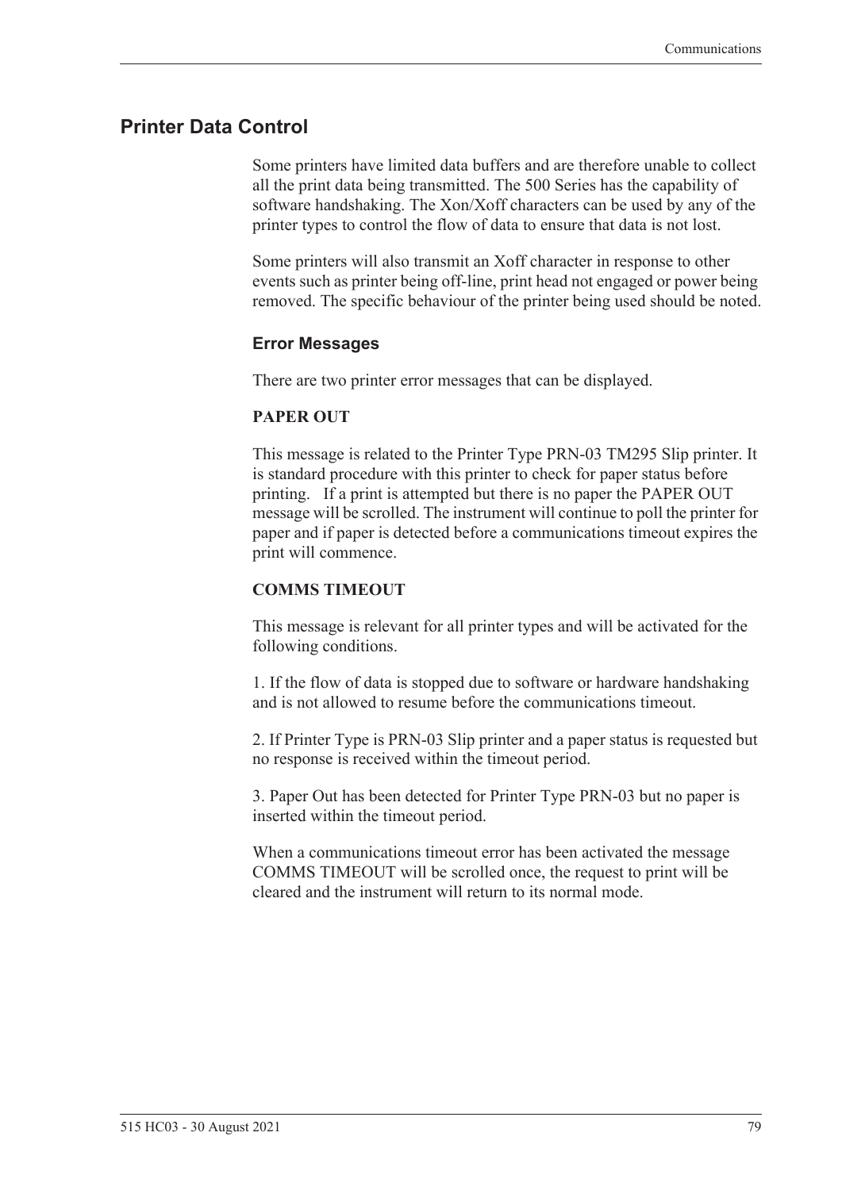## Printer Data Control

Some printers have limited data buffers and are therefore unable to collect all the print data being transmitted. The 500 Series has the capability of software handshaking. The Xon/Xoff characters can be used by any of the printer types to control the flow of data to ensure that data is not lost.

Some printers will also transmit an Xoff character in response to other events such as printer being off-line, print head not engaged or power being removed. The specific behaviour of the printer being used should be noted.

### Error Messages

There are two printer error messages that can be displayed.

**PAPER OUT**

This message is related to the Printer Type PRN-03 TM295 Slip printer. It is standard procedure with this printer to check for paper status before printing. If a print is attempted but there is no paper the PAPER OUT message will be scrolled. The instrument will continue to poll the printer for paper and if paper is detected before a communications timeout expires the print will commence.

**COMMS TIMEOUT**

This message is relevant for all printer types and will be activated for the following conditions.

1. If the flow of data is stopped due to software or hardware handshaking and is not allowed to resume before the communications timeout.

2. If Printer Type is PRN-03 Slip printer and a paper status is requested but no response is received within the timeout period.

3. Paper Out has been detected for Printer Type PRN-03 but no paper is inserted within the timeout period.

When a communications timeout error has been activated the message COMMS TIMEOUT will be scrolled once, the request to print will be cleared and the instrument will return to its normal mode.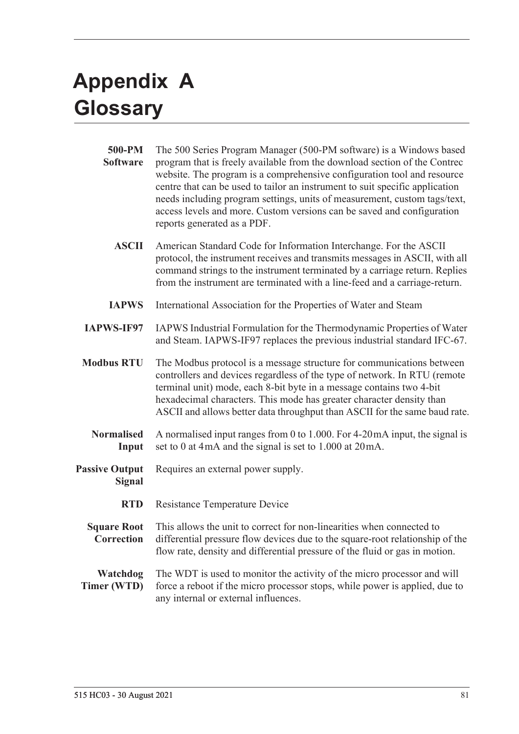# Appendix A Glossary

**500-PM Software** The 500 Series Program Manager (500-PM software) is a Windows based program that is freely available from the download section of the Contrec website. The program is a comprehensive configuration tool and resource centre that can be used to tailor an instrument to suit specific application needs including program settings, units of measurement, custom tags/text, access levels and more. Custom versions can be saved and configuration reports generated as a PDF.

**ASCII** American Standard Code for Information Interchange. For the ASCII protocol, the instrument receives and transmits messages in ASCII, with all command strings to the instrument terminated by a carriage return. Replies from the instrument are terminated with a line-feed and a carriage-return.

**IAPWS** International Association for the Properties of Water and Steam

**IAPWS-IF97** IAPWS Industrial Formulation for the Thermodynamic Properties of Water and Steam. IAPWS-IF97 replaces the previous industrial standard IFC-67.

**Modbus RTU** The Modbus protocol is a message structure for communications between controllers and devices regardless of the type of network. In RTU (remote terminal unit) mode, each 8-bit byte in a message contains two 4-bit hexadecimal characters. This mode has greater character density than ASCII and allows better data throughput than ASCII for the same baud rate.

**Normalised Input** A normalised input ranges from 0 to 1.000. For 4-20 mA input, the signal is set to 0 at 4 mA and the signal is set to 1.000 at 20 mA.

**Passive Output Signal** Requires an external power supply.

**RTD** Resistance Temperature Device

**Square Root Correction** This allows the unit to correct for non-linearities when connected to differential pressure flow devices due to the square-root relationship of the flow rate, density and differential pressure of the fluid or gas in motion.

**Watchdog Timer (WTD)** The WDT is used to monitor the activity of the micro processor and will force a reboot if the micro processor stops, while power is applied, due to any internal or external influences.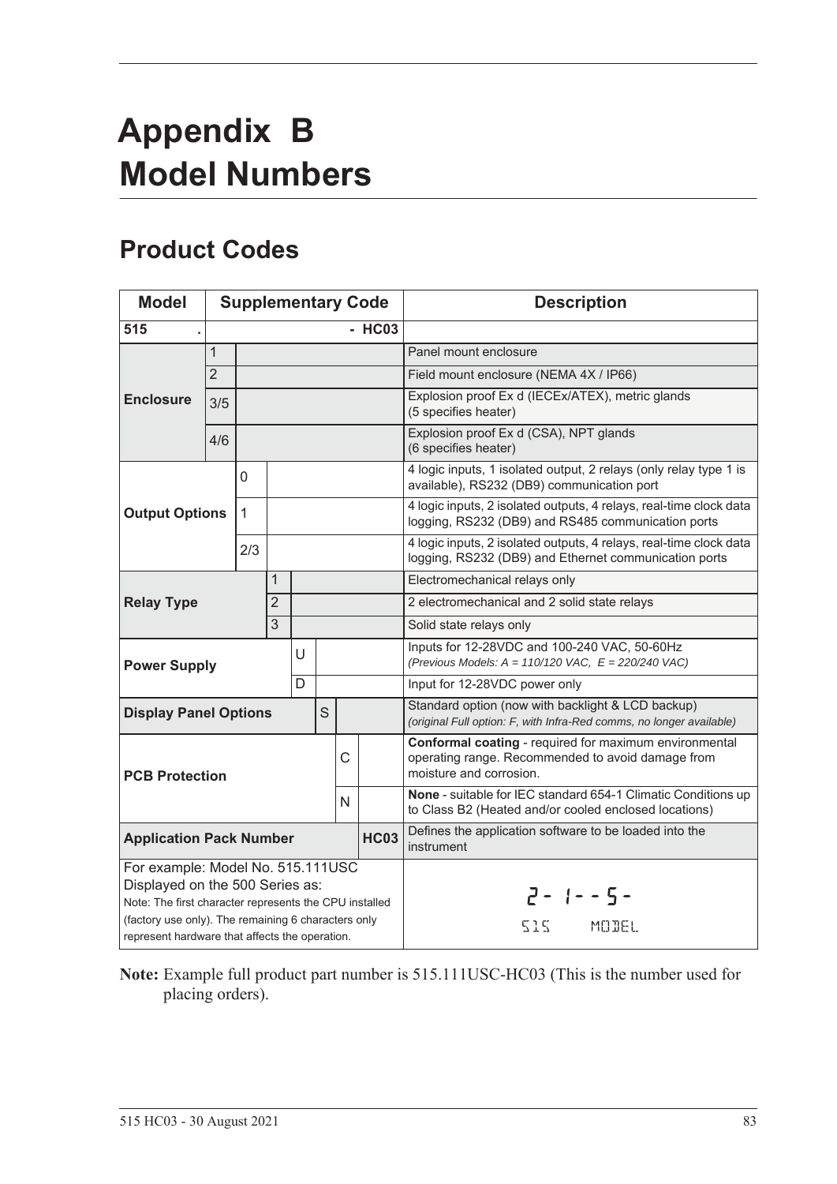# Appendix B
# Model Numbers

## Product Codes

| Model | Supplementary Code | | | | | | | Description |
|---|---|---|---|---|---|---|---|---|
| **515** | **.** | | | | | | **- HC03** | |
| **Enclosure** | 1 | | | | | | | Panel mount enclosure |
| | 2 | | | | | | | Field mount enclosure (NEMA 4X / IP66) |
| | 3/5 | | | | | | | Explosion proof Ex d (IECEx/ATEX), metric glands (5 specifies heater) |
| | 4/6 | | | | | | | Explosion proof Ex d (CSA), NPT glands (6 specifies heater) |
| **Output Options** | | 0 | | | | | | 4 logic inputs, 1 isolated output, 2 relays (only relay type 1 is available), RS232 (DB9) communication port |
| | | 1 | | | | | | 4 logic inputs, 2 isolated outputs, 4 relays, real-time clock data logging, RS232 (DB9) and RS485 communication ports |
| | | 2/3 | | | | | | 4 logic inputs, 2 isolated outputs, 4 relays, real-time clock data logging, RS232 (DB9) and Ethernet communication ports |
| **Relay Type** | | | 1 | | | | | Electromechanical relays only |
| | | | 2 | | | | | 2 electromechanical and 2 solid state relays |
| | | | 3 | | | | | Solid state relays only |
| **Power Supply** | | | | U | | | | Inputs for 12-28VDC and 100-240 VAC, 50-60Hz *(Previous Models: A = 110/120 VAC, E = 220/240 VAC)* |
| | | | | D | | | | Input for 12-28VDC power only |
| **Display Panel Options** | | | | | S | | | Standard option (now with backlight & LCD backup) *(original Full option: F, with Infra-Red comms, no longer available)* |
| **PCB Protection** | | | | | | C | | **Conformal coating** - required for maximum environmental operating range. Recommended to avoid damage from moisture and corrosion. |
| | | | | | | N | | **None** - suitable for IEC standard 654-1 Climatic Conditions up to Class B2 (Heated and/or cooled enclosed locations) |
| **Application Pack Number** | | | | | | | **HC03** | Defines the application software to be loaded into the instrument |
| For example: Model No. 515.111USC Displayed on the 500 Series as: Note: The first character represents the CPU installed (factory use only). The remaining 6 characters only represent hardware that affects the operation. | | | | | | | | 2- 1- - 5- 515 MODEL |

**Note:** Example full product part number is 515.111USC-HC03 (This is the number used for placing orders).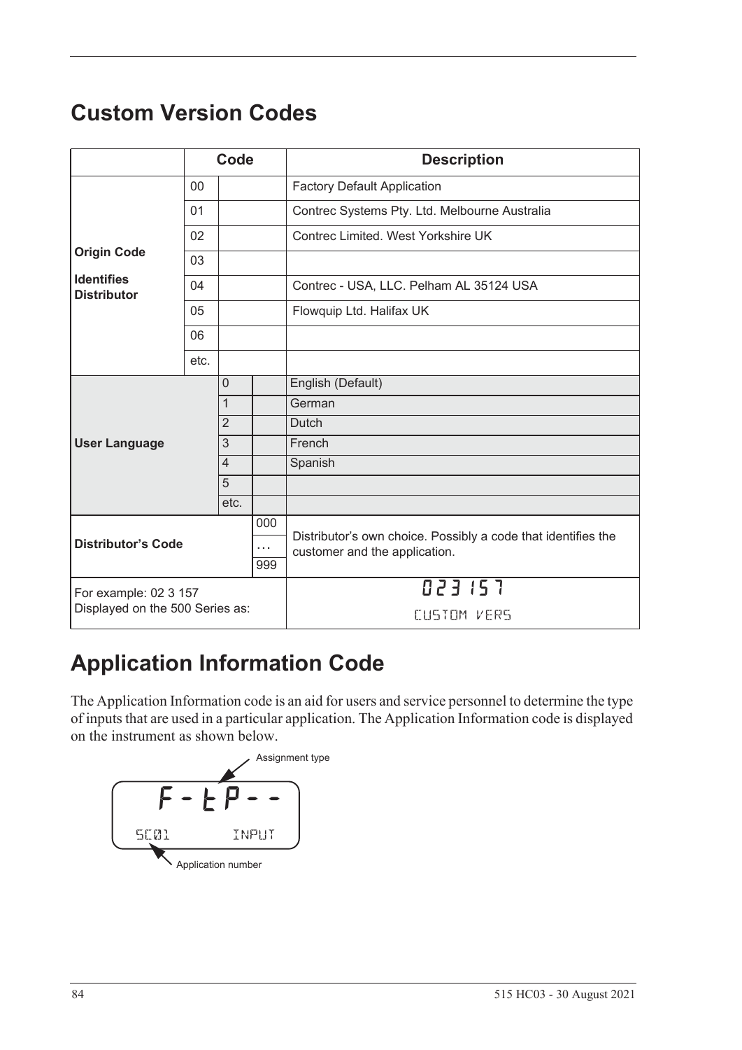# Custom Version Codes

| | Code | | | Description |
|---|---|---|---|---|
| **Origin Code**<br><br>**Identifies Distributor** | 00 | | | Factory Default Application |
| | 01 | | | Contrec Systems Pty. Ltd. Melbourne Australia |
| | 02 | | | Contrec Limited. West Yorkshire UK |
| | 03 | | | |
| | 04 | | | Contrec - USA, LLC. Pelham AL 35124 USA |
| | 05 | | | Flowquip Ltd. Halifax UK |
| | 06 | | | |
| | etc. | | | |
| **User Language** | | 0 | | English (Default) |
| | | 1 | | German |
| | | 2 | | Dutch |
| | | 3 | | French |
| | | 4 | | Spanish |
| | | 5 | | |
| | | etc. | | |
| **Distributor's Code** | | | 000<br>…<br>999 | Distributor's own choice. Possibly a code that identifies the customer and the application. |
| For example: 02 3 157<br>Displayed on the 500 Series as: | | | | 023 157<br>CUSTOM VERS |

# Application Information Code

The Application Information code is an aid for users and service personnel to determine the type of inputs that are used in a particular application. The Application Information code is displayed on the instrument as shown below.

```
Assignment type
  F - t P - -
  SC01      INPUT
Application number
```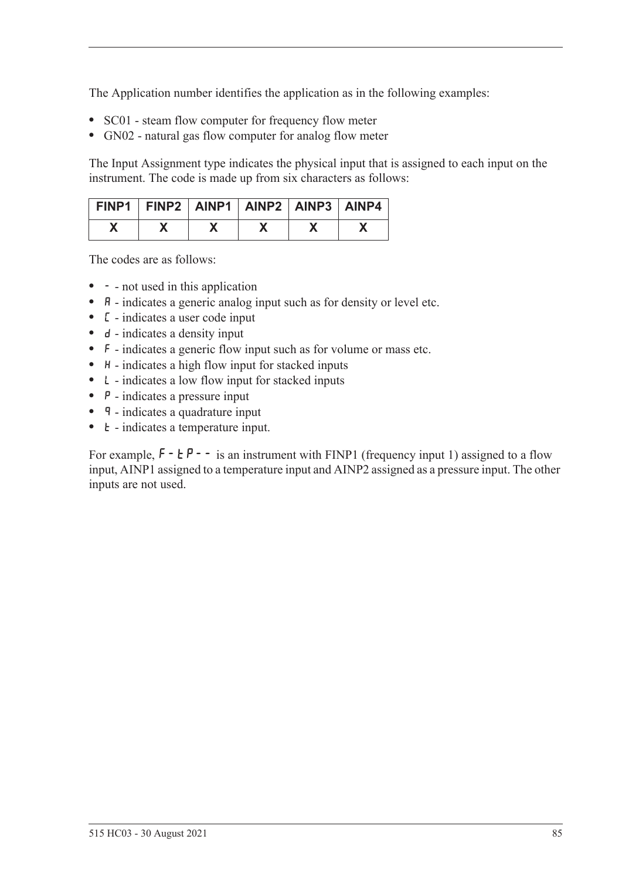The Application number identifies the application as in the following examples:

- SC01 - steam flow computer for frequency flow meter
- GN02 - natural gas flow computer for analog flow meter

The Input Assignment type indicates the physical input that is assigned to each input on the instrument. The code is made up from six characters as follows:

| FINP1 | FINP2 | AINP1 | AINP2 | AINP3 | AINP4 |
|---|---|---|---|---|---|
| X | X | X | X | X | X |

The codes are as follows:

- - - not used in this application
- A - indicates a generic analog input such as for density or level etc.
- C - indicates a user code input
- d - indicates a density input
- F - indicates a generic flow input such as for volume or mass etc.
- H - indicates a high flow input for stacked inputs
- L - indicates a low flow input for stacked inputs
- P - indicates a pressure input
- q - indicates a quadrature input
- t - indicates a temperature input.

For example, F-tP-- is an instrument with FINP1 (frequency input 1) assigned to a flow input, AINP1 assigned to a temperature input and AINP2 assigned as a pressure input. The other inputs are not used.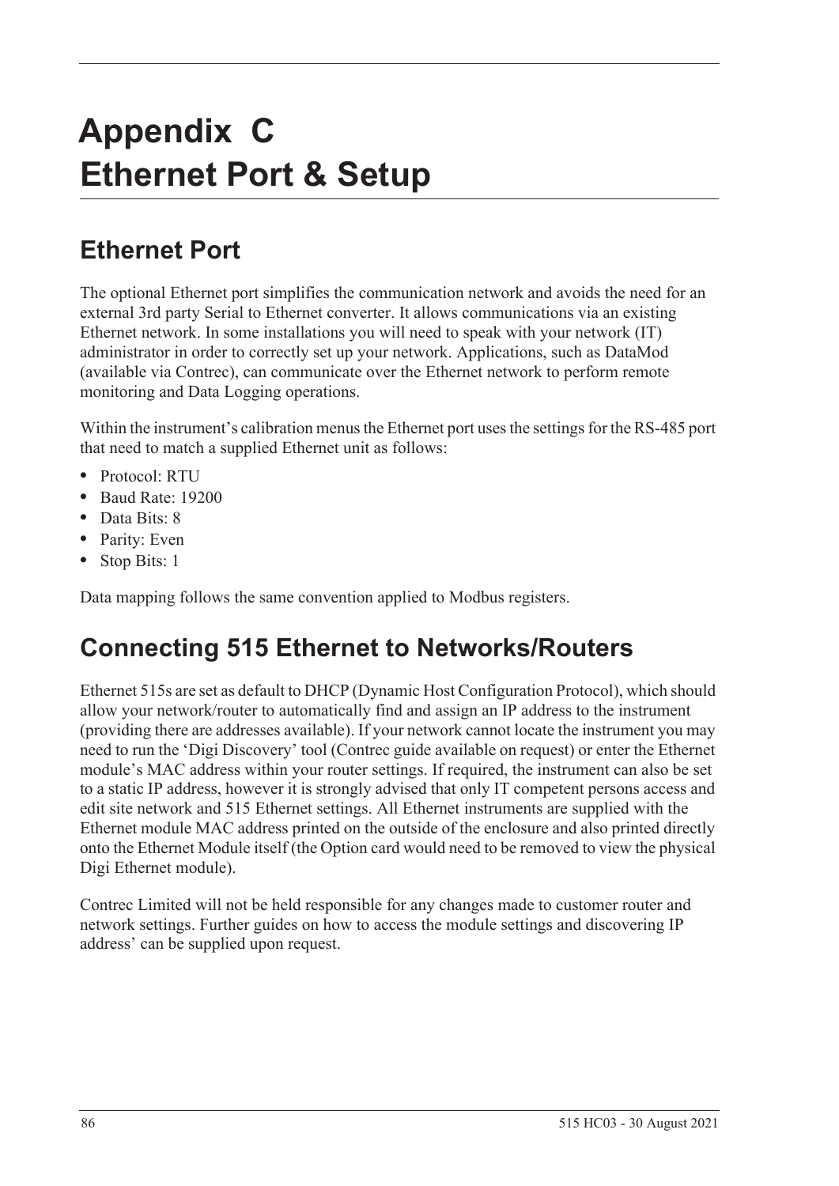# Appendix C
# Ethernet Port & Setup

## Ethernet Port

The optional Ethernet port simplifies the communication network and avoids the need for an external 3rd party Serial to Ethernet converter. It allows communications via an existing Ethernet network. In some installations you will need to speak with your network (IT) administrator in order to correctly set up your network. Applications, such as DataMod (available via Contrec), can communicate over the Ethernet network to perform remote monitoring and Data Logging operations.

Within the instrument's calibration menus the Ethernet port uses the settings for the RS-485 port that need to match a supplied Ethernet unit as follows:

- Protocol: RTU
- Baud Rate: 19200
- Data Bits: 8
- Parity: Even
- Stop Bits: 1

Data mapping follows the same convention applied to Modbus registers.

## Connecting 515 Ethernet to Networks/Routers

Ethernet 515s are set as default to DHCP (Dynamic Host Configuration Protocol), which should allow your network/router to automatically find and assign an IP address to the instrument (providing there are addresses available). If your network cannot locate the instrument you may need to run the 'Digi Discovery' tool (Contrec guide available on request) or enter the Ethernet module's MAC address within your router settings. If required, the instrument can also be set to a static IP address, however it is strongly advised that only IT competent persons access and edit site network and 515 Ethernet settings. All Ethernet instruments are supplied with the Ethernet module MAC address printed on the outside of the enclosure and also printed directly onto the Ethernet Module itself (the Option card would need to be removed to view the physical Digi Ethernet module).

Contrec Limited will not be held responsible for any changes made to customer router and network settings. Further guides on how to access the module settings and discovering IP address' can be supplied upon request.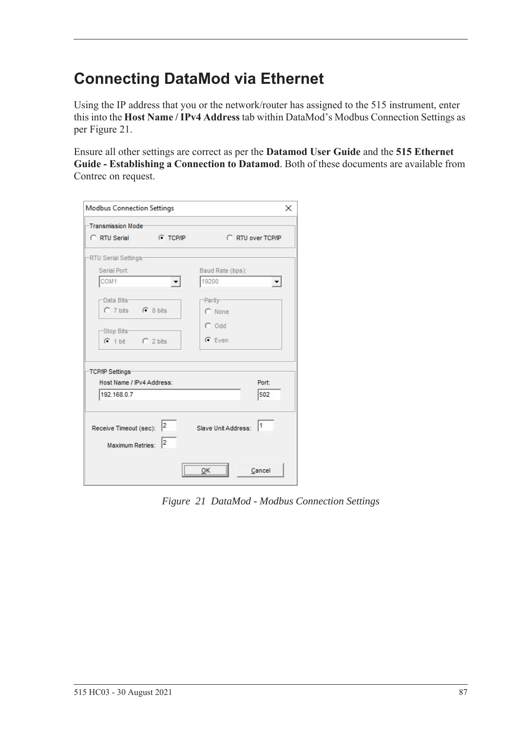# Connecting DataMod via Ethernet

Using the IP address that you or the network/router has assigned to the 515 instrument, enter this into the **Host Name / IPv4 Address** tab within DataMod's Modbus Connection Settings as per Figure 21.

Ensure all other settings are correct as per the **Datamod User Guide** and the **515 Ethernet Guide - Establishing a Connection to Datamod**. Both of these documents are available from Contrec on request.

*Figure 21 DataMod - Modbus Connection Settings*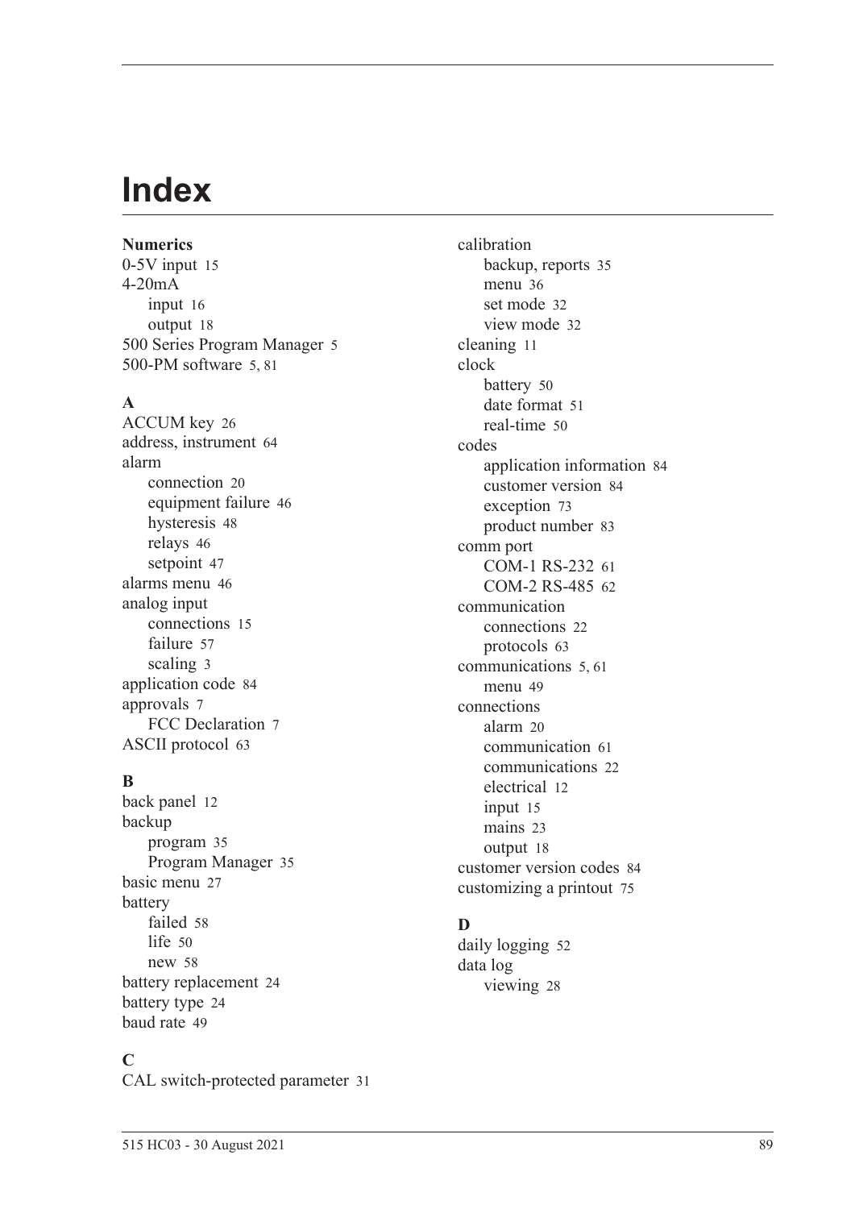# Index

**Numerics**

0-5V input 15
4-20mA
- input 16
- output 18

500 Series Program Manager 5
500-PM software 5, 81

**A**

ACCUM key 26
address, instrument 64
alarm
- connection 20
- equipment failure 46
- hysteresis 48
- relays 46
- setpoint 47

alarms menu 46
analog input
- connections 15
- failure 57
- scaling 3

application code 84
approvals 7
- FCC Declaration 7

ASCII protocol 63

**B**

back panel 12
backup
- program 35
- Program Manager 35

basic menu 27
battery
- failed 58
- life 50
- new 58

battery replacement 24
battery type 24
baud rate 49

**C**

CAL switch-protected parameter 31
calibration
- backup, reports 35
- menu 36
- set mode 32
- view mode 32

cleaning 11
clock
- battery 50
- date format 51
- real-time 50

codes
- application information 84
- customer version 84
- exception 73
- product number 83

comm port
- COM-1 RS-232 61
- COM-2 RS-485 62

communication
- connections 22
- protocols 63

communications 5, 61
- menu 49

connections
- alarm 20
- communication 61
- communications 22
- electrical 12
- input 15
- mains 23
- output 18

customer version codes 84
customizing a printout 75

**D**

daily logging 52
data log
- viewing 28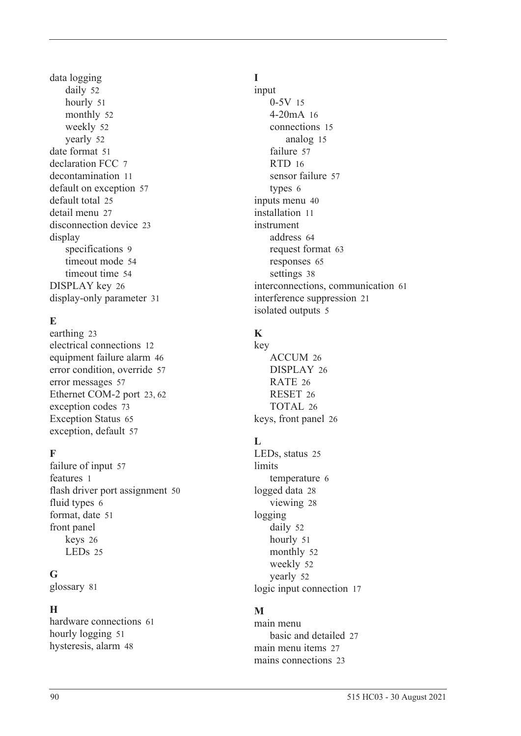data logging
- daily 52
- hourly 51
- monthly 52
- weekly 52
- yearly 52

date format 51
declaration FCC 7
decontamination 11
default on exception 57
default total 25
detail menu 27
disconnection device 23
display
- specifications 9
- timeout mode 54
- timeout time 54

DISPLAY key 26
display-only parameter 31

**E**

earthing 23
electrical connections 12
equipment failure alarm 46
error condition, override 57
error messages 57
Ethernet COM-2 port 23, 62
exception codes 73
Exception Status 65
exception, default 57

**F**

failure of input 57
features 1
flash driver port assignment 50
fluid types 6
format, date 51
front panel
- keys 26
- LEDs 25

**G**

glossary 81

**H**

hardware connections 61
hourly logging 51
hysteresis, alarm 48

**I**

input
- 0-5V 15
- 4-20mA 16
- connections 15
  - analog 15
- failure 57
- RTD 16
- sensor failure 57
- types 6

inputs menu 40
installation 11
instrument
- address 64
- request format 63
- responses 65
- settings 38

interconnections, communication 61
interference suppression 21
isolated outputs 5

**K**

key
- ACCUM 26
- DISPLAY 26
- RATE 26
- RESET 26
- TOTAL 26

keys, front panel 26

**L**

LEDs, status 25
limits
- temperature 6

logged data 28
- viewing 28

logging
- daily 52
- hourly 51
- monthly 52
- weekly 52
- yearly 52

logic input connection 17

**M**

main menu
- basic and detailed 27

main menu items 27
mains connections 23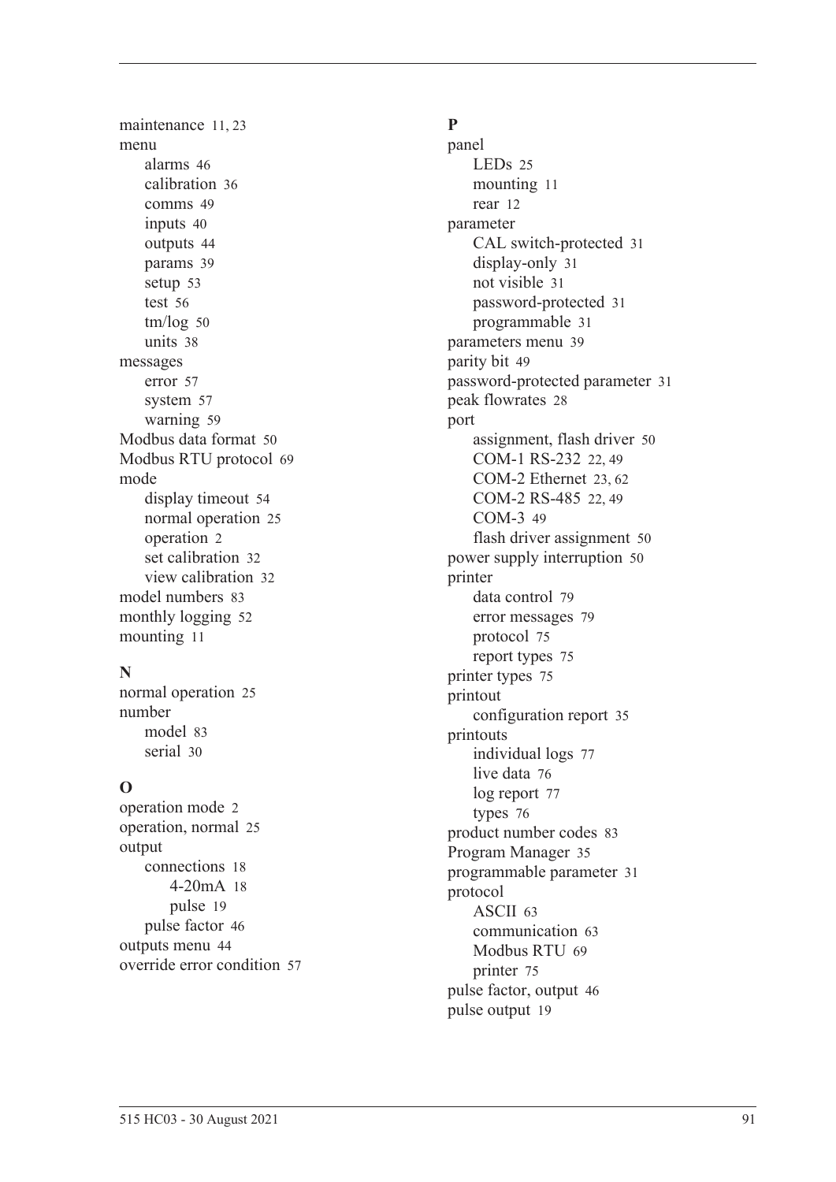maintenance 11, 23
menu
- alarms 46
- calibration 36
- comms 49
- inputs 40
- outputs 44
- params 39
- setup 53
- test 56
- tm/log 50
- units 38

messages
- error 57
- system 57
- warning 59

Modbus data format 50
Modbus RTU protocol 69
mode
- display timeout 54
- normal operation 25
- operation 2
- set calibration 32
- view calibration 32

model numbers 83
monthly logging 52
mounting 11

**N**

normal operation 25
number
- model 83
- serial 30

**O**

operation mode 2
operation, normal 25
output
- connections 18
    - 4-20mA 18
    - pulse 19
- pulse factor 46

outputs menu 44
override error condition 57

**P**

panel
- LEDs 25
- mounting 11
- rear 12

parameter
- CAL switch-protected 31
- display-only 31
- not visible 31
- password-protected 31
- programmable 31

parameters menu 39
parity bit 49
password-protected parameter 31
peak flowrates 28
port
- assignment, flash driver 50
- COM-1 RS-232 22, 49
- COM-2 Ethernet 23, 62
- COM-2 RS-485 22, 49
- COM-3 49
- flash driver assignment 50

power supply interruption 50
printer
- data control 79
- error messages 79
- protocol 75
- report types 75

printer types 75
printout
- configuration report 35

printouts
- individual logs 77
- live data 76
- log report 77
- types 76

product number codes 83
Program Manager 35
programmable parameter 31
protocol
- ASCII 63
- communication 63
- Modbus RTU 69
- printer 75

pulse factor, output 46
pulse output 19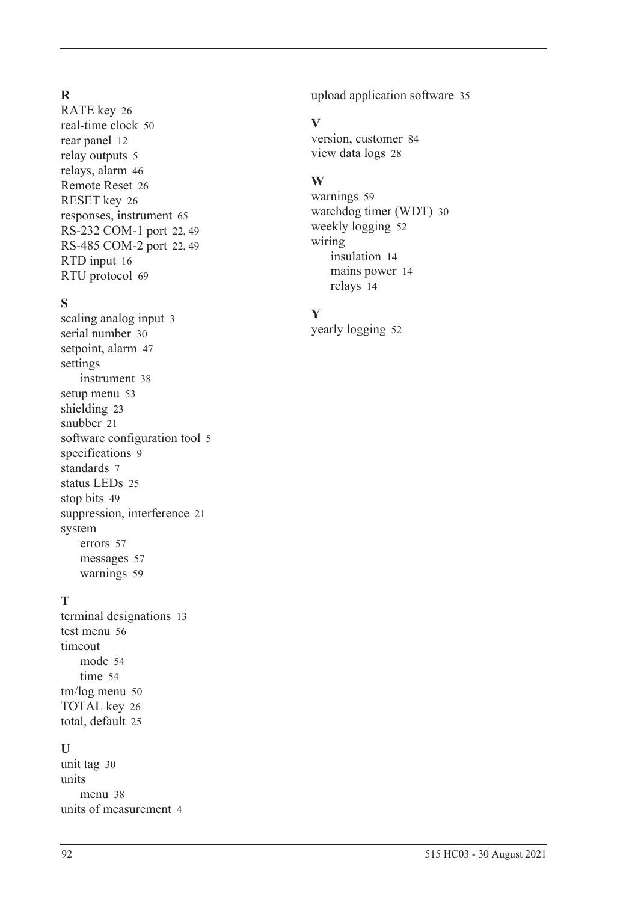**R**

RATE key 26
real-time clock 50
rear panel 12
relay outputs 5
relays, alarm 46
Remote Reset 26
RESET key 26
responses, instrument 65
RS-232 COM-1 port 22, 49
RS-485 COM-2 port 22, 49
RTD input 16
RTU protocol 69

**S**

scaling analog input 3
serial number 30
setpoint, alarm 47
settings
    instrument 38
setup menu 53
shielding 23
snubber 21
software configuration tool 5
specifications 9
standards 7
status LEDs 25
stop bits 49
suppression, interference 21
system
    errors 57
    messages 57
    warnings 59

**T**

terminal designations 13
test menu 56
timeout
    mode 54
    time 54
tm/log menu 50
TOTAL key 26
total, default 25

**U**

unit tag 30
units
    menu 38
units of measurement 4
upload application software 35

**V**

version, customer 84
view data logs 28

**W**

warnings 59
watchdog timer (WDT) 30
weekly logging 52
wiring
    insulation 14
    mains power 14
    relays 14

**Y**

yearly logging 52